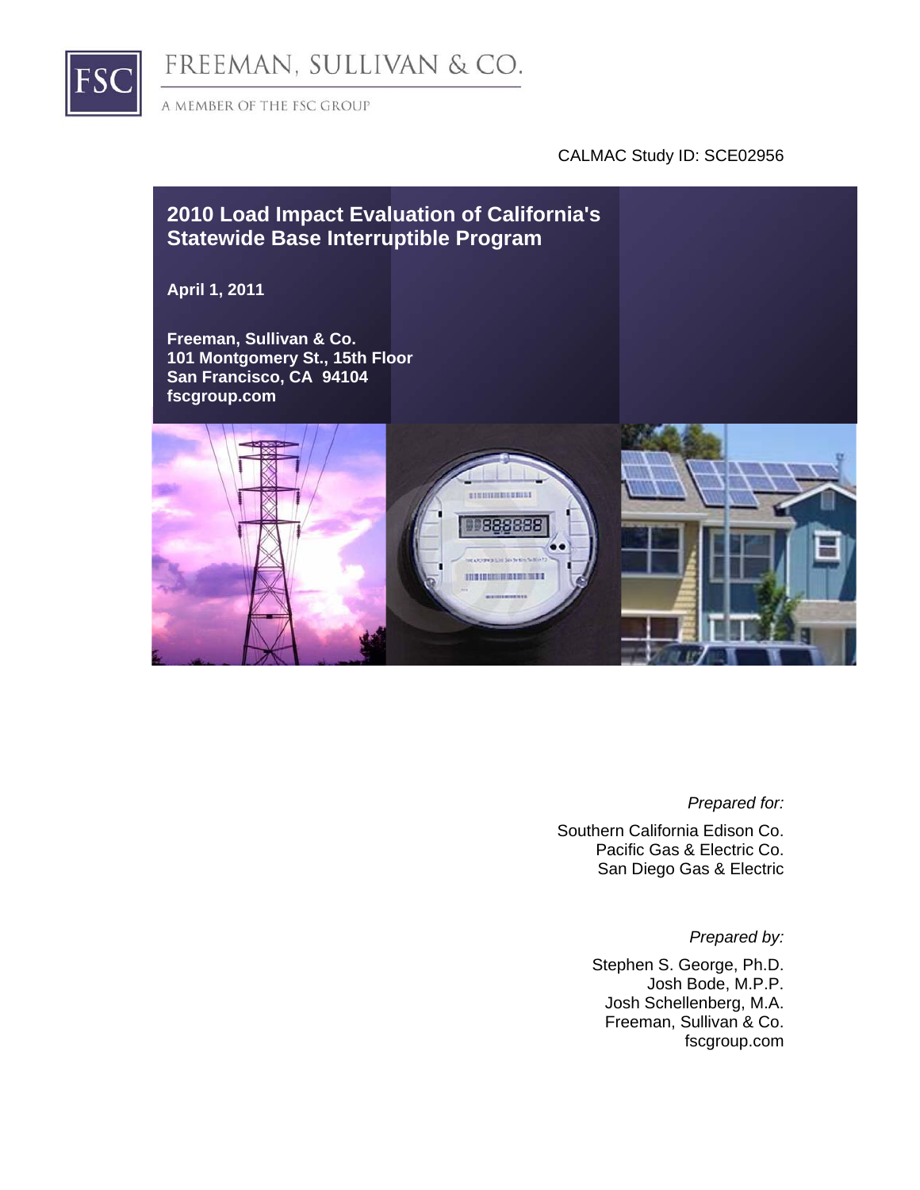FREEMAN, SULLIVAN & CO.

A MEMBER OF THE FSC GROUP

CALMAC Study ID: SCE02956

# 2010 Load Impact Evaluation of California's Statewide Base Interruptible Program

**April 1, 2011**

**Freeman, Sullivan & Co.**
**101 Montgomery St., 15th Floor**
**San Francisco, CA 94104**
**fscgroup.com**

*Prepared for:*

Southern California Edison Co.
Pacific Gas & Electric Co.
San Diego Gas & Electric

*Prepared by:*

Stephen S. George, Ph.D.
Josh Bode, M.P.P.
Josh Schellenberg, M.A.
Freeman, Sullivan & Co.
fscgroup.com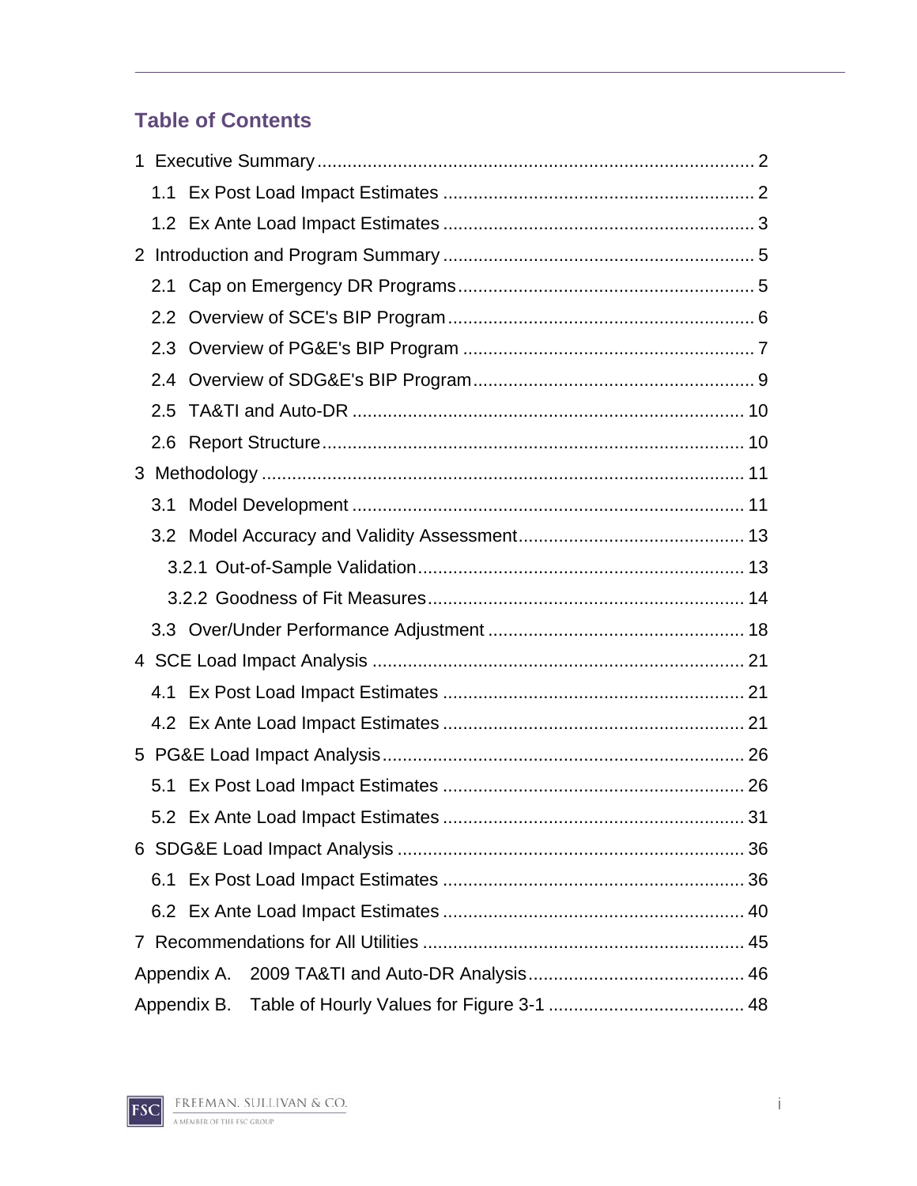# Table of Contents

1 Executive Summary ..... 2
  1.1 Ex Post Load Impact Estimates ..... 2
  1.2 Ex Ante Load Impact Estimates ..... 3
2 Introduction and Program Summary ..... 5
  2.1 Cap on Emergency DR Programs ..... 5
  2.2 Overview of SCE's BIP Program ..... 6
  2.3 Overview of PG&E's BIP Program ..... 7
  2.4 Overview of SDG&E's BIP Program ..... 9
  2.5 TA&TI and Auto-DR ..... 10
  2.6 Report Structure ..... 10
3 Methodology ..... 11
  3.1 Model Development ..... 11
  3.2 Model Accuracy and Validity Assessment ..... 13
    3.2.1 Out-of-Sample Validation ..... 13
    3.2.2 Goodness of Fit Measures ..... 14
  3.3 Over/Under Performance Adjustment ..... 18
4 SCE Load Impact Analysis ..... 21
  4.1 Ex Post Load Impact Estimates ..... 21
  4.2 Ex Ante Load Impact Estimates ..... 21
5 PG&E Load Impact Analysis ..... 26
  5.1 Ex Post Load Impact Estimates ..... 26
  5.2 Ex Ante Load Impact Estimates ..... 31
6 SDG&E Load Impact Analysis ..... 36
  6.1 Ex Post Load Impact Estimates ..... 36
  6.2 Ex Ante Load Impact Estimates ..... 40
7 Recommendations for All Utilities ..... 45
Appendix A. 2009 TA&TI and Auto-DR Analysis ..... 46
Appendix B. Table of Hourly Values for Figure 3-1 ..... 48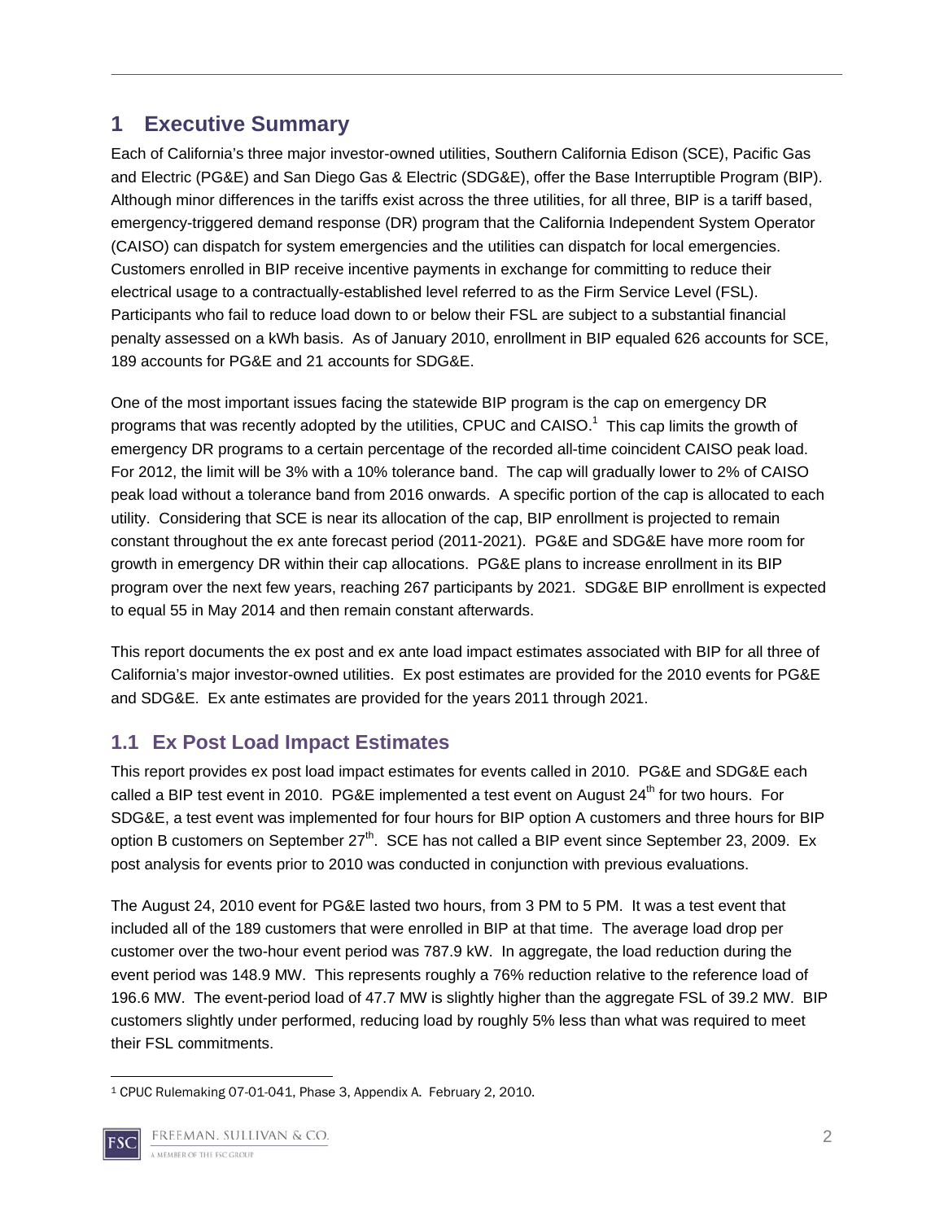# 1 Executive Summary

Each of California's three major investor-owned utilities, Southern California Edison (SCE), Pacific Gas and Electric (PG&E) and San Diego Gas & Electric (SDG&E), offer the Base Interruptible Program (BIP). Although minor differences in the tariffs exist across the three utilities, for all three, BIP is a tariff based, emergency-triggered demand response (DR) program that the California Independent System Operator (CAISO) can dispatch for system emergencies and the utilities can dispatch for local emergencies. Customers enrolled in BIP receive incentive payments in exchange for committing to reduce their electrical usage to a contractually-established level referred to as the Firm Service Level (FSL). Participants who fail to reduce load down to or below their FSL are subject to a substantial financial penalty assessed on a kWh basis. As of January 2010, enrollment in BIP equaled 626 accounts for SCE, 189 accounts for PG&E and 21 accounts for SDG&E.

One of the most important issues facing the statewide BIP program is the cap on emergency DR programs that was recently adopted by the utilities, CPUC and CAISO.[1] This cap limits the growth of emergency DR programs to a certain percentage of the recorded all-time coincident CAISO peak load. For 2012, the limit will be 3% with a 10% tolerance band. The cap will gradually lower to 2% of CAISO peak load without a tolerance band from 2016 onwards. A specific portion of the cap is allocated to each utility. Considering that SCE is near its allocation of the cap, BIP enrollment is projected to remain constant throughout the ex ante forecast period (2011-2021). PG&E and SDG&E have more room for growth in emergency DR within their cap allocations. PG&E plans to increase enrollment in its BIP program over the next few years, reaching 267 participants by 2021. SDG&E BIP enrollment is expected to equal 55 in May 2014 and then remain constant afterwards.

This report documents the ex post and ex ante load impact estimates associated with BIP for all three of California's major investor-owned utilities. Ex post estimates are provided for the 2010 events for PG&E and SDG&E. Ex ante estimates are provided for the years 2011 through 2021.

## 1.1 Ex Post Load Impact Estimates

This report provides ex post load impact estimates for events called in 2010. PG&E and SDG&E each called a BIP test event in 2010. PG&E implemented a test event on August 24th for two hours. For SDG&E, a test event was implemented for four hours for BIP option A customers and three hours for BIP option B customers on September 27th. SCE has not called a BIP event since September 23, 2009. Ex post analysis for events prior to 2010 was conducted in conjunction with previous evaluations.

The August 24, 2010 event for PG&E lasted two hours, from 3 PM to 5 PM. It was a test event that included all of the 189 customers that were enrolled in BIP at that time. The average load drop per customer over the two-hour event period was 787.9 kW. In aggregate, the load reduction during the event period was 148.9 MW. This represents roughly a 76% reduction relative to the reference load of 196.6 MW. The event-period load of 47.7 MW is slightly higher than the aggregate FSL of 39.2 MW. BIP customers slightly under performed, reducing load by roughly 5% less than what was required to meet their FSL commitments.

[1] CPUC Rulemaking 07-01-041, Phase 3, Appendix A. February 2, 2010.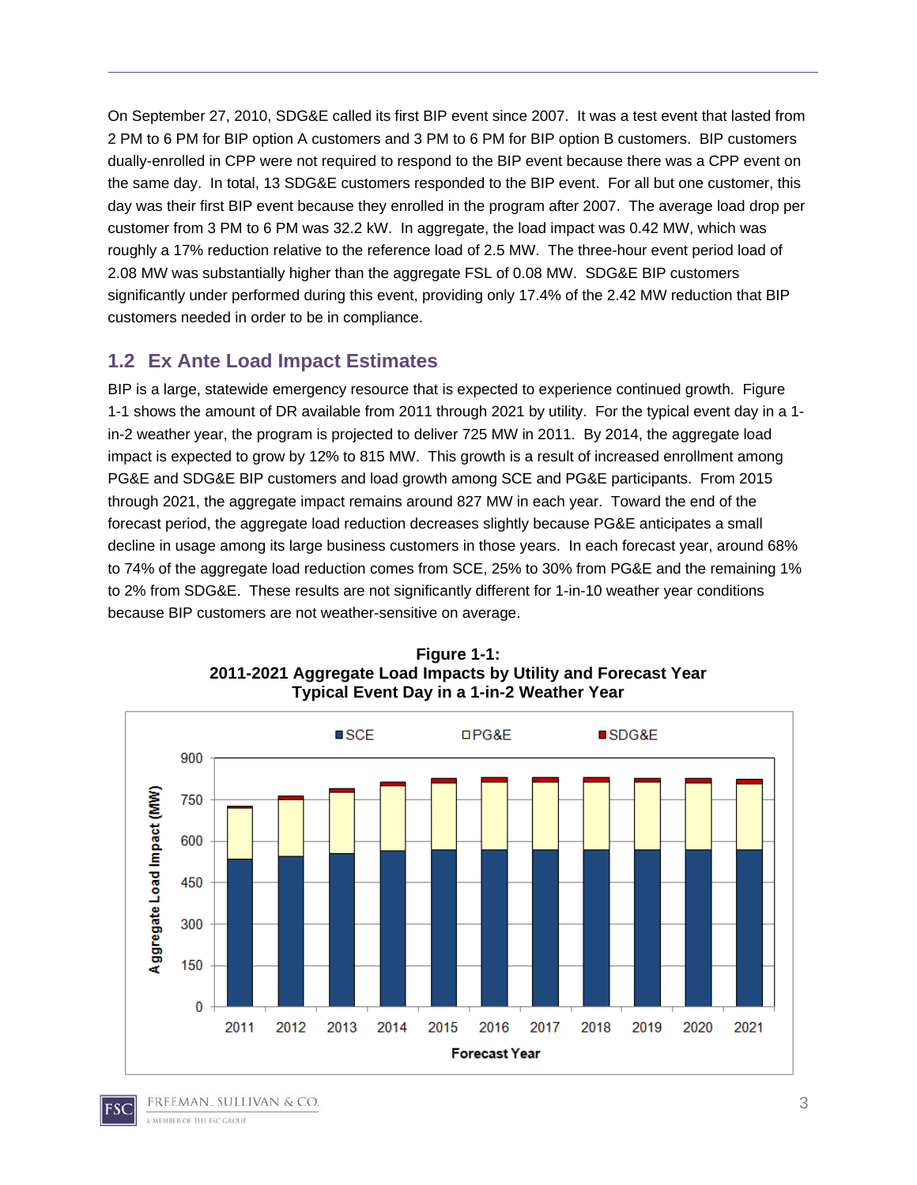On September 27, 2010, SDG&E called its first BIP event since 2007. It was a test event that lasted from 2 PM to 6 PM for BIP option A customers and 3 PM to 6 PM for BIP option B customers. BIP customers dually-enrolled in CPP were not required to respond to the BIP event because there was a CPP event on the same day. In total, 13 SDG&E customers responded to the BIP event. For all but one customer, this day was their first BIP event because they enrolled in the program after 2007. The average load drop per customer from 3 PM to 6 PM was 32.2 kW. In aggregate, the load impact was 0.42 MW, which was roughly a 17% reduction relative to the reference load of 2.5 MW. The three-hour event period load of 2.08 MW was substantially higher than the aggregate FSL of 0.08 MW. SDG&E BIP customers significantly under performed during this event, providing only 17.4% of the 2.42 MW reduction that BIP customers needed in order to be in compliance.

## 1.2 Ex Ante Load Impact Estimates

BIP is a large, statewide emergency resource that is expected to experience continued growth. Figure 1-1 shows the amount of DR available from 2011 through 2021 by utility. For the typical event day in a 1-in-2 weather year, the program is projected to deliver 725 MW in 2011. By 2014, the aggregate load impact is expected to grow by 12% to 815 MW. This growth is a result of increased enrollment among PG&E and SDG&E BIP customers and load growth among SCE and PG&E participants. From 2015 through 2021, the aggregate impact remains around 827 MW in each year. Toward the end of the forecast period, the aggregate load reduction decreases slightly because PG&E anticipates a small decline in usage among its large business customers in those years. In each forecast year, around 68% to 74% of the aggregate load reduction comes from SCE, 25% to 30% from PG&E and the remaining 1% to 2% from SDG&E. These results are not significantly different for 1-in-10 weather year conditions because BIP customers are not weather-sensitive on average.

**Figure 1-1:**
**2011-2021 Aggregate Load Impacts by Utility and Forecast Year**
**Typical Event Day in a 1-in-2 Weather Year**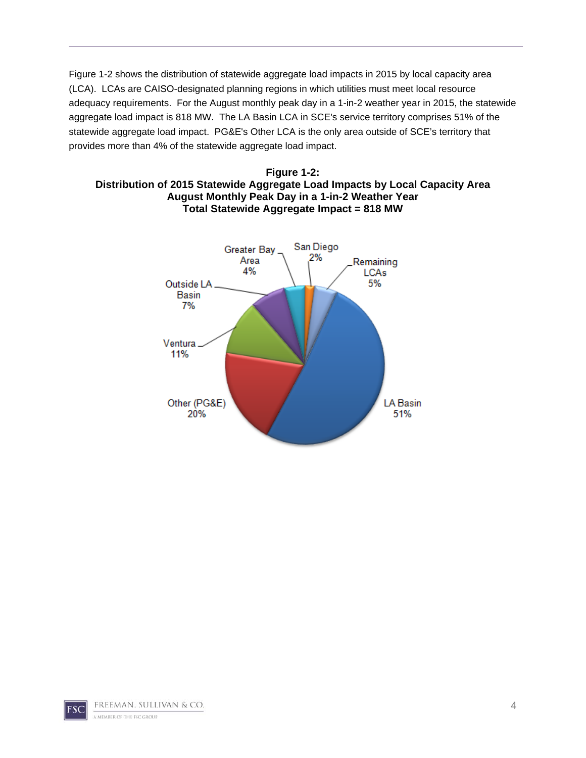Figure 1-2 shows the distribution of statewide aggregate load impacts in 2015 by local capacity area (LCA). LCAs are CAISO-designated planning regions in which utilities must meet local resource adequacy requirements. For the August monthly peak day in a 1-in-2 weather year in 2015, the statewide aggregate load impact is 818 MW. The LA Basin LCA in SCE's service territory comprises 51% of the statewide aggregate load impact. PG&E's Other LCA is the only area outside of SCE's territory that provides more than 4% of the statewide aggregate load impact.

**Figure 1-2:**
**Distribution of 2015 Statewide Aggregate Load Impacts by Local Capacity Area**
**August Monthly Peak Day in a 1-in-2 Weather Year**
**Total Statewide Aggregate Impact = 818 MW**

| Local Capacity Area | Share |
|---|---|
| LA Basin | 51% |
| Other (PG&E) | 20% |
| Ventura | 11% |
| Outside LA Basin | 7% |
| Greater Bay Area | 4% |
| San Diego | 2% |
| Remaining LCAs | 5% |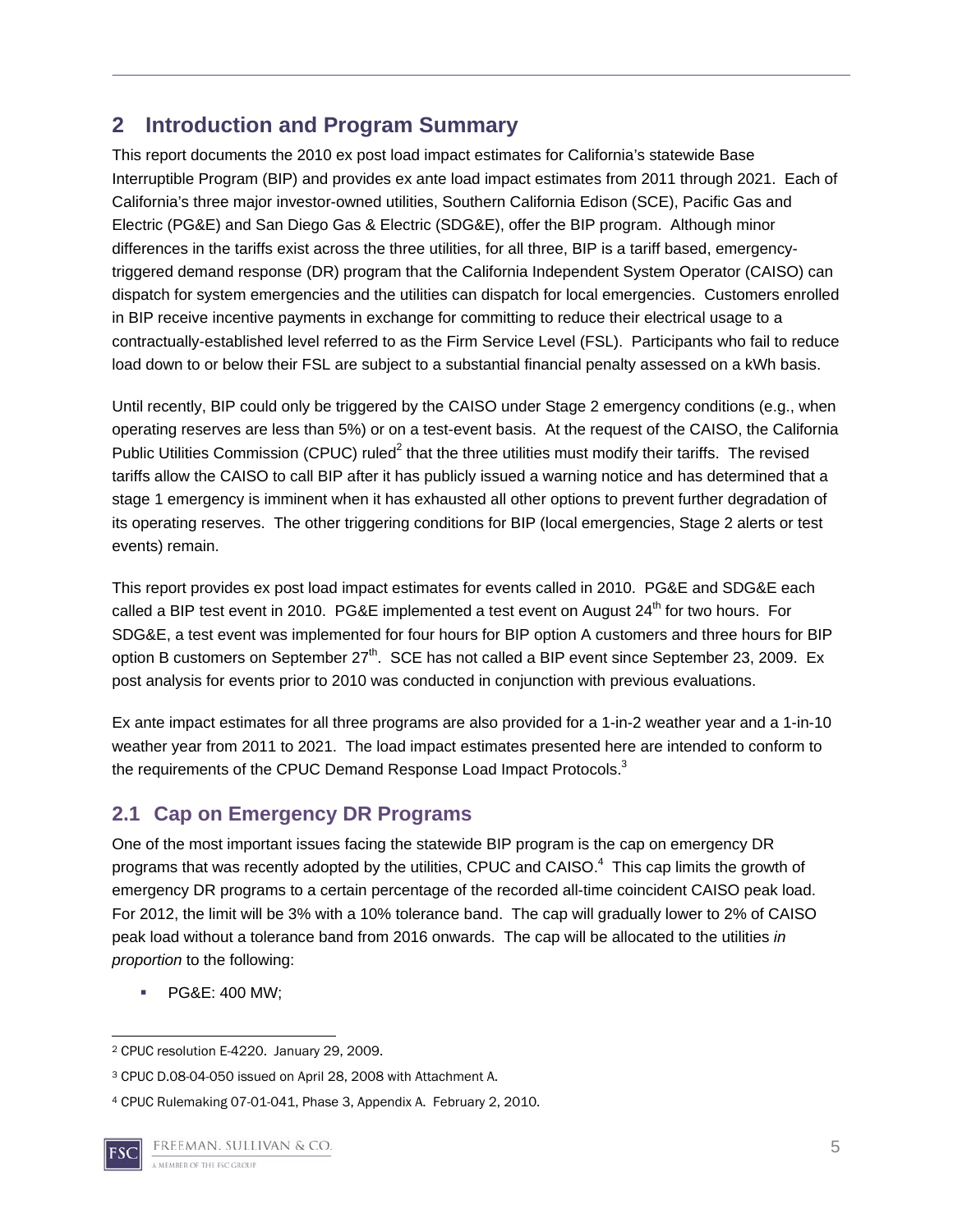## 2 Introduction and Program Summary

This report documents the 2010 ex post load impact estimates for California's statewide Base Interruptible Program (BIP) and provides ex ante load impact estimates from 2011 through 2021. Each of California's three major investor-owned utilities, Southern California Edison (SCE), Pacific Gas and Electric (PG&E) and San Diego Gas & Electric (SDG&E), offer the BIP program. Although minor differences in the tariffs exist across the three utilities, for all three, BIP is a tariff based, emergency-triggered demand response (DR) program that the California Independent System Operator (CAISO) can dispatch for system emergencies and the utilities can dispatch for local emergencies. Customers enrolled in BIP receive incentive payments in exchange for committing to reduce their electrical usage to a contractually-established level referred to as the Firm Service Level (FSL). Participants who fail to reduce load down to or below their FSL are subject to a substantial financial penalty assessed on a kWh basis.

Until recently, BIP could only be triggered by the CAISO under Stage 2 emergency conditions (e.g., when operating reserves are less than 5%) or on a test-event basis. At the request of the CAISO, the California Public Utilities Commission (CPUC) ruled[2] that the three utilities must modify their tariffs. The revised tariffs allow the CAISO to call BIP after it has publicly issued a warning notice and has determined that a stage 1 emergency is imminent when it has exhausted all other options to prevent further degradation of its operating reserves. The other triggering conditions for BIP (local emergencies, Stage 2 alerts or test events) remain.

This report provides ex post load impact estimates for events called in 2010. PG&E and SDG&E each called a BIP test event in 2010. PG&E implemented a test event on August 24th for two hours. For SDG&E, a test event was implemented for four hours for BIP option A customers and three hours for BIP option B customers on September 27th. SCE has not called a BIP event since September 23, 2009. Ex post analysis for events prior to 2010 was conducted in conjunction with previous evaluations.

Ex ante impact estimates for all three programs are also provided for a 1-in-2 weather year and a 1-in-10 weather year from 2011 to 2021. The load impact estimates presented here are intended to conform to the requirements of the CPUC Demand Response Load Impact Protocols.[3]

### 2.1 Cap on Emergency DR Programs

One of the most important issues facing the statewide BIP program is the cap on emergency DR programs that was recently adopted by the utilities, CPUC and CAISO.[4] This cap limits the growth of emergency DR programs to a certain percentage of the recorded all-time coincident CAISO peak load. For 2012, the limit will be 3% with a 10% tolerance band. The cap will gradually lower to 2% of CAISO peak load without a tolerance band from 2016 onwards. The cap will be allocated to the utilities *in proportion* to the following:

- PG&E: 400 MW;

---

[2] CPUC resolution E-4220. January 29, 2009.

[3] CPUC D.08-04-050 issued on April 28, 2008 with Attachment A.

[4] CPUC Rulemaking 07-01-041, Phase 3, Appendix A. February 2, 2010.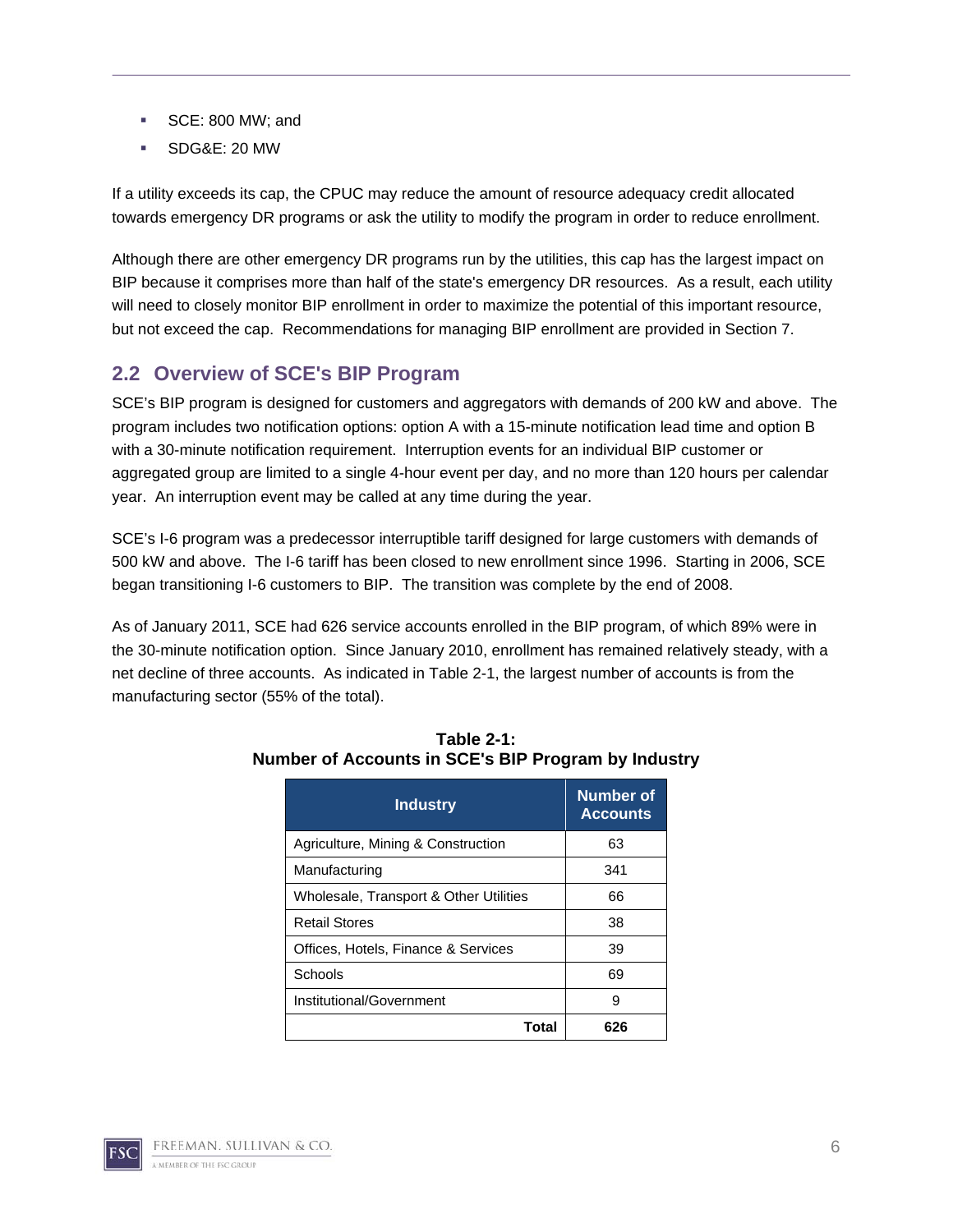- SCE: 800 MW; and
- SDG&E: 20 MW

If a utility exceeds its cap, the CPUC may reduce the amount of resource adequacy credit allocated towards emergency DR programs or ask the utility to modify the program in order to reduce enrollment.

Although there are other emergency DR programs run by the utilities, this cap has the largest impact on BIP because it comprises more than half of the state's emergency DR resources. As a result, each utility will need to closely monitor BIP enrollment in order to maximize the potential of this important resource, but not exceed the cap. Recommendations for managing BIP enrollment are provided in Section 7.

## 2.2 Overview of SCE's BIP Program

SCE's BIP program is designed for customers and aggregators with demands of 200 kW and above. The program includes two notification options: option A with a 15-minute notification lead time and option B with a 30-minute notification requirement. Interruption events for an individual BIP customer or aggregated group are limited to a single 4-hour event per day, and no more than 120 hours per calendar year. An interruption event may be called at any time during the year.

SCE's I-6 program was a predecessor interruptible tariff designed for large customers with demands of 500 kW and above. The I-6 tariff has been closed to new enrollment since 1996. Starting in 2006, SCE began transitioning I-6 customers to BIP. The transition was complete by the end of 2008.

As of January 2011, SCE had 626 service accounts enrolled in the BIP program, of which 89% were in the 30-minute notification option. Since January 2010, enrollment has remained relatively steady, with a net decline of three accounts. As indicated in Table 2-1, the largest number of accounts is from the manufacturing sector (55% of the total).

**Table 2-1:**
**Number of Accounts in SCE's BIP Program by Industry**

| Industry | Number of Accounts |
|---|---|
| Agriculture, Mining & Construction | 63 |
| Manufacturing | 341 |
| Wholesale, Transport & Other Utilities | 66 |
| Retail Stores | 38 |
| Offices, Hotels, Finance & Services | 39 |
| Schools | 69 |
| Institutional/Government | 9 |
| **Total** | **626** |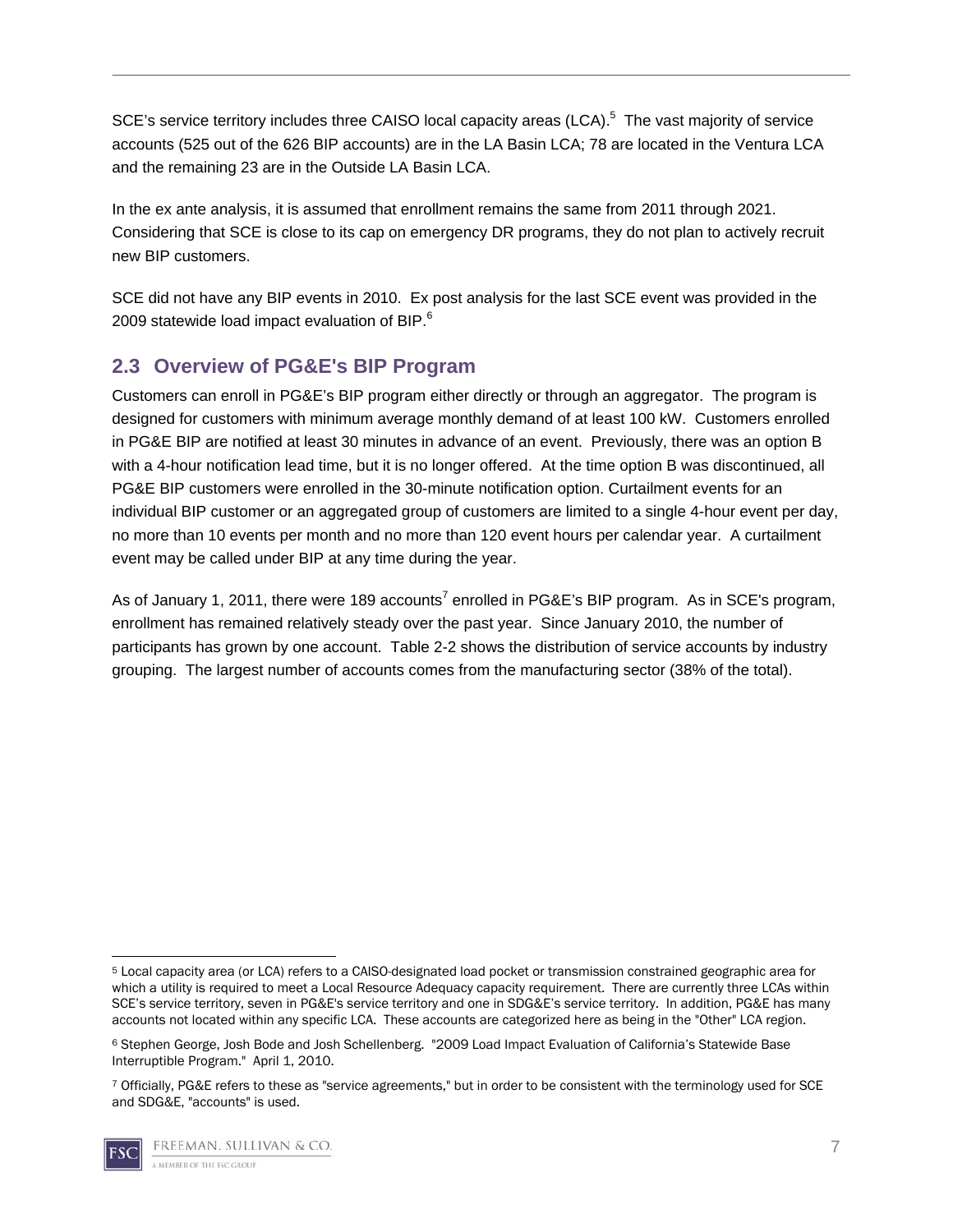SCE's service territory includes three CAISO local capacity areas (LCA).[5] The vast majority of service accounts (525 out of the 626 BIP accounts) are in the LA Basin LCA; 78 are located in the Ventura LCA and the remaining 23 are in the Outside LA Basin LCA.

In the ex ante analysis, it is assumed that enrollment remains the same from 2011 through 2021. Considering that SCE is close to its cap on emergency DR programs, they do not plan to actively recruit new BIP customers.

SCE did not have any BIP events in 2010. Ex post analysis for the last SCE event was provided in the 2009 statewide load impact evaluation of BIP.[6]

## 2.3 Overview of PG&E's BIP Program

Customers can enroll in PG&E's BIP program either directly or through an aggregator. The program is designed for customers with minimum average monthly demand of at least 100 kW. Customers enrolled in PG&E BIP are notified at least 30 minutes in advance of an event. Previously, there was an option B with a 4-hour notification lead time, but it is no longer offered. At the time option B was discontinued, all PG&E BIP customers were enrolled in the 30-minute notification option. Curtailment events for an individual BIP customer or an aggregated group of customers are limited to a single 4-hour event per day, no more than 10 events per month and no more than 120 event hours per calendar year. A curtailment event may be called under BIP at any time during the year.

As of January 1, 2011, there were 189 accounts[7] enrolled in PG&E's BIP program. As in SCE's program, enrollment has remained relatively steady over the past year. Since January 2010, the number of participants has grown by one account. Table 2-2 shows the distribution of service accounts by industry grouping. The largest number of accounts comes from the manufacturing sector (38% of the total).

---

[5] Local capacity area (or LCA) refers to a CAISO-designated load pocket or transmission constrained geographic area for which a utility is required to meet a Local Resource Adequacy capacity requirement. There are currently three LCAs within SCE's service territory, seven in PG&E's service territory and one in SDG&E's service territory. In addition, PG&E has many accounts not located within any specific LCA. These accounts are categorized here as being in the "Other" LCA region.

[6] Stephen George, Josh Bode and Josh Schellenberg. "2009 Load Impact Evaluation of California's Statewide Base Interruptible Program." April 1, 2010.

[7] Officially, PG&E refers to these as "service agreements," but in order to be consistent with the terminology used for SCE and SDG&E, "accounts" is used.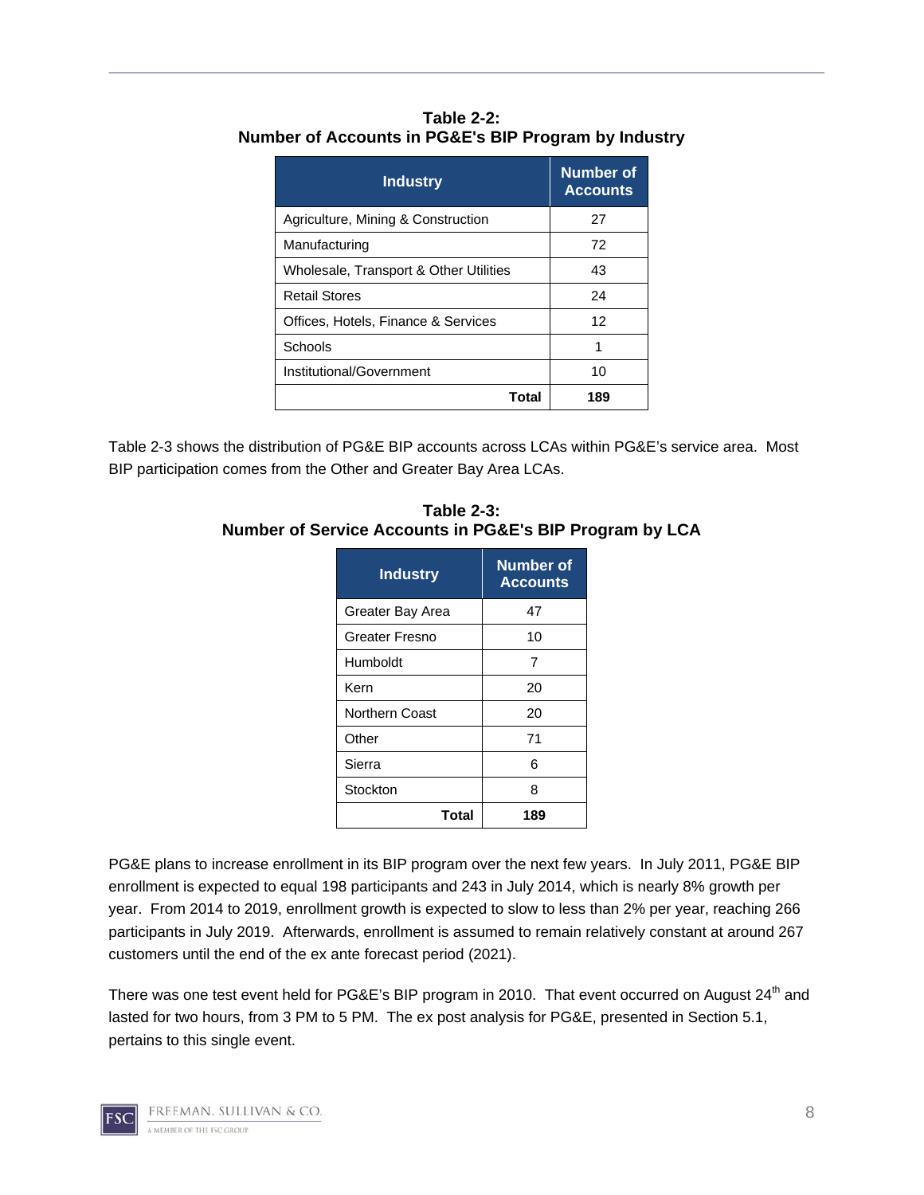**Table 2-2: Number of Accounts in PG&E's BIP Program by Industry**

| Industry | Number of Accounts |
|---|---|
| Agriculture, Mining & Construction | 27 |
| Manufacturing | 72 |
| Wholesale, Transport & Other Utilities | 43 |
| Retail Stores | 24 |
| Offices, Hotels, Finance & Services | 12 |
| Schools | 1 |
| Institutional/Government | 10 |
| **Total** | **189** |

Table 2-3 shows the distribution of PG&E BIP accounts across LCAs within PG&E's service area. Most BIP participation comes from the Other and Greater Bay Area LCAs.

**Table 2-3: Number of Service Accounts in PG&E's BIP Program by LCA**

| Industry | Number of Accounts |
|---|---|
| Greater Bay Area | 47 |
| Greater Fresno | 10 |
| Humboldt | 7 |
| Kern | 20 |
| Northern Coast | 20 |
| Other | 71 |
| Sierra | 6 |
| Stockton | 8 |
| **Total** | **189** |

PG&E plans to increase enrollment in its BIP program over the next few years. In July 2011, PG&E BIP enrollment is expected to equal 198 participants and 243 in July 2014, which is nearly 8% growth per year. From 2014 to 2019, enrollment growth is expected to slow to less than 2% per year, reaching 266 participants in July 2019. Afterwards, enrollment is assumed to remain relatively constant at around 267 customers until the end of the ex ante forecast period (2021).

There was one test event held for PG&E's BIP program in 2010. That event occurred on August 24th and lasted for two hours, from 3 PM to 5 PM. The ex post analysis for PG&E, presented in Section 5.1, pertains to this single event.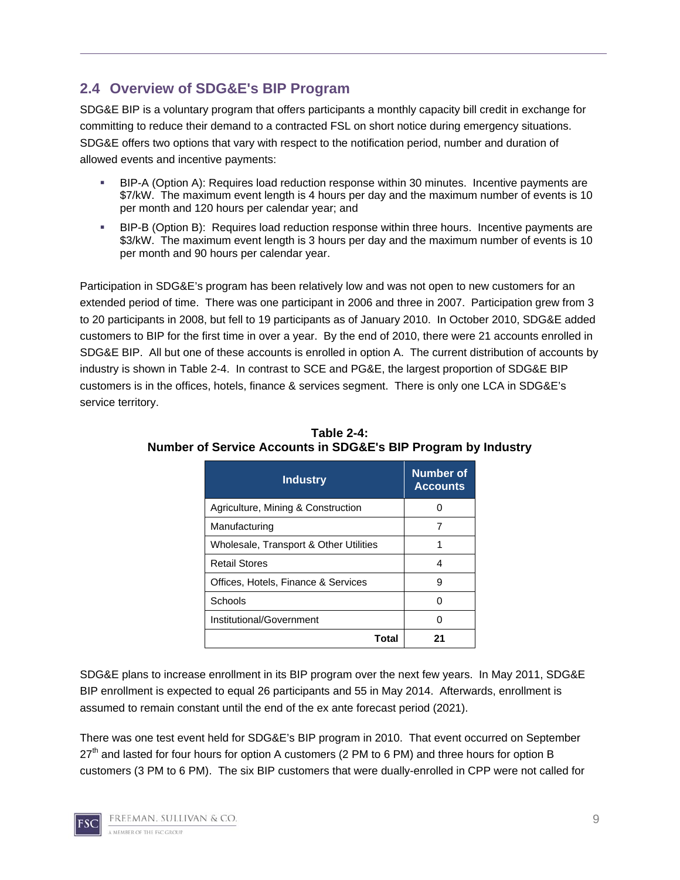## 2.4 Overview of SDG&E's BIP Program

SDG&E BIP is a voluntary program that offers participants a monthly capacity bill credit in exchange for committing to reduce their demand to a contracted FSL on short notice during emergency situations. SDG&E offers two options that vary with respect to the notification period, number and duration of allowed events and incentive payments:

- BIP-A (Option A): Requires load reduction response within 30 minutes. Incentive payments are \$7/kW. The maximum event length is 4 hours per day and the maximum number of events is 10 per month and 120 hours per calendar year; and
- BIP-B (Option B): Requires load reduction response within three hours. Incentive payments are \$3/kW. The maximum event length is 3 hours per day and the maximum number of events is 10 per month and 90 hours per calendar year.

Participation in SDG&E's program has been relatively low and was not open to new customers for an extended period of time. There was one participant in 2006 and three in 2007. Participation grew from 3 to 20 participants in 2008, but fell to 19 participants as of January 2010. In October 2010, SDG&E added customers to BIP for the first time in over a year. By the end of 2010, there were 21 accounts enrolled in SDG&E BIP. All but one of these accounts is enrolled in option A. The current distribution of accounts by industry is shown in Table 2-4. In contrast to SCE and PG&E, the largest proportion of SDG&E BIP customers is in the offices, hotels, finance & services segment. There is only one LCA in SDG&E's service territory.

**Table 2-4: Number of Service Accounts in SDG&E's BIP Program by Industry**

| Industry | Number of Accounts |
|---|---|
| Agriculture, Mining & Construction | 0 |
| Manufacturing | 7 |
| Wholesale, Transport & Other Utilities | 1 |
| Retail Stores | 4 |
| Offices, Hotels, Finance & Services | 9 |
| Schools | 0 |
| Institutional/Government | 0 |
| **Total** | **21** |

SDG&E plans to increase enrollment in its BIP program over the next few years. In May 2011, SDG&E BIP enrollment is expected to equal 26 participants and 55 in May 2014. Afterwards, enrollment is assumed to remain constant until the end of the ex ante forecast period (2021).

There was one test event held for SDG&E's BIP program in 2010. That event occurred on September 27th and lasted for four hours for option A customers (2 PM to 6 PM) and three hours for option B customers (3 PM to 6 PM). The six BIP customers that were dually-enrolled in CPP were not called for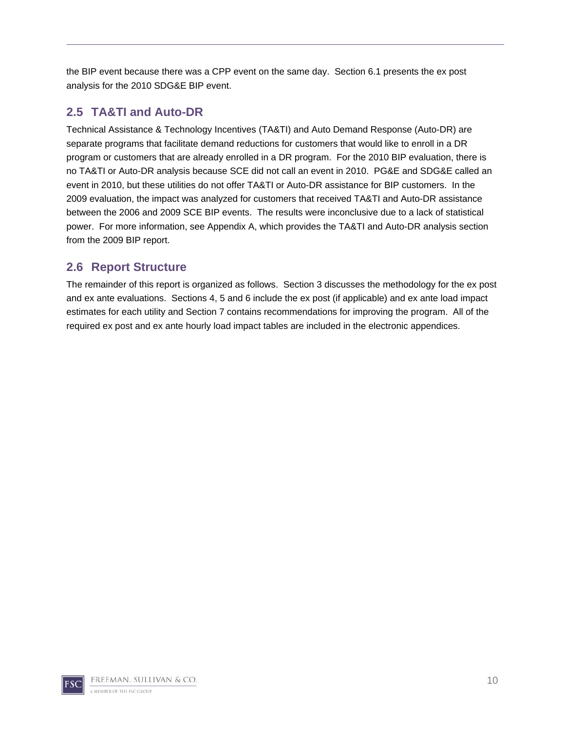the BIP event because there was a CPP event on the same day.  Section 6.1 presents the ex post analysis for the 2010 SDG&E BIP event.

## 2.5 TA&TI and Auto-DR

Technical Assistance & Technology Incentives (TA&TI) and Auto Demand Response (Auto-DR) are separate programs that facilitate demand reductions for customers that would like to enroll in a DR program or customers that are already enrolled in a DR program.  For the 2010 BIP evaluation, there is no TA&TI or Auto-DR analysis because SCE did not call an event in 2010.  PG&E and SDG&E called an event in 2010, but these utilities do not offer TA&TI or Auto-DR assistance for BIP customers.  In the 2009 evaluation, the impact was analyzed for customers that received TA&TI and Auto-DR assistance between the 2006 and 2009 SCE BIP events.  The results were inconclusive due to a lack of statistical power.  For more information, see Appendix A, which provides the TA&TI and Auto-DR analysis section from the 2009 BIP report.

## 2.6 Report Structure

The remainder of this report is organized as follows.  Section 3 discusses the methodology for the ex post and ex ante evaluations.  Sections 4, 5 and 6 include the ex post (if applicable) and ex ante load impact estimates for each utility and Section 7 contains recommendations for improving the program.  All of the required ex post and ex ante hourly load impact tables are included in the electronic appendices.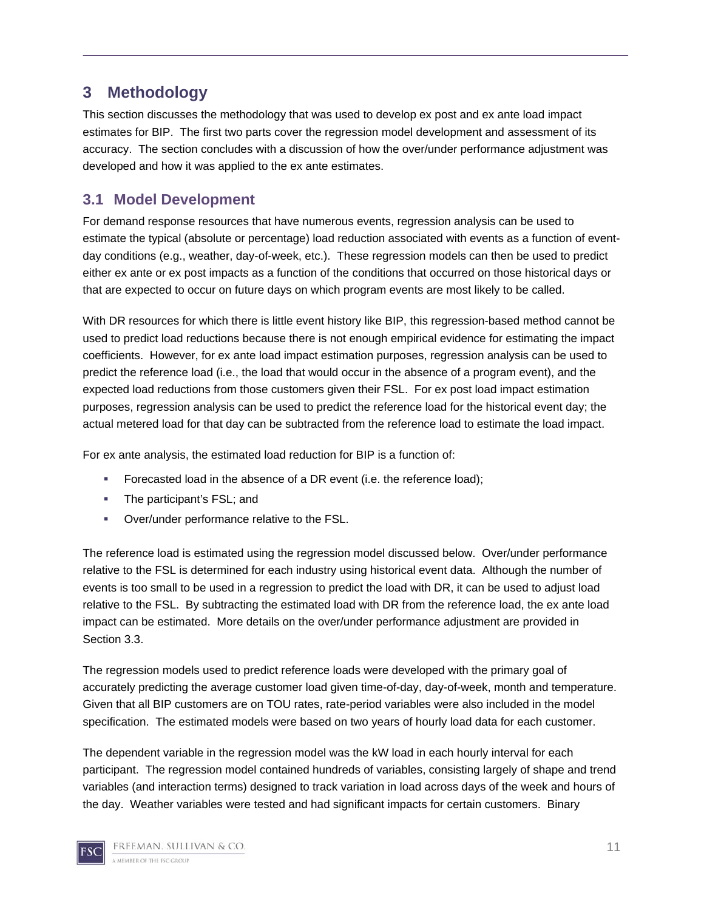# 3 Methodology

This section discusses the methodology that was used to develop ex post and ex ante load impact estimates for BIP. The first two parts cover the regression model development and assessment of its accuracy. The section concludes with a discussion of how the over/under performance adjustment was developed and how it was applied to the ex ante estimates.

## 3.1 Model Development

For demand response resources that have numerous events, regression analysis can be used to estimate the typical (absolute or percentage) load reduction associated with events as a function of event-day conditions (e.g., weather, day-of-week, etc.). These regression models can then be used to predict either ex ante or ex post impacts as a function of the conditions that occurred on those historical days or that are expected to occur on future days on which program events are most likely to be called.

With DR resources for which there is little event history like BIP, this regression-based method cannot be used to predict load reductions because there is not enough empirical evidence for estimating the impact coefficients. However, for ex ante load impact estimation purposes, regression analysis can be used to predict the reference load (i.e., the load that would occur in the absence of a program event), and the expected load reductions from those customers given their FSL. For ex post load impact estimation purposes, regression analysis can be used to predict the reference load for the historical event day; the actual metered load for that day can be subtracted from the reference load to estimate the load impact.

For ex ante analysis, the estimated load reduction for BIP is a function of:

- Forecasted load in the absence of a DR event (i.e. the reference load);
- The participant's FSL; and
- Over/under performance relative to the FSL.

The reference load is estimated using the regression model discussed below. Over/under performance relative to the FSL is determined for each industry using historical event data. Although the number of events is too small to be used in a regression to predict the load with DR, it can be used to adjust load relative to the FSL. By subtracting the estimated load with DR from the reference load, the ex ante load impact can be estimated. More details on the over/under performance adjustment are provided in Section 3.3.

The regression models used to predict reference loads were developed with the primary goal of accurately predicting the average customer load given time-of-day, day-of-week, month and temperature. Given that all BIP customers are on TOU rates, rate-period variables were also included in the model specification. The estimated models were based on two years of hourly load data for each customer.

The dependent variable in the regression model was the kW load in each hourly interval for each participant. The regression model contained hundreds of variables, consisting largely of shape and trend variables (and interaction terms) designed to track variation in load across days of the week and hours of the day. Weather variables were tested and had significant impacts for certain customers. Binary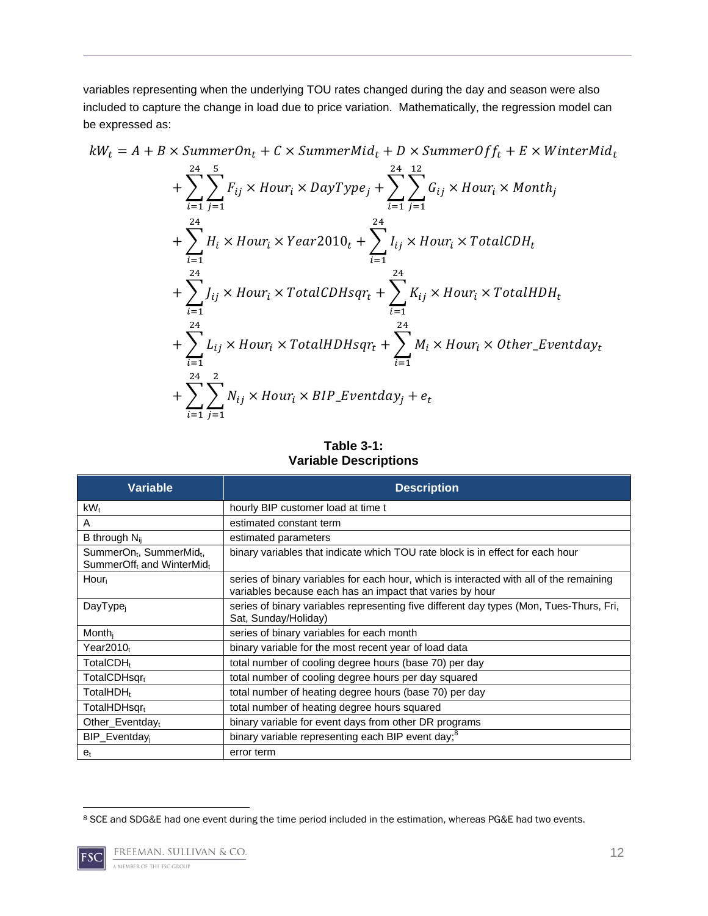variables representing when the underlying TOU rates changed during the day and season were also included to capture the change in load due to price variation. Mathematically, the regression model can be expressed as:

$$
\begin{aligned}
kW_t = A &+ B \times SummerOn_t + C \times SummerMid_t + D \times SummerOff_t + E \times WinterMid_t \\
&+ \sum_{i=1}^{24}\sum_{j=1}^{5} F_{ij} \times Hour_i \times DayType_j + \sum_{i=1}^{24}\sum_{j=1}^{12} G_{ij} \times Hour_i \times Month_j \\
&+ \sum_{i=1}^{24} H_i \times Hour_i \times Year2010_t + \sum_{i=1}^{24} I_{ij} \times Hour_i \times TotalCDH_t \\
&+ \sum_{i=1}^{24} J_{ij} \times Hour_i \times TotalCDHsqr_t + \sum_{i=1}^{24} K_{ij} \times Hour_i \times TotalHDH_t \\
&+ \sum_{i=1}^{24} L_{ij} \times Hour_i \times TotalHDHsqr_t + \sum_{i=1}^{24} M_i \times Hour_i \times Other\_Eventday_t \\
&+ \sum_{i=1}^{24}\sum_{j=1}^{2} N_{ij} \times Hour_i \times BIP\_Eventday_j + e_t
\end{aligned}
$$

**Table 3-1: Variable Descriptions**

| Variable | Description |
|---|---|
| $kW_t$ | hourly BIP customer load at time t |
| A | estimated constant term |
| B through $N_{ij}$ | estimated parameters |
| $SummerOn_t$, $SummerMid_t$, $SummerOff_t$ and $WinterMid_t$ | binary variables that indicate which TOU rate block is in effect for each hour |
| $Hour_i$ | series of binary variables for each hour, which is interacted with all of the remaining variables because each has an impact that varies by hour |
| $DayType_j$ | series of binary variables representing five different day types (Mon, Tues-Thurs, Fri, Sat, Sunday/Holiday) |
| $Month_j$ | series of binary variables for each month |
| $Year2010_t$ | binary variable for the most recent year of load data |
| $TotalCDH_t$ | total number of cooling degree hours (base 70) per day |
| $TotalCDHsqr_t$ | total number of cooling degree hours per day squared |
| $TotalHDH_t$ | total number of heating degree hours (base 70) per day |
| $TotalHDHsqr_t$ | total number of heating degree hours squared |
| $Other\_Eventday_t$ | binary variable for event days from other DR programs |
| $BIP\_Eventday_j$ | binary variable representing each BIP event day;[8] |
| $e_t$ | error term |

[8] SCE and SDG&E had one event during the time period included in the estimation, whereas PG&E had two events.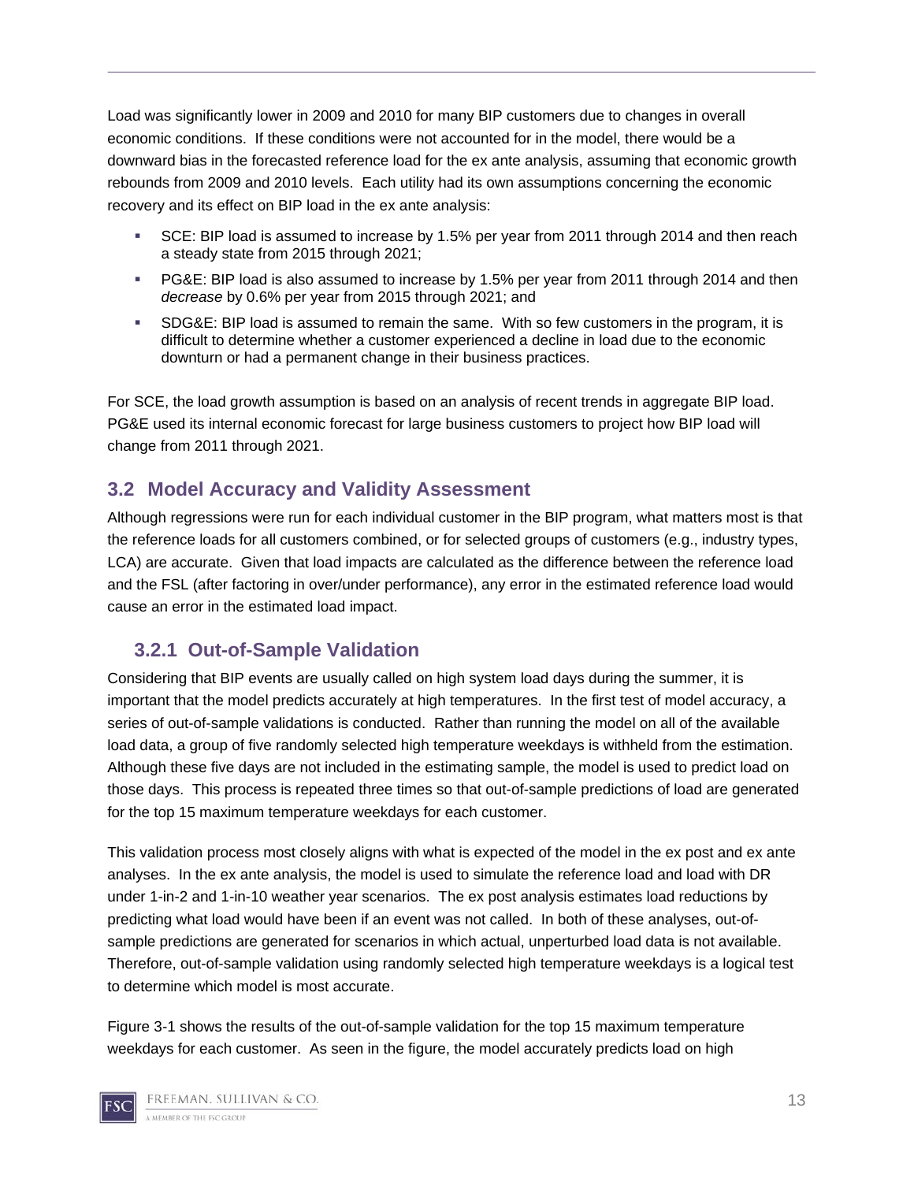Load was significantly lower in 2009 and 2010 for many BIP customers due to changes in overall economic conditions. If these conditions were not accounted for in the model, there would be a downward bias in the forecasted reference load for the ex ante analysis, assuming that economic growth rebounds from 2009 and 2010 levels. Each utility had its own assumptions concerning the economic recovery and its effect on BIP load in the ex ante analysis:

- SCE: BIP load is assumed to increase by 1.5% per year from 2011 through 2014 and then reach a steady state from 2015 through 2021;
- PG&E: BIP load is also assumed to increase by 1.5% per year from 2011 through 2014 and then *decrease* by 0.6% per year from 2015 through 2021; and
- SDG&E: BIP load is assumed to remain the same. With so few customers in the program, it is difficult to determine whether a customer experienced a decline in load due to the economic downturn or had a permanent change in their business practices.

For SCE, the load growth assumption is based on an analysis of recent trends in aggregate BIP load. PG&E used its internal economic forecast for large business customers to project how BIP load will change from 2011 through 2021.

## 3.2 Model Accuracy and Validity Assessment

Although regressions were run for each individual customer in the BIP program, what matters most is that the reference loads for all customers combined, or for selected groups of customers (e.g., industry types, LCA) are accurate. Given that load impacts are calculated as the difference between the reference load and the FSL (after factoring in over/under performance), any error in the estimated reference load would cause an error in the estimated load impact.

### 3.2.1 Out-of-Sample Validation

Considering that BIP events are usually called on high system load days during the summer, it is important that the model predicts accurately at high temperatures. In the first test of model accuracy, a series of out-of-sample validations is conducted. Rather than running the model on all of the available load data, a group of five randomly selected high temperature weekdays is withheld from the estimation. Although these five days are not included in the estimating sample, the model is used to predict load on those days. This process is repeated three times so that out-of-sample predictions of load are generated for the top 15 maximum temperature weekdays for each customer.

This validation process most closely aligns with what is expected of the model in the ex post and ex ante analyses. In the ex ante analysis, the model is used to simulate the reference load and load with DR under 1-in-2 and 1-in-10 weather year scenarios. The ex post analysis estimates load reductions by predicting what load would have been if an event was not called. In both of these analyses, out-of-sample predictions are generated for scenarios in which actual, unperturbed load data is not available. Therefore, out-of-sample validation using randomly selected high temperature weekdays is a logical test to determine which model is most accurate.

Figure 3-1 shows the results of the out-of-sample validation for the top 15 maximum temperature weekdays for each customer. As seen in the figure, the model accurately predicts load on high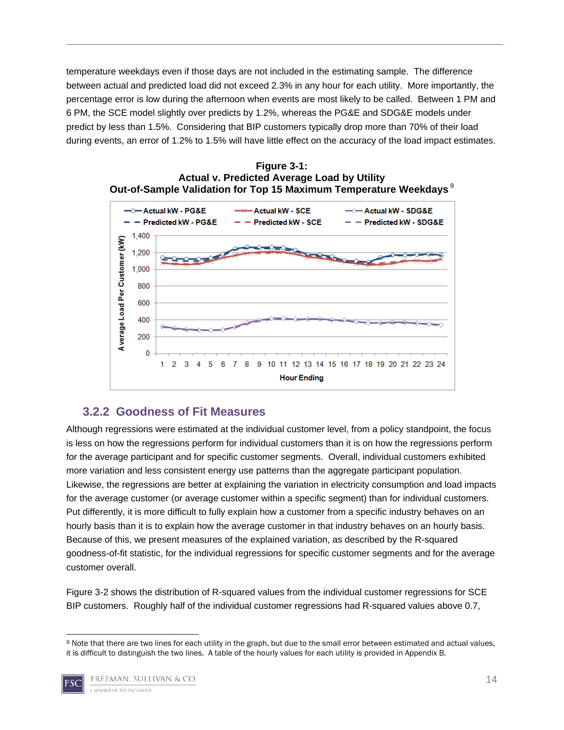temperature weekdays even if those days are not included in the estimating sample. The difference between actual and predicted load did not exceed 2.3% in any hour for each utility. More importantly, the percentage error is low during the afternoon when events are most likely to be called. Between 1 PM and 6 PM, the SCE model slightly over predicts by 1.2%, whereas the PG&E and SDG&E models under predict by less than 1.5%. Considering that BIP customers typically drop more than 70% of their load during events, an error of 1.2% to 1.5% will have little effect on the accuracy of the load impact estimates.

**Figure 3-1:**
**Actual v. Predicted Average Load by Utility**
**Out-of-Sample Validation for Top 15 Maximum Temperature Weekdays**[9]

## 3.2.2 Goodness of Fit Measures

Although regressions were estimated at the individual customer level, from a policy standpoint, the focus is less on how the regressions perform for individual customers than it is on how the regressions perform for the average participant and for specific customer segments. Overall, individual customers exhibited more variation and less consistent energy use patterns than the aggregate participant population. Likewise, the regressions are better at explaining the variation in electricity consumption and load impacts for the average customer (or average customer within a specific segment) than for individual customers. Put differently, it is more difficult to fully explain how a customer from a specific industry behaves on an hourly basis than it is to explain how the average customer in that industry behaves on an hourly basis. Because of this, we present measures of the explained variation, as described by the R-squared goodness-of-fit statistic, for the individual regressions for specific customer segments and for the average customer overall.

Figure 3-2 shows the distribution of R-squared values from the individual customer regressions for SCE BIP customers. Roughly half of the individual customer regressions had R-squared values above 0.7,

[9] Note that there are two lines for each utility in the graph, but due to the small error between estimated and actual values, it is difficult to distinguish the two lines. A table of the hourly values for each utility is provided in Appendix B.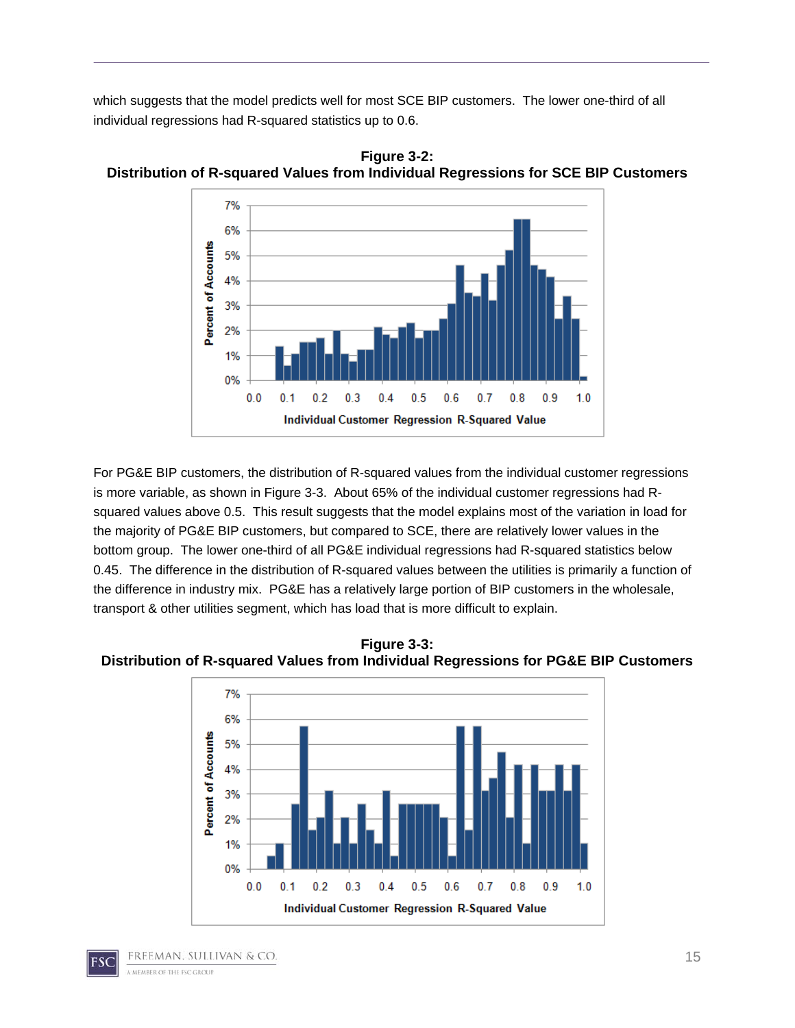which suggests that the model predicts well for most SCE BIP customers. The lower one-third of all individual regressions had R-squared statistics up to 0.6.

**Figure 3-2:**
**Distribution of R-squared Values from Individual Regressions for SCE BIP Customers**

For PG&E BIP customers, the distribution of R-squared values from the individual customer regressions is more variable, as shown in Figure 3-3. About 65% of the individual customer regressions had R-squared values above 0.5. This result suggests that the model explains most of the variation in load for the majority of PG&E BIP customers, but compared to SCE, there are relatively lower values in the bottom group. The lower one-third of all PG&E individual regressions had R-squared statistics below 0.45. The difference in the distribution of R-squared values between the utilities is primarily a function of the difference in industry mix. PG&E has a relatively large portion of BIP customers in the wholesale, transport & other utilities segment, which has load that is more difficult to explain.

**Figure 3-3:**
**Distribution of R-squared Values from Individual Regressions for PG&E BIP Customers**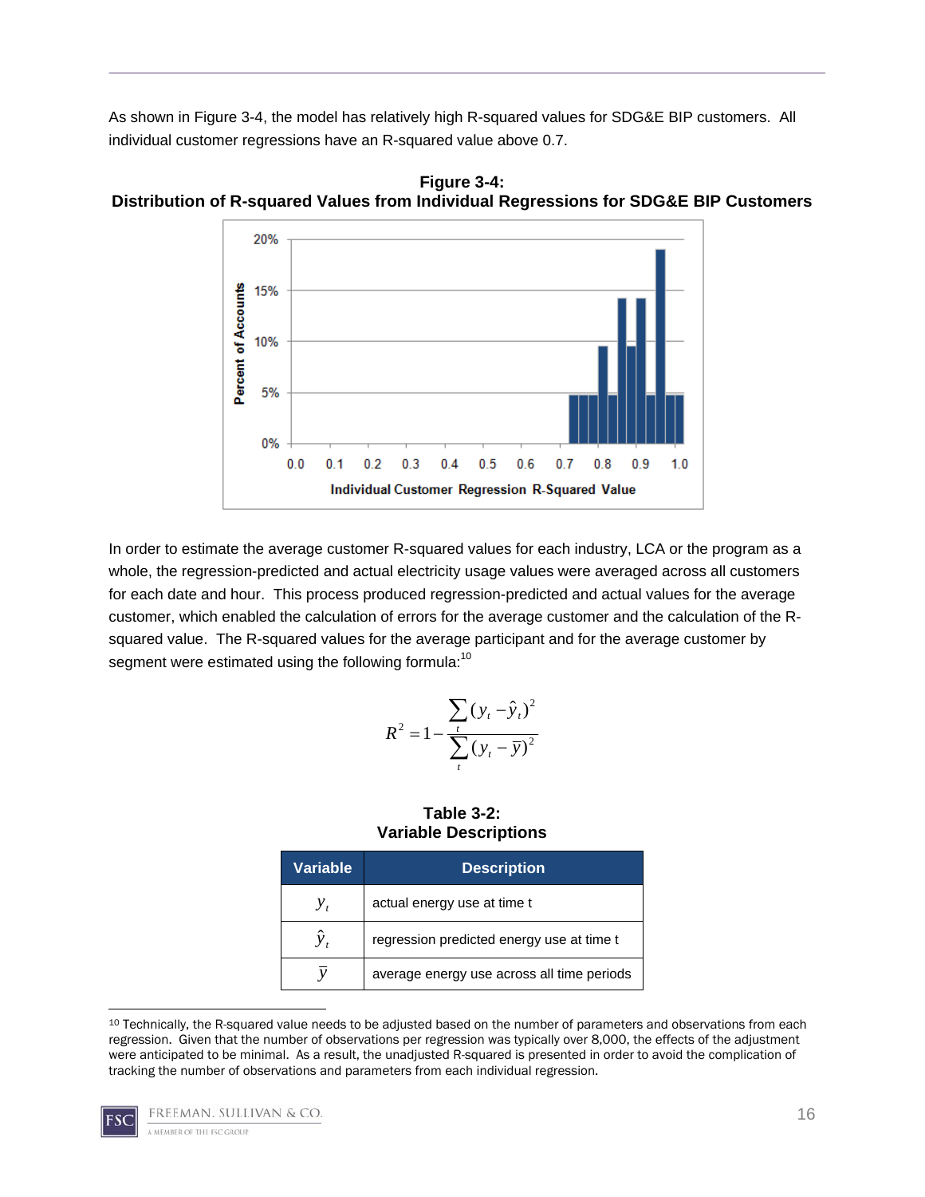As shown in Figure 3-4, the model has relatively high R-squared values for SDG&E BIP customers. All individual customer regressions have an R-squared value above 0.7.

**Figure 3-4:**
**Distribution of R-squared Values from Individual Regressions for SDG&E BIP Customers**

In order to estimate the average customer R-squared values for each industry, LCA or the program as a whole, the regression-predicted and actual electricity usage values were averaged across all customers for each date and hour. This process produced regression-predicted and actual values for the average customer, which enabled the calculation of errors for the average customer and the calculation of the R-squared value. The R-squared values for the average participant and for the average customer by segment were estimated using the following formula:[10]

$$R^2 = 1 - \frac{\sum_t (y_t - \hat{y}_t)^2}{\sum_t (y_t - \bar{y})^2}$$

**Table 3-2:**
**Variable Descriptions**

| Variable | Description |
| --- | --- |
| $y_t$ | actual energy use at time t |
| $\hat{y}_t$ | regression predicted energy use at time t |
| $\bar{y}$ | average energy use across all time periods |

[10] Technically, the R-squared value needs to be adjusted based on the number of parameters and observations from each regression. Given that the number of observations per regression was typically over 8,000, the effects of the adjustment were anticipated to be minimal. As a result, the unadjusted R-squared is presented in order to avoid the complication of tracking the number of observations and parameters from each individual regression.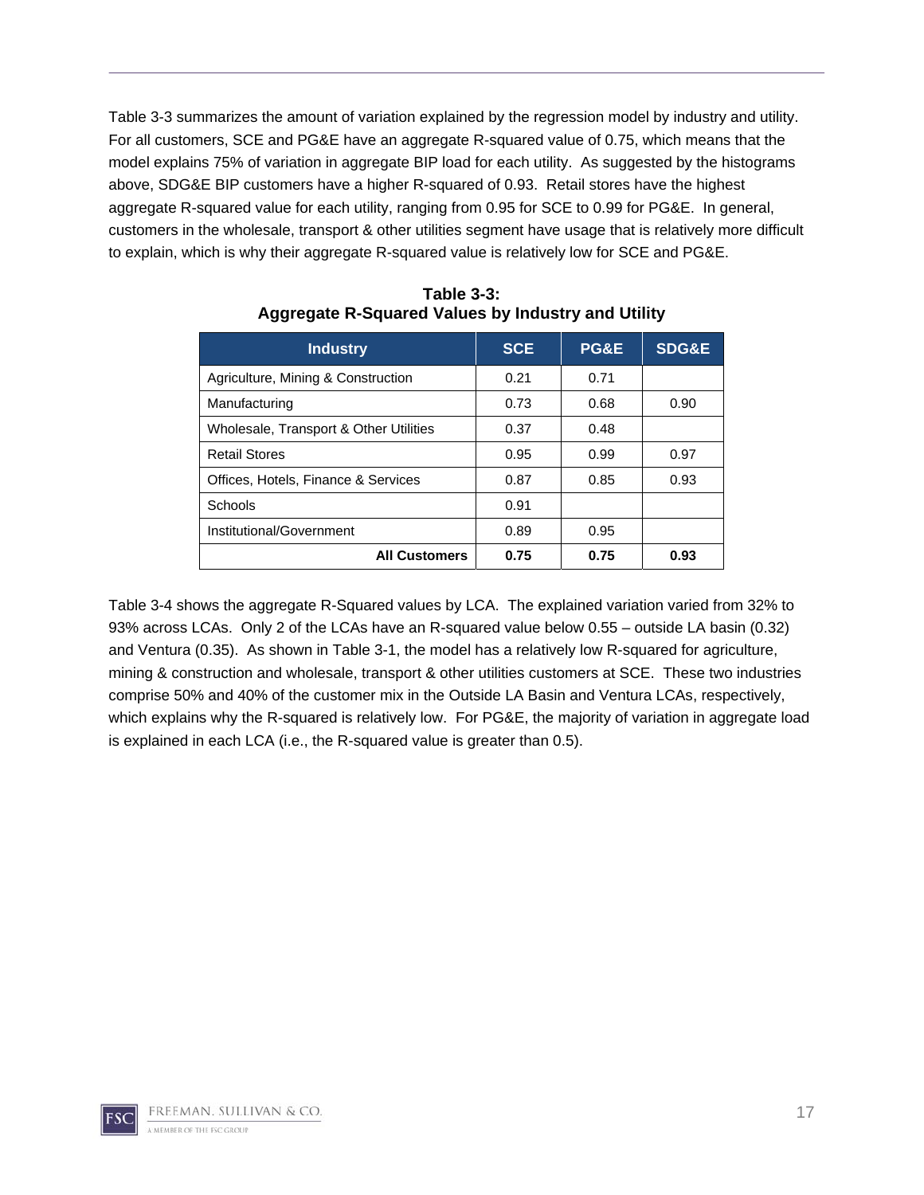Table 3-3 summarizes the amount of variation explained by the regression model by industry and utility. For all customers, SCE and PG&E have an aggregate R-squared value of 0.75, which means that the model explains 75% of variation in aggregate BIP load for each utility. As suggested by the histograms above, SDG&E BIP customers have a higher R-squared of 0.93. Retail stores have the highest aggregate R-squared value for each utility, ranging from 0.95 for SCE to 0.99 for PG&E. In general, customers in the wholesale, transport & other utilities segment have usage that is relatively more difficult to explain, which is why their aggregate R-squared value is relatively low for SCE and PG&E.

**Table 3-3:**
**Aggregate R-Squared Values by Industry and Utility**

| Industry | SCE | PG&E | SDG&E |
|---|---|---|---|
| Agriculture, Mining & Construction | 0.21 | 0.71 | |
| Manufacturing | 0.73 | 0.68 | 0.90 |
| Wholesale, Transport & Other Utilities | 0.37 | 0.48 | |
| Retail Stores | 0.95 | 0.99 | 0.97 |
| Offices, Hotels, Finance & Services | 0.87 | 0.85 | 0.93 |
| Schools | 0.91 | | |
| Institutional/Government | 0.89 | 0.95 | |
| **All Customers** | **0.75** | **0.75** | **0.93** |

Table 3-4 shows the aggregate R-Squared values by LCA. The explained variation varied from 32% to 93% across LCAs. Only 2 of the LCAs have an R-squared value below 0.55 – outside LA basin (0.32) and Ventura (0.35). As shown in Table 3-1, the model has a relatively low R-squared for agriculture, mining & construction and wholesale, transport & other utilities customers at SCE. These two industries comprise 50% and 40% of the customer mix in the Outside LA Basin and Ventura LCAs, respectively, which explains why the R-squared is relatively low. For PG&E, the majority of variation in aggregate load is explained in each LCA (i.e., the R-squared value is greater than 0.5).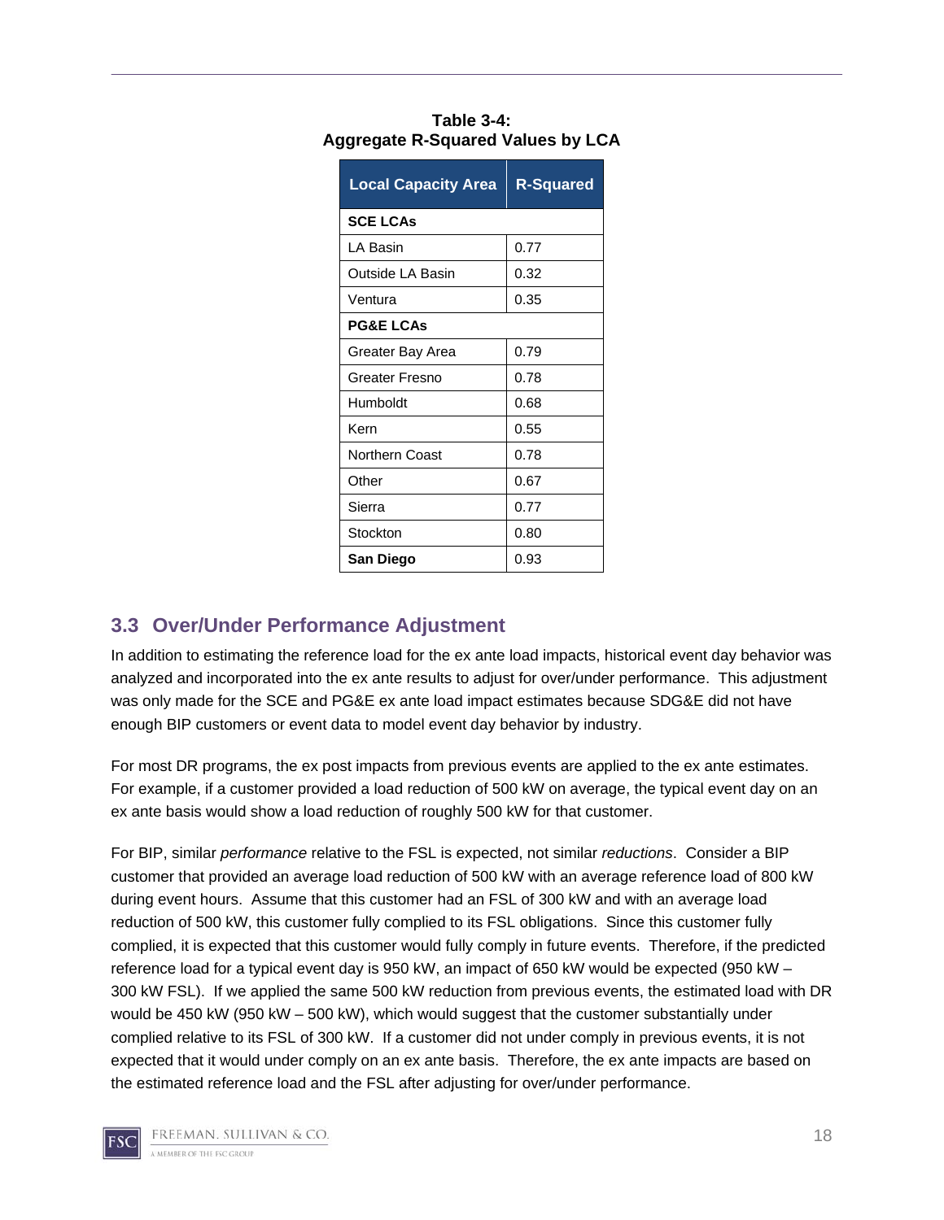**Table 3-4:**
**Aggregate R-Squared Values by LCA**

| Local Capacity Area | R-Squared |
|---|---|
| **SCE LCAs** | |
| LA Basin | 0.77 |
| Outside LA Basin | 0.32 |
| Ventura | 0.35 |
| **PG&E LCAs** | |
| Greater Bay Area | 0.79 |
| Greater Fresno | 0.78 |
| Humboldt | 0.68 |
| Kern | 0.55 |
| Northern Coast | 0.78 |
| Other | 0.67 |
| Sierra | 0.77 |
| Stockton | 0.80 |
| **San Diego** | 0.93 |

## 3.3 Over/Under Performance Adjustment

In addition to estimating the reference load for the ex ante load impacts, historical event day behavior was analyzed and incorporated into the ex ante results to adjust for over/under performance. This adjustment was only made for the SCE and PG&E ex ante load impact estimates because SDG&E did not have enough BIP customers or event data to model event day behavior by industry.

For most DR programs, the ex post impacts from previous events are applied to the ex ante estimates. For example, if a customer provided a load reduction of 500 kW on average, the typical event day on an ex ante basis would show a load reduction of roughly 500 kW for that customer.

For BIP, similar *performance* relative to the FSL is expected, not similar *reductions*. Consider a BIP customer that provided an average load reduction of 500 kW with an average reference load of 800 kW during event hours. Assume that this customer had an FSL of 300 kW and with an average load reduction of 500 kW, this customer fully complied to its FSL obligations. Since this customer fully complied, it is expected that this customer would fully comply in future events. Therefore, if the predicted reference load for a typical event day is 950 kW, an impact of 650 kW would be expected (950 kW – 300 kW FSL). If we applied the same 500 kW reduction from previous events, the estimated load with DR would be 450 kW (950 kW – 500 kW), which would suggest that the customer substantially under complied relative to its FSL of 300 kW. If a customer did not under comply in previous events, it is not expected that it would under comply on an ex ante basis. Therefore, the ex ante impacts are based on the estimated reference load and the FSL after adjusting for over/under performance.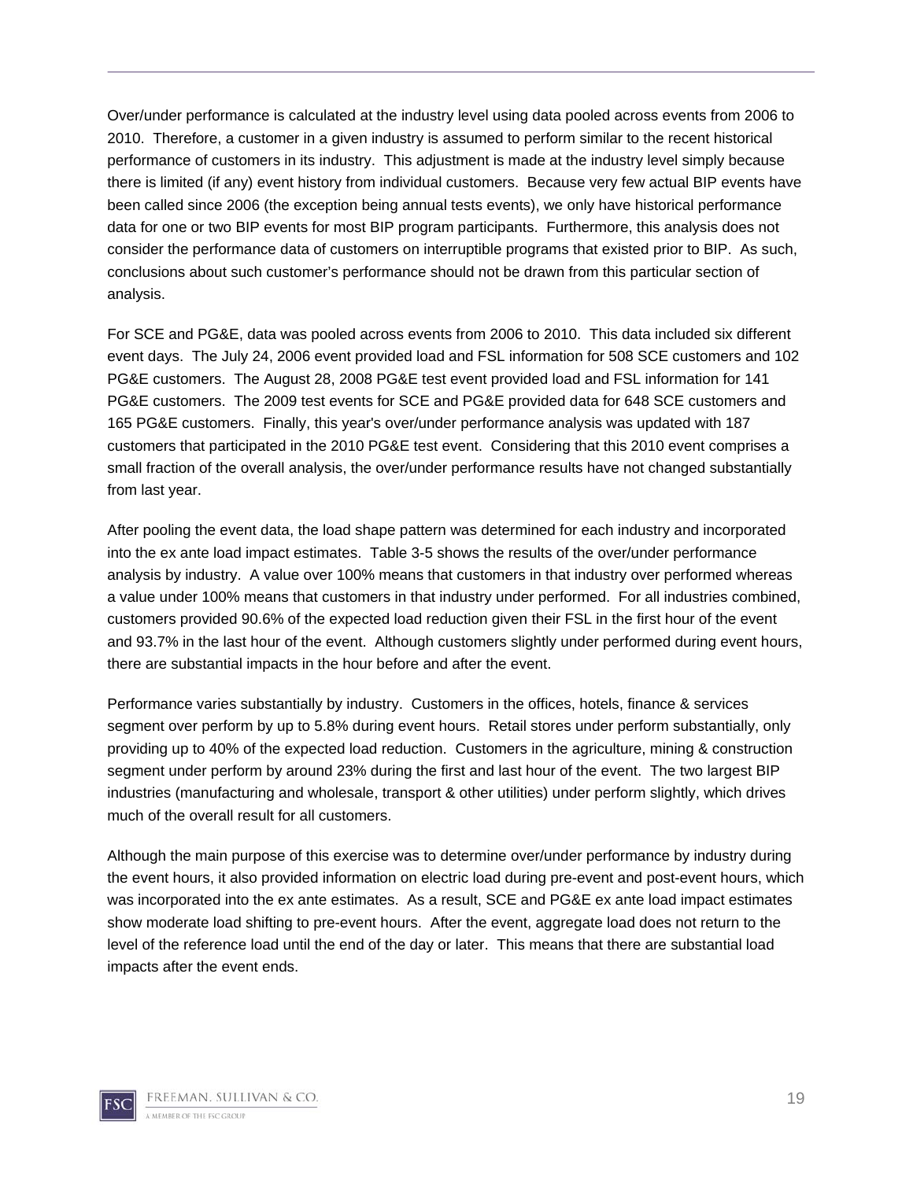Over/under performance is calculated at the industry level using data pooled across events from 2006 to 2010. Therefore, a customer in a given industry is assumed to perform similar to the recent historical performance of customers in its industry. This adjustment is made at the industry level simply because there is limited (if any) event history from individual customers. Because very few actual BIP events have been called since 2006 (the exception being annual tests events), we only have historical performance data for one or two BIP events for most BIP program participants. Furthermore, this analysis does not consider the performance data of customers on interruptible programs that existed prior to BIP. As such, conclusions about such customer's performance should not be drawn from this particular section of analysis.

For SCE and PG&E, data was pooled across events from 2006 to 2010. This data included six different event days. The July 24, 2006 event provided load and FSL information for 508 SCE customers and 102 PG&E customers. The August 28, 2008 PG&E test event provided load and FSL information for 141 PG&E customers. The 2009 test events for SCE and PG&E provided data for 648 SCE customers and 165 PG&E customers. Finally, this year's over/under performance analysis was updated with 187 customers that participated in the 2010 PG&E test event. Considering that this 2010 event comprises a small fraction of the overall analysis, the over/under performance results have not changed substantially from last year.

After pooling the event data, the load shape pattern was determined for each industry and incorporated into the ex ante load impact estimates. Table 3-5 shows the results of the over/under performance analysis by industry. A value over 100% means that customers in that industry over performed whereas a value under 100% means that customers in that industry under performed. For all industries combined, customers provided 90.6% of the expected load reduction given their FSL in the first hour of the event and 93.7% in the last hour of the event. Although customers slightly under performed during event hours, there are substantial impacts in the hour before and after the event.

Performance varies substantially by industry. Customers in the offices, hotels, finance & services segment over perform by up to 5.8% during event hours. Retail stores under perform substantially, only providing up to 40% of the expected load reduction. Customers in the agriculture, mining & construction segment under perform by around 23% during the first and last hour of the event. The two largest BIP industries (manufacturing and wholesale, transport & other utilities) under perform slightly, which drives much of the overall result for all customers.

Although the main purpose of this exercise was to determine over/under performance by industry during the event hours, it also provided information on electric load during pre-event and post-event hours, which was incorporated into the ex ante estimates. As a result, SCE and PG&E ex ante load impact estimates show moderate load shifting to pre-event hours. After the event, aggregate load does not return to the level of the reference load until the end of the day or later. This means that there are substantial load impacts after the event ends.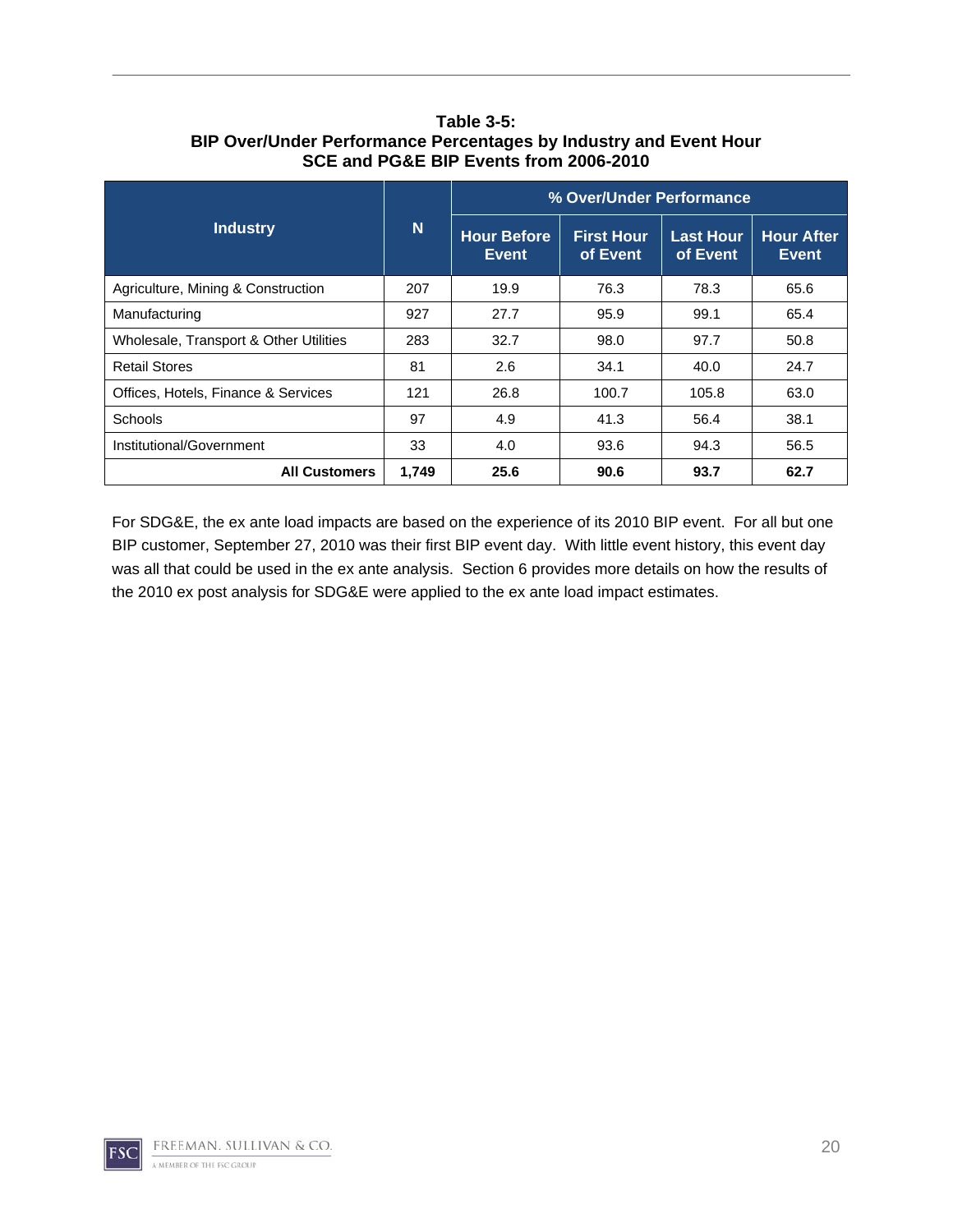**Table 3-5:**
**BIP Over/Under Performance Percentages by Industry and Event Hour**
**SCE and PG&E BIP Events from 2006-2010**

| Industry | N | % Over/Under Performance | | | |
|---|---|---|---|---|---|
| | | Hour Before Event | First Hour of Event | Last Hour of Event | Hour After Event |
| Agriculture, Mining & Construction | 207 | 19.9 | 76.3 | 78.3 | 65.6 |
| Manufacturing | 927 | 27.7 | 95.9 | 99.1 | 65.4 |
| Wholesale, Transport & Other Utilities | 283 | 32.7 | 98.0 | 97.7 | 50.8 |
| Retail Stores | 81 | 2.6 | 34.1 | 40.0 | 24.7 |
| Offices, Hotels, Finance & Services | 121 | 26.8 | 100.7 | 105.8 | 63.0 |
| Schools | 97 | 4.9 | 41.3 | 56.4 | 38.1 |
| Institutional/Government | 33 | 4.0 | 93.6 | 94.3 | 56.5 |
| **All Customers** | **1,749** | **25.6** | **90.6** | **93.7** | **62.7** |

For SDG&E, the ex ante load impacts are based on the experience of its 2010 BIP event. For all but one BIP customer, September 27, 2010 was their first BIP event day. With little event history, this event day was all that could be used in the ex ante analysis. Section 6 provides more details on how the results of the 2010 ex post analysis for SDG&E were applied to the ex ante load impact estimates.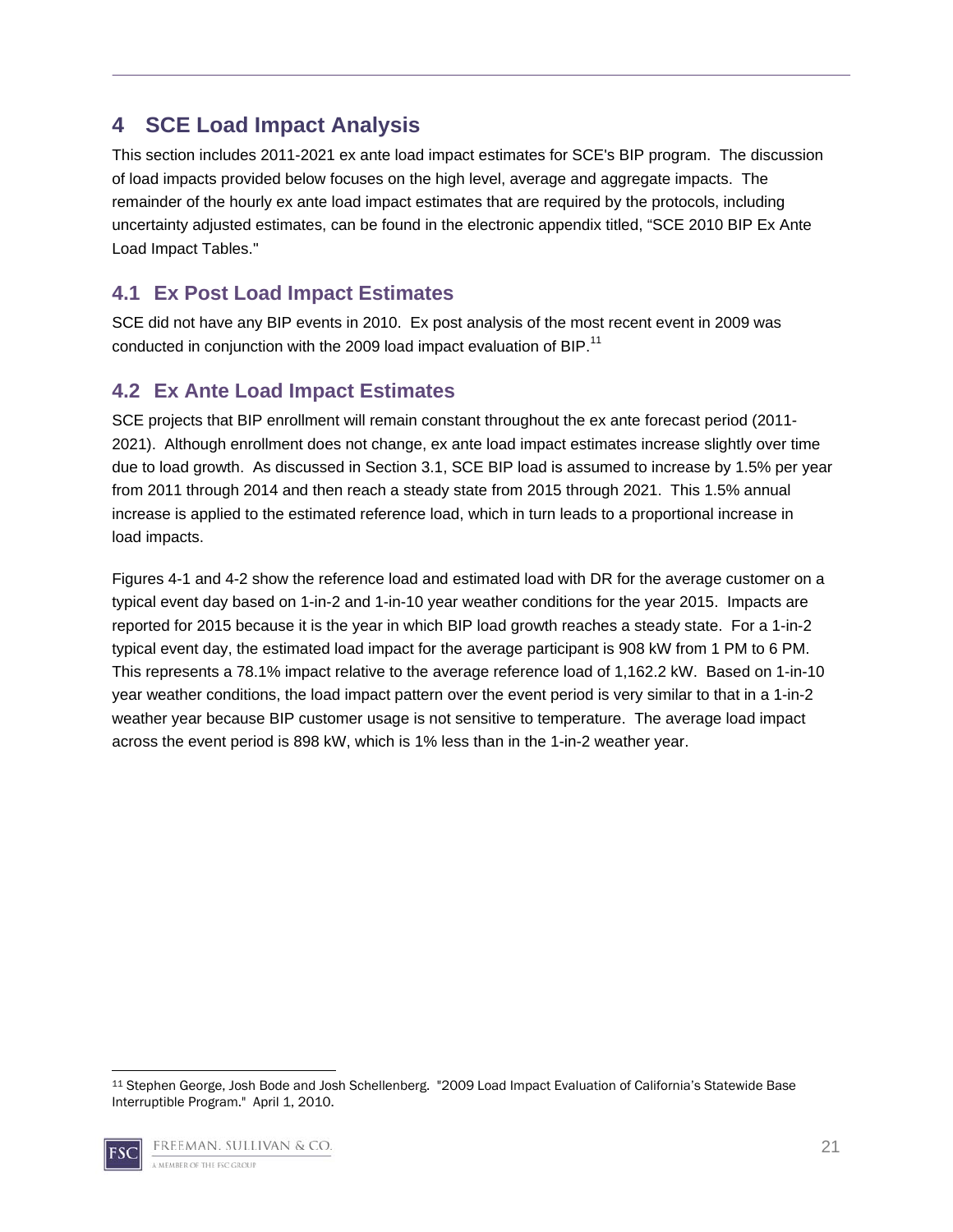# 4 SCE Load Impact Analysis

This section includes 2011-2021 ex ante load impact estimates for SCE's BIP program. The discussion of load impacts provided below focuses on the high level, average and aggregate impacts. The remainder of the hourly ex ante load impact estimates that are required by the protocols, including uncertainty adjusted estimates, can be found in the electronic appendix titled, "SCE 2010 BIP Ex Ante Load Impact Tables."

## 4.1 Ex Post Load Impact Estimates

SCE did not have any BIP events in 2010. Ex post analysis of the most recent event in 2009 was conducted in conjunction with the 2009 load impact evaluation of BIP.[11]

## 4.2 Ex Ante Load Impact Estimates

SCE projects that BIP enrollment will remain constant throughout the ex ante forecast period (2011-2021). Although enrollment does not change, ex ante load impact estimates increase slightly over time due to load growth. As discussed in Section 3.1, SCE BIP load is assumed to increase by 1.5% per year from 2011 through 2014 and then reach a steady state from 2015 through 2021. This 1.5% annual increase is applied to the estimated reference load, which in turn leads to a proportional increase in load impacts.

Figures 4-1 and 4-2 show the reference load and estimated load with DR for the average customer on a typical event day based on 1-in-2 and 1-in-10 year weather conditions for the year 2015. Impacts are reported for 2015 because it is the year in which BIP load growth reaches a steady state. For a 1-in-2 typical event day, the estimated load impact for the average participant is 908 kW from 1 PM to 6 PM. This represents a 78.1% impact relative to the average reference load of 1,162.2 kW. Based on 1-in-10 year weather conditions, the load impact pattern over the event period is very similar to that in a 1-in-2 weather year because BIP customer usage is not sensitive to temperature. The average load impact across the event period is 898 kW, which is 1% less than in the 1-in-2 weather year.

[11] Stephen George, Josh Bode and Josh Schellenberg. "2009 Load Impact Evaluation of California's Statewide Base Interruptible Program." April 1, 2010.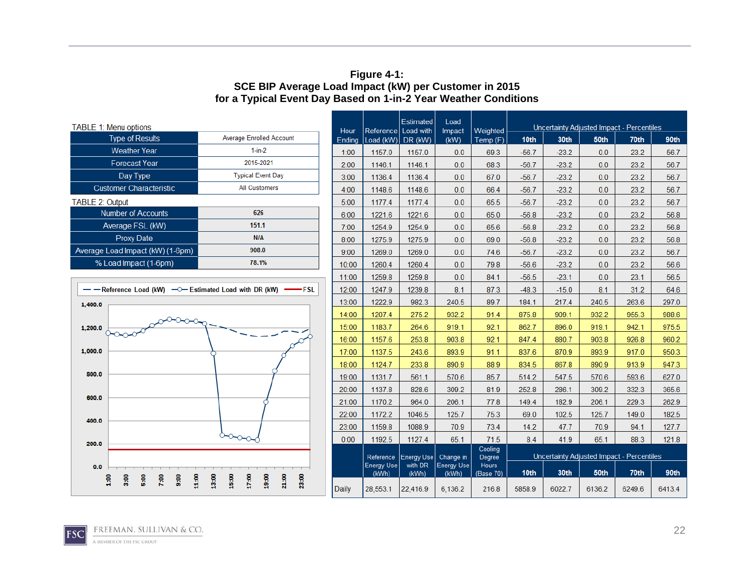**Figure 4-1:**
**SCE BIP Average Load Impact (kW) per Customer in 2015**
**for a Typical Event Day Based on 1-in-2 Year Weather Conditions**

TABLE 1: Menu options

| | |
|---|---|
| Type of Results | Average Enrolled Account |
| Weather Year | 1-in-2 |
| Forecast Year | 2015-2021 |
| Day Type | Typical Event Day |
| Customer Characteristic | All Customers |

TABLE 2: Output

| | |
|---|---|
| Number of Accounts | 626 |
| Average FSL (kW) | 151.1 |
| Proxy Date | N/A |
| Average Load Impact (kW) (1-6pm) | 908.0 |
| % Load Impact (1-6pm) | 78.1% |

| Hour Ending | Reference Load (kW) | Estimated Load with DR (kW) | Load Impact (kW) | Weighted Temp (F) | Uncertainty Adjusted Impact - Percentiles 10th | 30th | 50th | 70th | 90th |
|---|---|---|---|---|---|---|---|---|---|
| 1:00 | 1157.0 | 1157.0 | 0.0 | 69.3 | -56.7 | -23.2 | 0.0 | 23.2 | 56.7 |
| 2:00 | 1146.1 | 1146.1 | 0.0 | 68.3 | -56.7 | -23.2 | 0.0 | 23.2 | 56.7 |
| 3:00 | 1136.4 | 1136.4 | 0.0 | 67.0 | -56.7 | -23.2 | 0.0 | 23.2 | 56.7 |
| 4:00 | 1148.6 | 1148.6 | 0.0 | 66.4 | -56.7 | -23.2 | 0.0 | 23.2 | 56.7 |
| 5:00 | 1177.4 | 1177.4 | 0.0 | 65.5 | -56.7 | -23.2 | 0.0 | 23.2 | 56.7 |
| 6:00 | 1221.6 | 1221.6 | 0.0 | 65.0 | -56.8 | -23.2 | 0.0 | 23.2 | 56.8 |
| 7:00 | 1254.9 | 1254.9 | 0.0 | 65.6 | -56.8 | -23.2 | 0.0 | 23.2 | 56.8 |
| 8:00 | 1275.9 | 1275.9 | 0.0 | 69.0 | -56.8 | -23.2 | 0.0 | 23.2 | 56.8 |
| 9:00 | 1269.0 | 1269.0 | 0.0 | 74.6 | -56.7 | -23.2 | 0.0 | 23.2 | 56.7 |
| 10:00 | 1260.4 | 1260.4 | 0.0 | 79.8 | -56.6 | -23.2 | 0.0 | 23.2 | 56.6 |
| 11:00 | 1259.8 | 1259.8 | 0.0 | 84.1 | -56.5 | -23.1 | 0.0 | 23.1 | 56.5 |
| 12:00 | 1247.9 | 1239.8 | 8.1 | 87.3 | -48.3 | -15.0 | 8.1 | 31.2 | 64.6 |
| 13:00 | 1222.9 | 982.3 | 240.5 | 89.7 | 184.1 | 217.4 | 240.5 | 263.6 | 297.0 |
| 14:00 | 1207.4 | 275.2 | 932.2 | 91.4 | 875.8 | 909.1 | 932.2 | 955.3 | 988.6 |
| 15:00 | 1183.7 | 264.6 | 919.1 | 92.1 | 862.7 | 896.0 | 919.1 | 942.1 | 975.5 |
| 16:00 | 1157.6 | 253.8 | 903.8 | 92.1 | 847.4 | 880.7 | 903.8 | 926.8 | 960.2 |
| 17:00 | 1137.5 | 243.6 | 893.9 | 91.1 | 837.6 | 870.9 | 893.9 | 917.0 | 950.3 |
| 18:00 | 1124.7 | 233.8 | 890.9 | 88.9 | 834.5 | 867.8 | 890.9 | 913.9 | 947.3 |
| 19:00 | 1131.7 | 561.1 | 570.6 | 85.7 | 514.2 | 547.5 | 570.6 | 593.6 | 627.0 |
| 20:00 | 1137.8 | 828.6 | 309.2 | 81.9 | 252.8 | 286.1 | 309.2 | 332.3 | 365.6 |
| 21:00 | 1170.2 | 964.0 | 206.1 | 77.8 | 149.4 | 182.9 | 206.1 | 229.3 | 262.9 |
| 22:00 | 1172.2 | 1046.5 | 125.7 | 75.3 | 69.0 | 102.5 | 125.7 | 149.0 | 182.5 |
| 23:00 | 1159.8 | 1088.9 | 70.9 | 73.4 | 14.2 | 47.7 | 70.9 | 94.1 | 127.7 |
| 0:00 | 1192.5 | 1127.4 | 65.1 | 71.5 | 8.4 | 41.9 | 65.1 | 88.3 | 121.8 |
| | Reference Energy Use (kWh) | Energy Use with DR (kWh) | Change in Energy Use (kWh) | Cooling Degree Hours (Base 70) | Uncertainty Adjusted Impact - Percentiles 10th | 30th | 50th | 70th | 90th |
| Daily | 28,553.1 | 22,416.9 | 6,136.2 | 216.8 | 5858.9 | 6022.7 | 6136.2 | 6249.6 | 6413.4 |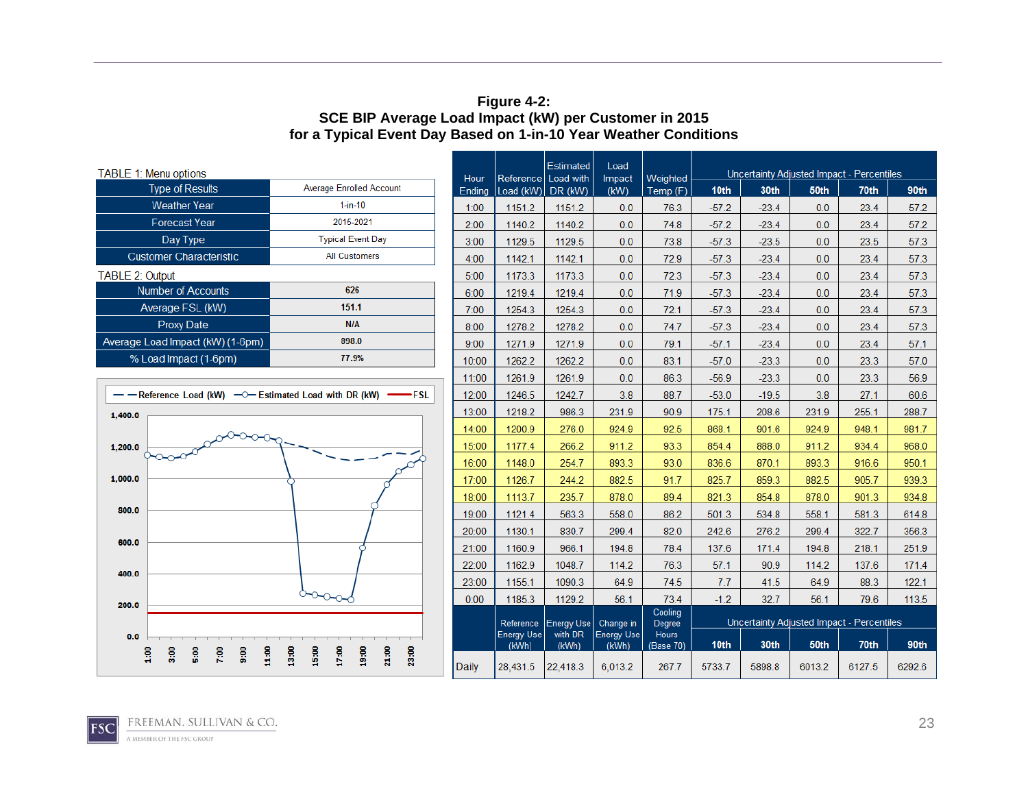**Figure 4-2:**
**SCE BIP Average Load Impact (kW) per Customer in 2015**
**for a Typical Event Day Based on 1-in-10 Year Weather Conditions**

TABLE 1: Menu options

| | |
|---|---|
| Type of Results | Average Enrolled Account |
| Weather Year | 1-in-10 |
| Forecast Year | 2015-2021 |
| Day Type | Typical Event Day |
| Customer Characteristic | All Customers |

TABLE 2: Output

| | |
|---|---|
| Number of Accounts | 626 |
| Average FSL (kW) | 151.1 |
| Proxy Date | N/A |
| Average Load Impact (kW) (1-6pm) | 898.0 |
| % Load Impact (1-6pm) | 77.9% |

| Hour Ending | Reference Load (kW) | Estimated Load with DR (kW) | Load Impact (kW) | Weighted Temp (F) | Uncertainty Adjusted Impact - Percentiles | | | | |
|---|---|---|---|---|---|---|---|---|---|
| | | | | | 10th | 30th | 50th | 70th | 90th |
| 1:00 | 1151.2 | 1151.2 | 0.0 | 76.3 | -57.2 | -23.4 | 0.0 | 23.4 | 57.2 |
| 2:00 | 1140.2 | 1140.2 | 0.0 | 74.8 | -57.2 | -23.4 | 0.0 | 23.4 | 57.2 |
| 3:00 | 1129.5 | 1129.5 | 0.0 | 73.8 | -57.3 | -23.5 | 0.0 | 23.5 | 57.3 |
| 4:00 | 1142.1 | 1142.1 | 0.0 | 72.9 | -57.3 | -23.4 | 0.0 | 23.4 | 57.3 |
| 5:00 | 1173.3 | 1173.3 | 0.0 | 72.3 | -57.3 | -23.4 | 0.0 | 23.4 | 57.3 |
| 6:00 | 1219.4 | 1219.4 | 0.0 | 71.9 | -57.3 | -23.4 | 0.0 | 23.4 | 57.3 |
| 7:00 | 1254.3 | 1254.3 | 0.0 | 72.1 | -57.3 | -23.4 | 0.0 | 23.4 | 57.3 |
| 8:00 | 1278.2 | 1278.2 | 0.0 | 74.7 | -57.3 | -23.4 | 0.0 | 23.4 | 57.3 |
| 9:00 | 1271.9 | 1271.9 | 0.0 | 79.1 | -57.1 | -23.4 | 0.0 | 23.4 | 57.1 |
| 10:00 | 1262.2 | 1262.2 | 0.0 | 83.1 | -57.0 | -23.3 | 0.0 | 23.3 | 57.0 |
| 11:00 | 1261.9 | 1261.9 | 0.0 | 86.3 | -56.9 | -23.3 | 0.0 | 23.3 | 56.9 |
| 12:00 | 1246.5 | 1242.7 | 3.8 | 88.7 | -53.0 | -19.5 | 3.8 | 27.1 | 60.6 |
| 13:00 | 1218.2 | 986.3 | 231.9 | 90.9 | 175.1 | 208.6 | 231.9 | 255.1 | 288.7 |
| 14:00 | 1200.9 | 276.0 | 924.9 | 92.5 | 868.1 | 901.6 | 924.9 | 948.1 | 981.7 |
| 15:00 | 1177.4 | 266.2 | 911.2 | 93.3 | 854.4 | 888.0 | 911.2 | 934.4 | 968.0 |
| 16:00 | 1148.0 | 254.7 | 893.3 | 93.0 | 836.6 | 870.1 | 893.3 | 916.6 | 950.1 |
| 17:00 | 1126.7 | 244.2 | 882.5 | 91.7 | 825.7 | 859.3 | 882.5 | 905.7 | 939.3 |
| 18:00 | 1113.7 | 235.7 | 878.0 | 89.4 | 821.3 | 854.8 | 878.0 | 901.3 | 934.8 |
| 19:00 | 1121.4 | 563.3 | 558.0 | 86.2 | 501.3 | 534.8 | 558.1 | 581.3 | 614.8 |
| 20:00 | 1130.1 | 830.7 | 299.4 | 82.0 | 242.6 | 276.2 | 299.4 | 322.7 | 356.3 |
| 21:00 | 1160.9 | 966.1 | 194.8 | 78.4 | 137.6 | 171.4 | 194.8 | 218.1 | 251.9 |
| 22:00 | 1162.9 | 1048.7 | 114.2 | 76.3 | 57.1 | 90.9 | 114.2 | 137.6 | 171.4 |
| 23:00 | 1155.1 | 1090.3 | 64.9 | 74.5 | 7.7 | 41.5 | 64.9 | 88.3 | 122.1 |
| 0:00 | 1185.3 | 1129.2 | 56.1 | 73.4 | -1.2 | 32.7 | 56.1 | 79.6 | 113.5 |
| | Reference Energy Use (kWh) | Energy Use with DR (kWh) | Change in Energy Use (kWh) | Cooling Degree Hours (Base 70) | Uncertainty Adjusted Impact - Percentiles | | | | |
| | | | | | 10th | 30th | 50th | 70th | 90th |
| Daily | 28,431.5 | 22,418.3 | 6,013.2 | 267.7 | 5733.7 | 5898.8 | 6013.2 | 6127.5 | 6292.6 |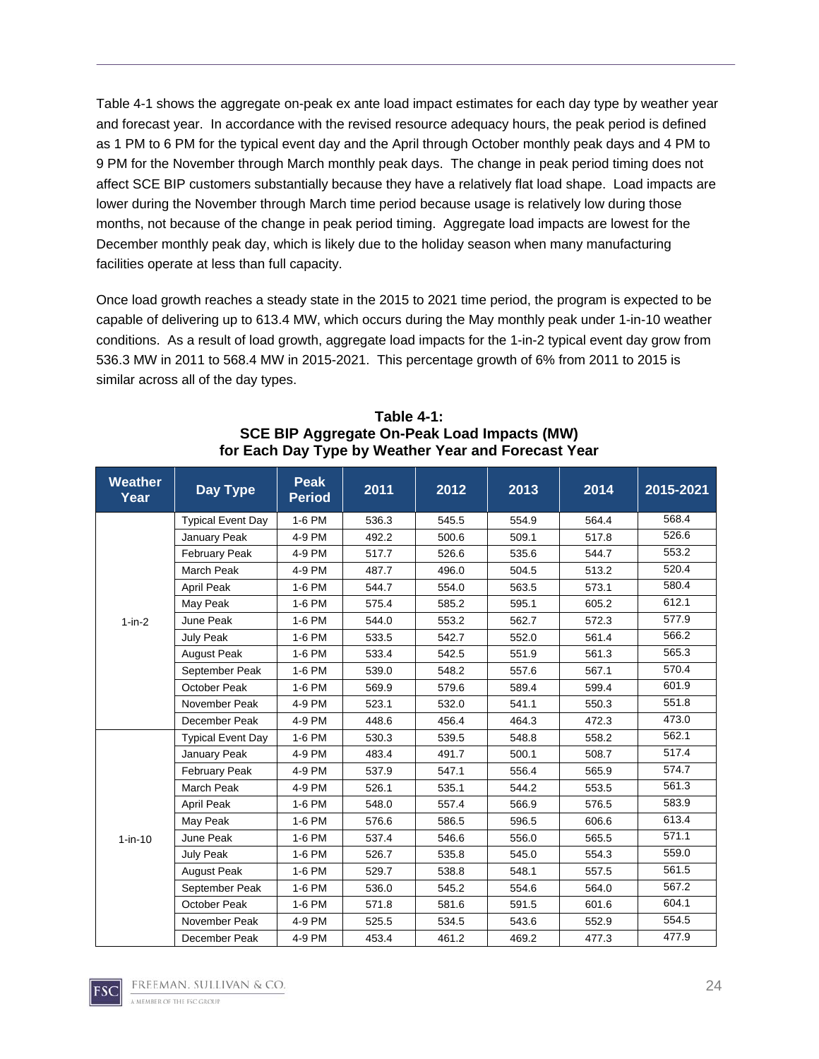Table 4-1 shows the aggregate on-peak ex ante load impact estimates for each day type by weather year and forecast year. In accordance with the revised resource adequacy hours, the peak period is defined as 1 PM to 6 PM for the typical event day and the April through October monthly peak days and 4 PM to 9 PM for the November through March monthly peak days. The change in peak period timing does not affect SCE BIP customers substantially because they have a relatively flat load shape. Load impacts are lower during the November through March time period because usage is relatively low during those months, not because of the change in peak period timing. Aggregate load impacts are lowest for the December monthly peak day, which is likely due to the holiday season when many manufacturing facilities operate at less than full capacity.

Once load growth reaches a steady state in the 2015 to 2021 time period, the program is expected to be capable of delivering up to 613.4 MW, which occurs during the May monthly peak under 1-in-10 weather conditions. As a result of load growth, aggregate load impacts for the 1-in-2 typical event day grow from 536.3 MW in 2011 to 568.4 MW in 2015-2021. This percentage growth of 6% from 2011 to 2015 is similar across all of the day types.

**Table 4-1:**
**SCE BIP Aggregate On-Peak Load Impacts (MW)**
**for Each Day Type by Weather Year and Forecast Year**

| Weather Year | Day Type | Peak Period | 2011 | 2012 | 2013 | 2014 | 2015-2021 |
|---|---|---|---|---|---|---|---|
| 1-in-2 | Typical Event Day | 1-6 PM | 536.3 | 545.5 | 554.9 | 564.4 | 568.4 |
| | January Peak | 4-9 PM | 492.2 | 500.6 | 509.1 | 517.8 | 526.6 |
| | February Peak | 4-9 PM | 517.7 | 526.6 | 535.6 | 544.7 | 553.2 |
| | March Peak | 4-9 PM | 487.7 | 496.0 | 504.5 | 513.2 | 520.4 |
| | April Peak | 1-6 PM | 544.7 | 554.0 | 563.5 | 573.1 | 580.4 |
| | May Peak | 1-6 PM | 575.4 | 585.2 | 595.1 | 605.2 | 612.1 |
| | June Peak | 1-6 PM | 544.0 | 553.2 | 562.7 | 572.3 | 577.9 |
| | July Peak | 1-6 PM | 533.5 | 542.7 | 552.0 | 561.4 | 566.2 |
| | August Peak | 1-6 PM | 533.4 | 542.5 | 551.9 | 561.3 | 565.3 |
| | September Peak | 1-6 PM | 539.0 | 548.2 | 557.6 | 567.1 | 570.4 |
| | October Peak | 1-6 PM | 569.9 | 579.6 | 589.4 | 599.4 | 601.9 |
| | November Peak | 4-9 PM | 523.1 | 532.0 | 541.1 | 550.3 | 551.8 |
| | December Peak | 4-9 PM | 448.6 | 456.4 | 464.3 | 472.3 | 473.0 |
| 1-in-10 | Typical Event Day | 1-6 PM | 530.3 | 539.5 | 548.8 | 558.2 | 562.1 |
| | January Peak | 4-9 PM | 483.4 | 491.7 | 500.1 | 508.7 | 517.4 |
| | February Peak | 4-9 PM | 537.9 | 547.1 | 556.4 | 565.9 | 574.7 |
| | March Peak | 4-9 PM | 526.1 | 535.1 | 544.2 | 553.5 | 561.3 |
| | April Peak | 1-6 PM | 548.0 | 557.4 | 566.9 | 576.5 | 583.9 |
| | May Peak | 1-6 PM | 576.6 | 586.5 | 596.5 | 606.6 | 613.4 |
| | June Peak | 1-6 PM | 537.4 | 546.6 | 556.0 | 565.5 | 571.1 |
| | July Peak | 1-6 PM | 526.7 | 535.8 | 545.0 | 554.3 | 559.0 |
| | August Peak | 1-6 PM | 529.7 | 538.8 | 548.1 | 557.5 | 561.5 |
| | September Peak | 1-6 PM | 536.0 | 545.2 | 554.6 | 564.0 | 567.2 |
| | October Peak | 1-6 PM | 571.8 | 581.6 | 591.5 | 601.6 | 604.1 |
| | November Peak | 4-9 PM | 525.5 | 534.5 | 543.6 | 552.9 | 554.5 |
| | December Peak | 4-9 PM | 453.4 | 461.2 | 469.2 | 477.3 | 477.9 |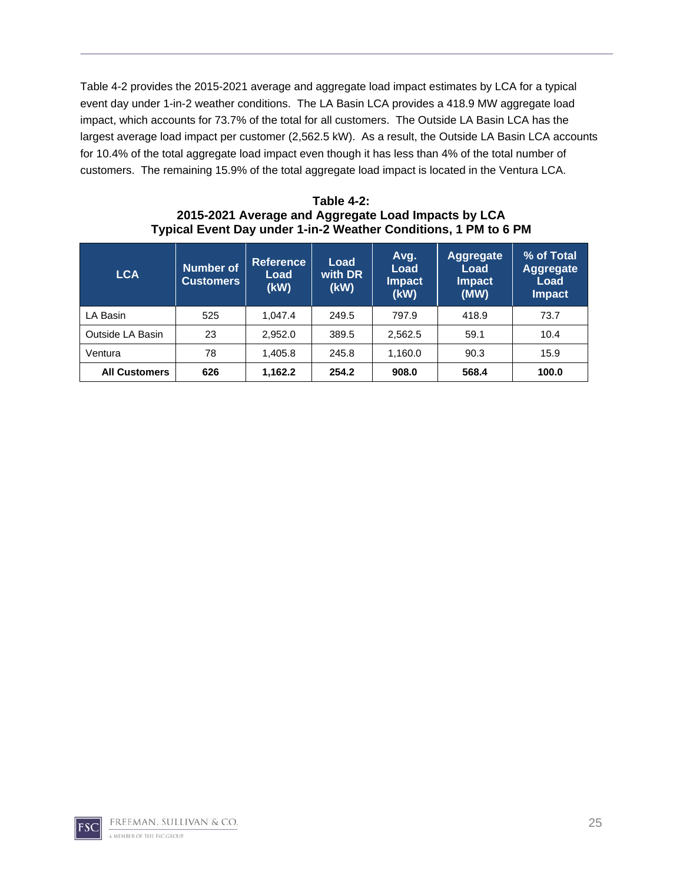Table 4-2 provides the 2015-2021 average and aggregate load impact estimates by LCA for a typical event day under 1-in-2 weather conditions. The LA Basin LCA provides a 418.9 MW aggregate load impact, which accounts for 73.7% of the total for all customers. The Outside LA Basin LCA has the largest average load impact per customer (2,562.5 kW). As a result, the Outside LA Basin LCA accounts for 10.4% of the total aggregate load impact even though it has less than 4% of the total number of customers. The remaining 15.9% of the total aggregate load impact is located in the Ventura LCA.

**Table 4-2:**
**2015-2021 Average and Aggregate Load Impacts by LCA**
**Typical Event Day under 1-in-2 Weather Conditions, 1 PM to 6 PM**

| LCA | Number of Customers | Reference Load (kW) | Load with DR (kW) | Avg. Load Impact (kW) | Aggregate Load Impact (MW) | % of Total Aggregate Load Impact |
|---|---|---|---|---|---|---|
| LA Basin | 525 | 1,047.4 | 249.5 | 797.9 | 418.9 | 73.7 |
| Outside LA Basin | 23 | 2,952.0 | 389.5 | 2,562.5 | 59.1 | 10.4 |
| Ventura | 78 | 1,405.8 | 245.8 | 1,160.0 | 90.3 | 15.9 |
| **All Customers** | **626** | **1,162.2** | **254.2** | **908.0** | **568.4** | **100.0** |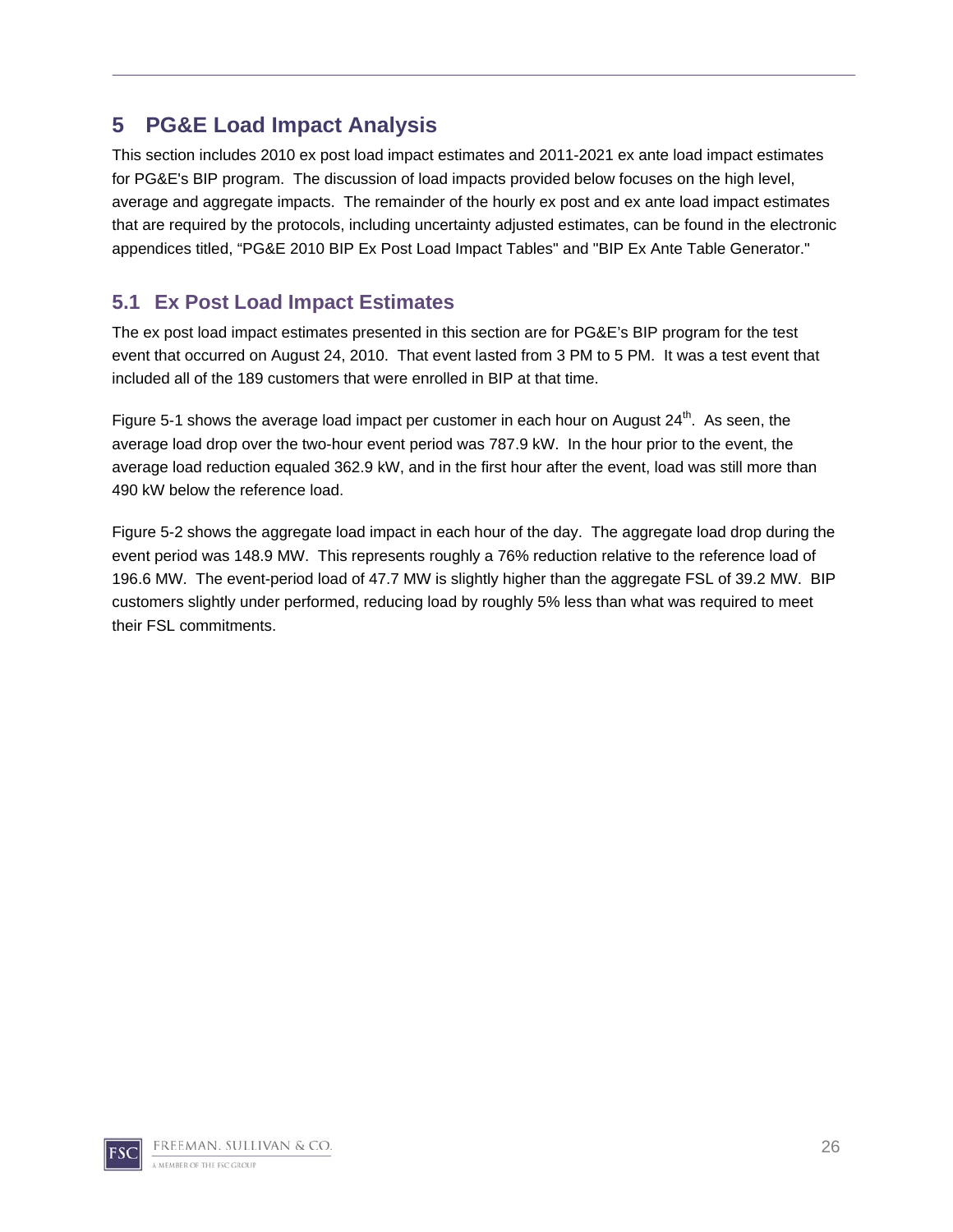# 5 PG&E Load Impact Analysis

This section includes 2010 ex post load impact estimates and 2011-2021 ex ante load impact estimates for PG&E's BIP program. The discussion of load impacts provided below focuses on the high level, average and aggregate impacts. The remainder of the hourly ex post and ex ante load impact estimates that are required by the protocols, including uncertainty adjusted estimates, can be found in the electronic appendices titled, "PG&E 2010 BIP Ex Post Load Impact Tables" and "BIP Ex Ante Table Generator."

## 5.1 Ex Post Load Impact Estimates

The ex post load impact estimates presented in this section are for PG&E's BIP program for the test event that occurred on August 24, 2010. That event lasted from 3 PM to 5 PM. It was a test event that included all of the 189 customers that were enrolled in BIP at that time.

Figure 5-1 shows the average load impact per customer in each hour on August 24th. As seen, the average load drop over the two-hour event period was 787.9 kW. In the hour prior to the event, the average load reduction equaled 362.9 kW, and in the first hour after the event, load was still more than 490 kW below the reference load.

Figure 5-2 shows the aggregate load impact in each hour of the day. The aggregate load drop during the event period was 148.9 MW. This represents roughly a 76% reduction relative to the reference load of 196.6 MW. The event-period load of 47.7 MW is slightly higher than the aggregate FSL of 39.2 MW. BIP customers slightly under performed, reducing load by roughly 5% less than what was required to meet their FSL commitments.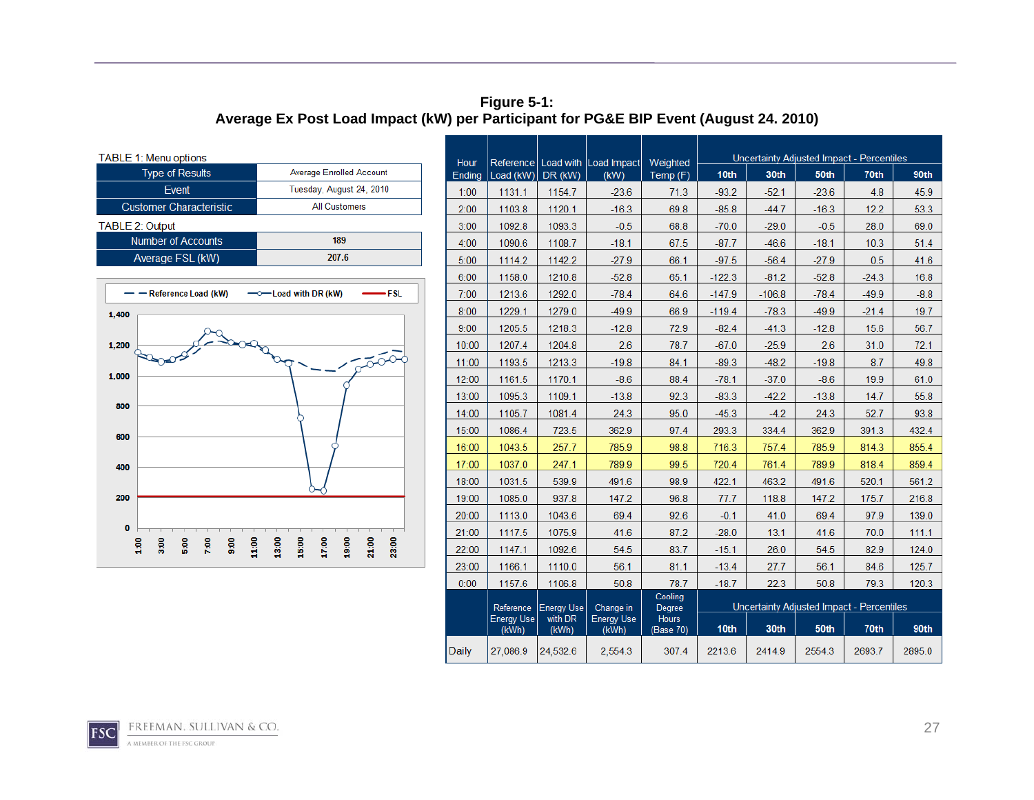**Figure 5-1:**
**Average Ex Post Load Impact (kW) per Participant for PG&E BIP Event (August 24. 2010)**

TABLE 1: Menu options

| Type of Results | Average Enrolled Account |
|---|---|
| Event | Tuesday, August 24, 2010 |
| Customer Characteristic | All Customers |

TABLE 2: Output

| Number of Accounts | 189 |
|---|---|
| Average FSL (kW) | 207.6 |

| Hour Ending | Reference Load (kW) | Load with DR (kW) | Load Impact (kW) | Weighted Temp (F) | Uncertainty Adjusted Impact - Percentiles 10th | 30th | 50th | 70th | 90th |
|---|---|---|---|---|---|---|---|---|---|
| 1:00 | 1131.1 | 1154.7 | -23.6 | 71.3 | -93.2 | -52.1 | -23.6 | 4.8 | 45.9 |
| 2:00 | 1103.8 | 1120.1 | -16.3 | 69.8 | -85.8 | -44.7 | -16.3 | 12.2 | 53.3 |
| 3:00 | 1092.8 | 1093.3 | -0.5 | 68.8 | -70.0 | -29.0 | -0.5 | 28.0 | 69.0 |
| 4:00 | 1090.6 | 1108.7 | -18.1 | 67.5 | -87.7 | -46.6 | -18.1 | 10.3 | 51.4 |
| 5:00 | 1114.2 | 1142.2 | -27.9 | 66.1 | -97.5 | -56.4 | -27.9 | 0.5 | 41.6 |
| 6:00 | 1158.0 | 1210.8 | -52.8 | 65.1 | -122.3 | -81.2 | -52.8 | -24.3 | 16.8 |
| 7:00 | 1213.6 | 1292.0 | -78.4 | 64.6 | -147.9 | -106.8 | -78.4 | -49.9 | -8.8 |
| 8:00 | 1229.1 | 1279.0 | -49.9 | 66.9 | -119.4 | -78.3 | -49.9 | -21.4 | 19.7 |
| 9:00 | 1205.5 | 1218.3 | -12.8 | 72.9 | -82.4 | -41.3 | -12.8 | 15.6 | 56.7 |
| 10:00 | 1207.4 | 1204.8 | 2.6 | 78.7 | -67.0 | -25.9 | 2.6 | 31.0 | 72.1 |
| 11:00 | 1193.5 | 1213.3 | -19.8 | 84.1 | -89.3 | -48.2 | -19.8 | 8.7 | 49.8 |
| 12:00 | 1161.5 | 1170.1 | -8.6 | 88.4 | -78.1 | -37.0 | -8.6 | 19.9 | 61.0 |
| 13:00 | 1095.3 | 1109.1 | -13.8 | 92.3 | -83.3 | -42.2 | -13.8 | 14.7 | 55.8 |
| 14:00 | 1105.7 | 1081.4 | 24.3 | 95.0 | -45.3 | -4.2 | 24.3 | 52.7 | 93.8 |
| 15:00 | 1086.4 | 723.5 | 362.9 | 97.4 | 293.3 | 334.4 | 362.9 | 391.3 | 432.4 |
| 16:00 | 1043.5 | 257.7 | 785.9 | 98.8 | 716.3 | 757.4 | 785.9 | 814.3 | 855.4 |
| 17:00 | 1037.0 | 247.1 | 789.9 | 99.5 | 720.4 | 761.4 | 789.9 | 818.4 | 859.4 |
| 18:00 | 1031.5 | 539.9 | 491.6 | 98.9 | 422.1 | 463.2 | 491.6 | 520.1 | 561.2 |
| 19:00 | 1085.0 | 937.8 | 147.2 | 96.8 | 77.7 | 118.8 | 147.2 | 175.7 | 216.8 |
| 20:00 | 1113.0 | 1043.6 | 69.4 | 92.6 | -0.1 | 41.0 | 69.4 | 97.9 | 139.0 |
| 21:00 | 1117.5 | 1075.9 | 41.6 | 87.2 | -28.0 | 13.1 | 41.6 | 70.0 | 111.1 |
| 22:00 | 1147.1 | 1092.6 | 54.5 | 83.7 | -15.1 | 26.0 | 54.5 | 82.9 | 124.0 |
| 23:00 | 1166.1 | 1110.0 | 56.1 | 81.1 | -13.4 | 27.7 | 56.1 | 84.6 | 125.7 |
| 0:00 | 1157.6 | 1106.8 | 50.8 | 78.7 | -18.7 | 22.3 | 50.8 | 79.3 | 120.3 |

| | Reference Energy Use (kWh) | Energy Use with DR (kWh) | Change in Energy Use (kWh) | Cooling Degree Hours (Base 70) | Uncertainty Adjusted Impact - Percentiles 10th | 30th | 50th | 70th | 90th |
|---|---|---|---|---|---|---|---|---|---|
| Daily | 27,086.9 | 24,532.6 | 2,554.3 | 307.4 | 2213.6 | 2414.9 | 2554.3 | 2693.7 | 2895.0 |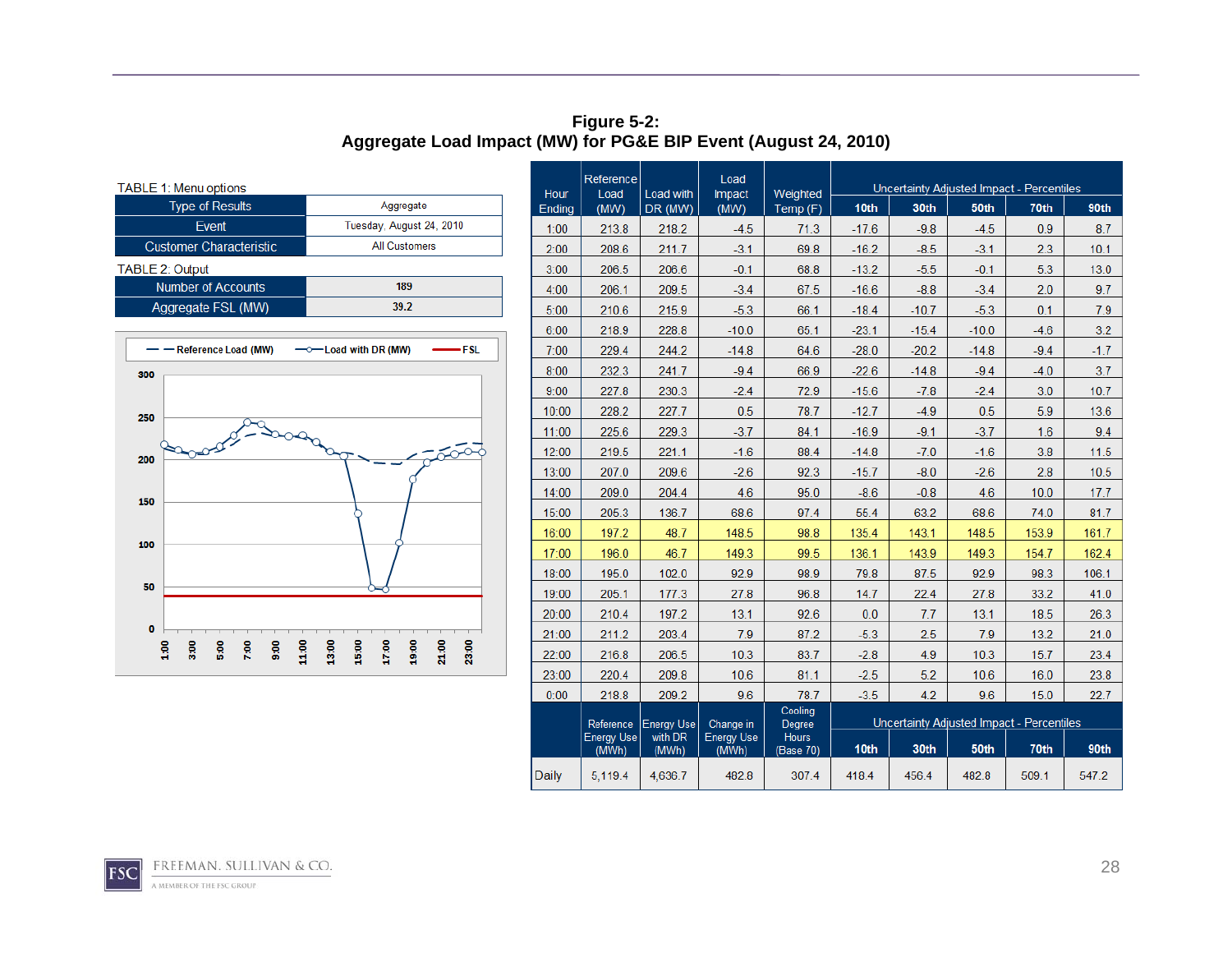**Figure 5-2:**
**Aggregate Load Impact (MW) for PG&E BIP Event (August 24, 2010)**

TABLE 1: Menu options

| | |
|---|---|
| Type of Results | Aggregate |
| Event | Tuesday, August 24, 2010 |
| Customer Characteristic | All Customers |

TABLE 2: Output

| | |
|---|---|
| Number of Accounts | 189 |
| Aggregate FSL (MW) | 39.2 |

| Hour Ending | Reference Load (MW) | Load with DR (MW) | Load Impact (MW) | Weighted Temp (F) | Uncertainty Adjusted Impact - Percentiles 10th | 30th | 50th | 70th | 90th |
|---|---|---|---|---|---|---|---|---|---|
| 1:00 | 213.8 | 218.2 | -4.5 | 71.3 | -17.6 | -9.8 | -4.5 | 0.9 | 8.7 |
| 2:00 | 208.6 | 211.7 | -3.1 | 69.8 | -16.2 | -8.5 | -3.1 | 2.3 | 10.1 |
| 3:00 | 206.5 | 206.6 | -0.1 | 68.8 | -13.2 | -5.5 | -0.1 | 5.3 | 13.0 |
| 4:00 | 206.1 | 209.5 | -3.4 | 67.5 | -16.6 | -8.8 | -3.4 | 2.0 | 9.7 |
| 5:00 | 210.6 | 215.9 | -5.3 | 66.1 | -18.4 | -10.7 | -5.3 | 0.1 | 7.9 |
| 6:00 | 218.9 | 228.8 | -10.0 | 65.1 | -23.1 | -15.4 | -10.0 | -4.6 | 3.2 |
| 7:00 | 229.4 | 244.2 | -14.8 | 64.6 | -28.0 | -20.2 | -14.8 | -9.4 | -1.7 |
| 8:00 | 232.3 | 241.7 | -9.4 | 66.9 | -22.6 | -14.8 | -9.4 | -4.0 | 3.7 |
| 9:00 | 227.8 | 230.3 | -2.4 | 72.9 | -15.6 | -7.8 | -2.4 | 3.0 | 10.7 |
| 10:00 | 228.2 | 227.7 | 0.5 | 78.7 | -12.7 | -4.9 | 0.5 | 5.9 | 13.6 |
| 11:00 | 225.6 | 229.3 | -3.7 | 84.1 | -16.9 | -9.1 | -3.7 | 1.6 | 9.4 |
| 12:00 | 219.5 | 221.1 | -1.6 | 88.4 | -14.8 | -7.0 | -1.6 | 3.8 | 11.5 |
| 13:00 | 207.0 | 209.6 | -2.6 | 92.3 | -15.7 | -8.0 | -2.6 | 2.8 | 10.5 |
| 14:00 | 209.0 | 204.4 | 4.6 | 95.0 | -8.6 | -0.8 | 4.6 | 10.0 | 17.7 |
| 15:00 | 205.3 | 136.7 | 68.6 | 97.4 | 55.4 | 63.2 | 68.6 | 74.0 | 81.7 |
| 16:00 | 197.2 | 48.7 | 148.5 | 98.8 | 135.4 | 143.1 | 148.5 | 153.9 | 161.7 |
| 17:00 | 196.0 | 46.7 | 149.3 | 99.5 | 136.1 | 143.9 | 149.3 | 154.7 | 162.4 |
| 18:00 | 195.0 | 102.0 | 92.9 | 98.9 | 79.8 | 87.5 | 92.9 | 98.3 | 106.1 |
| 19:00 | 205.1 | 177.3 | 27.8 | 96.8 | 14.7 | 22.4 | 27.8 | 33.2 | 41.0 |
| 20:00 | 210.4 | 197.2 | 13.1 | 92.6 | 0.0 | 7.7 | 13.1 | 18.5 | 26.3 |
| 21:00 | 211.2 | 203.4 | 7.9 | 87.2 | -5.3 | 2.5 | 7.9 | 13.2 | 21.0 |
| 22:00 | 216.8 | 206.5 | 10.3 | 83.7 | -2.8 | 4.9 | 10.3 | 15.7 | 23.4 |
| 23:00 | 220.4 | 209.8 | 10.6 | 81.1 | -2.5 | 5.2 | 10.6 | 16.0 | 23.8 |
| 0:00 | 218.8 | 209.2 | 9.6 | 78.7 | -3.5 | 4.2 | 9.6 | 15.0 | 22.7 |
| | **Reference Energy Use (MWh)** | **Energy Use with DR (MWh)** | **Change in Energy Use (MWh)** | **Cooling Degree Hours (Base 70)** | **Uncertainty Adjusted Impact - Percentiles 10th** | **30th** | **50th** | **70th** | **90th** |
| Daily | 5,119.4 | 4,636.7 | 482.8 | 307.4 | 418.4 | 456.4 | 482.8 | 509.1 | 547.2 |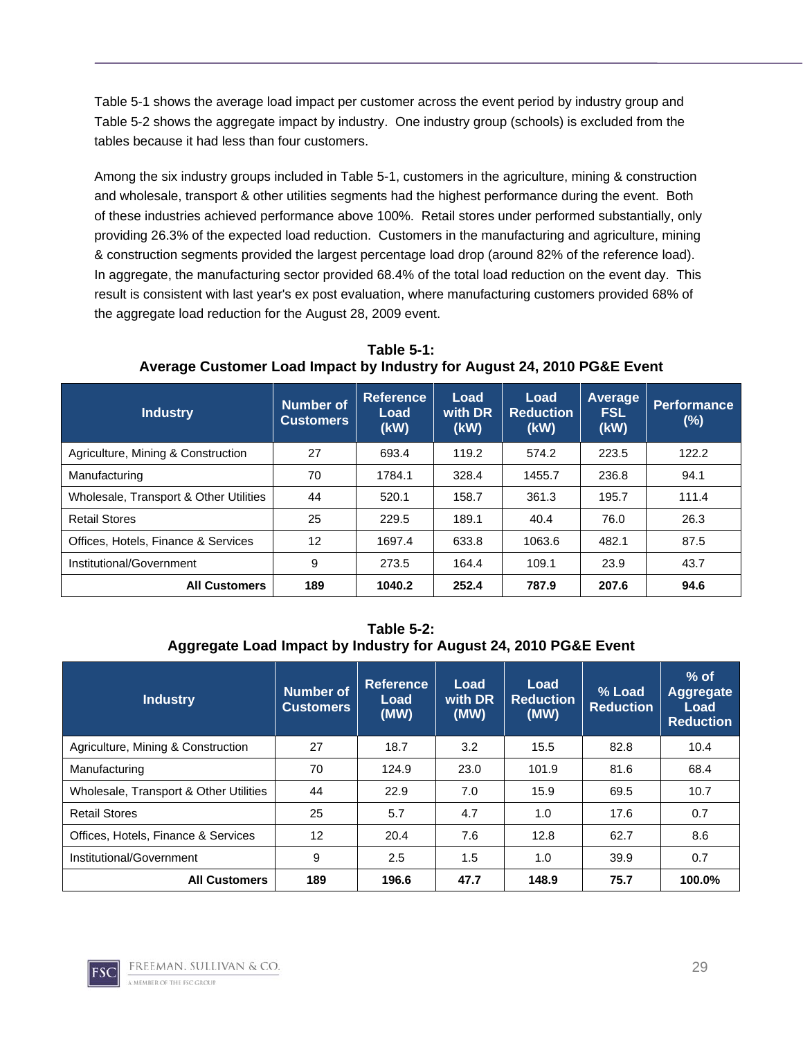Table 5-1 shows the average load impact per customer across the event period by industry group and Table 5-2 shows the aggregate impact by industry. One industry group (schools) is excluded from the tables because it had less than four customers.

Among the six industry groups included in Table 5-1, customers in the agriculture, mining & construction and wholesale, transport & other utilities segments had the highest performance during the event. Both of these industries achieved performance above 100%. Retail stores under performed substantially, only providing 26.3% of the expected load reduction. Customers in the manufacturing and agriculture, mining & construction segments provided the largest percentage load drop (around 82% of the reference load). In aggregate, the manufacturing sector provided 68.4% of the total load reduction on the event day. This result is consistent with last year's ex post evaluation, where manufacturing customers provided 68% of the aggregate load reduction for the August 28, 2009 event.

**Table 5-1:**
**Average Customer Load Impact by Industry for August 24, 2010 PG&E Event**

| Industry | Number of Customers | Reference Load (kW) | Load with DR (kW) | Load Reduction (kW) | Average FSL (kW) | Performance (%) |
|---|---|---|---|---|---|---|
| Agriculture, Mining & Construction | 27 | 693.4 | 119.2 | 574.2 | 223.5 | 122.2 |
| Manufacturing | 70 | 1784.1 | 328.4 | 1455.7 | 236.8 | 94.1 |
| Wholesale, Transport & Other Utilities | 44 | 520.1 | 158.7 | 361.3 | 195.7 | 111.4 |
| Retail Stores | 25 | 229.5 | 189.1 | 40.4 | 76.0 | 26.3 |
| Offices, Hotels, Finance & Services | 12 | 1697.4 | 633.8 | 1063.6 | 482.1 | 87.5 |
| Institutional/Government | 9 | 273.5 | 164.4 | 109.1 | 23.9 | 43.7 |
| **All Customers** | **189** | **1040.2** | **252.4** | **787.9** | **207.6** | **94.6** |

**Table 5-2:**
**Aggregate Load Impact by Industry for August 24, 2010 PG&E Event**

| Industry | Number of Customers | Reference Load (MW) | Load with DR (MW) | Load Reduction (MW) | % Load Reduction | % of Aggregate Load Reduction |
|---|---|---|---|---|---|---|
| Agriculture, Mining & Construction | 27 | 18.7 | 3.2 | 15.5 | 82.8 | 10.4 |
| Manufacturing | 70 | 124.9 | 23.0 | 101.9 | 81.6 | 68.4 |
| Wholesale, Transport & Other Utilities | 44 | 22.9 | 7.0 | 15.9 | 69.5 | 10.7 |
| Retail Stores | 25 | 5.7 | 4.7 | 1.0 | 17.6 | 0.7 |
| Offices, Hotels, Finance & Services | 12 | 20.4 | 7.6 | 12.8 | 62.7 | 8.6 |
| Institutional/Government | 9 | 2.5 | 1.5 | 1.0 | 39.9 | 0.7 |
| **All Customers** | **189** | **196.6** | **47.7** | **148.9** | **75.7** | **100.0%** |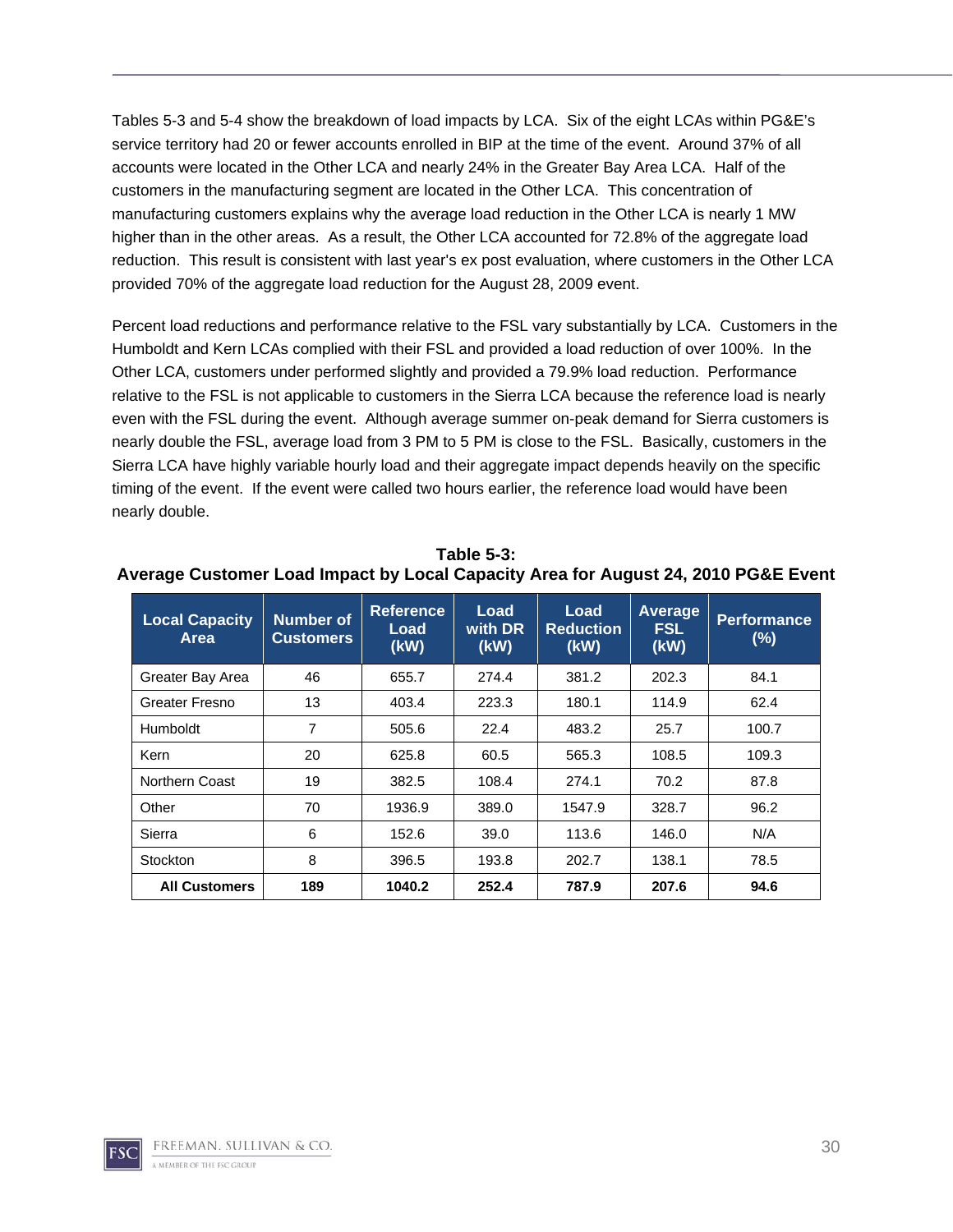Tables 5-3 and 5-4 show the breakdown of load impacts by LCA. Six of the eight LCAs within PG&E's service territory had 20 or fewer accounts enrolled in BIP at the time of the event. Around 37% of all accounts were located in the Other LCA and nearly 24% in the Greater Bay Area LCA. Half of the customers in the manufacturing segment are located in the Other LCA. This concentration of manufacturing customers explains why the average load reduction in the Other LCA is nearly 1 MW higher than in the other areas. As a result, the Other LCA accounted for 72.8% of the aggregate load reduction. This result is consistent with last year's ex post evaluation, where customers in the Other LCA provided 70% of the aggregate load reduction for the August 28, 2009 event.

Percent load reductions and performance relative to the FSL vary substantially by LCA. Customers in the Humboldt and Kern LCAs complied with their FSL and provided a load reduction of over 100%. In the Other LCA, customers under performed slightly and provided a 79.9% load reduction. Performance relative to the FSL is not applicable to customers in the Sierra LCA because the reference load is nearly even with the FSL during the event. Although average summer on-peak demand for Sierra customers is nearly double the FSL, average load from 3 PM to 5 PM is close to the FSL. Basically, customers in the Sierra LCA have highly variable hourly load and their aggregate impact depends heavily on the specific timing of the event. If the event were called two hours earlier, the reference load would have been nearly double.

**Table 5-3:**
**Average Customer Load Impact by Local Capacity Area for August 24, 2010 PG&E Event**

| Local Capacity Area | Number of Customers | Reference Load (kW) | Load with DR (kW) | Load Reduction (kW) | Average FSL (kW) | Performance (%) |
|---|---|---|---|---|---|---|
| Greater Bay Area | 46 | 655.7 | 274.4 | 381.2 | 202.3 | 84.1 |
| Greater Fresno | 13 | 403.4 | 223.3 | 180.1 | 114.9 | 62.4 |
| Humboldt | 7 | 505.6 | 22.4 | 483.2 | 25.7 | 100.7 |
| Kern | 20 | 625.8 | 60.5 | 565.3 | 108.5 | 109.3 |
| Northern Coast | 19 | 382.5 | 108.4 | 274.1 | 70.2 | 87.8 |
| Other | 70 | 1936.9 | 389.0 | 1547.9 | 328.7 | 96.2 |
| Sierra | 6 | 152.6 | 39.0 | 113.6 | 146.0 | N/A |
| Stockton | 8 | 396.5 | 193.8 | 202.7 | 138.1 | 78.5 |
| **All Customers** | **189** | **1040.2** | **252.4** | **787.9** | **207.6** | **94.6** |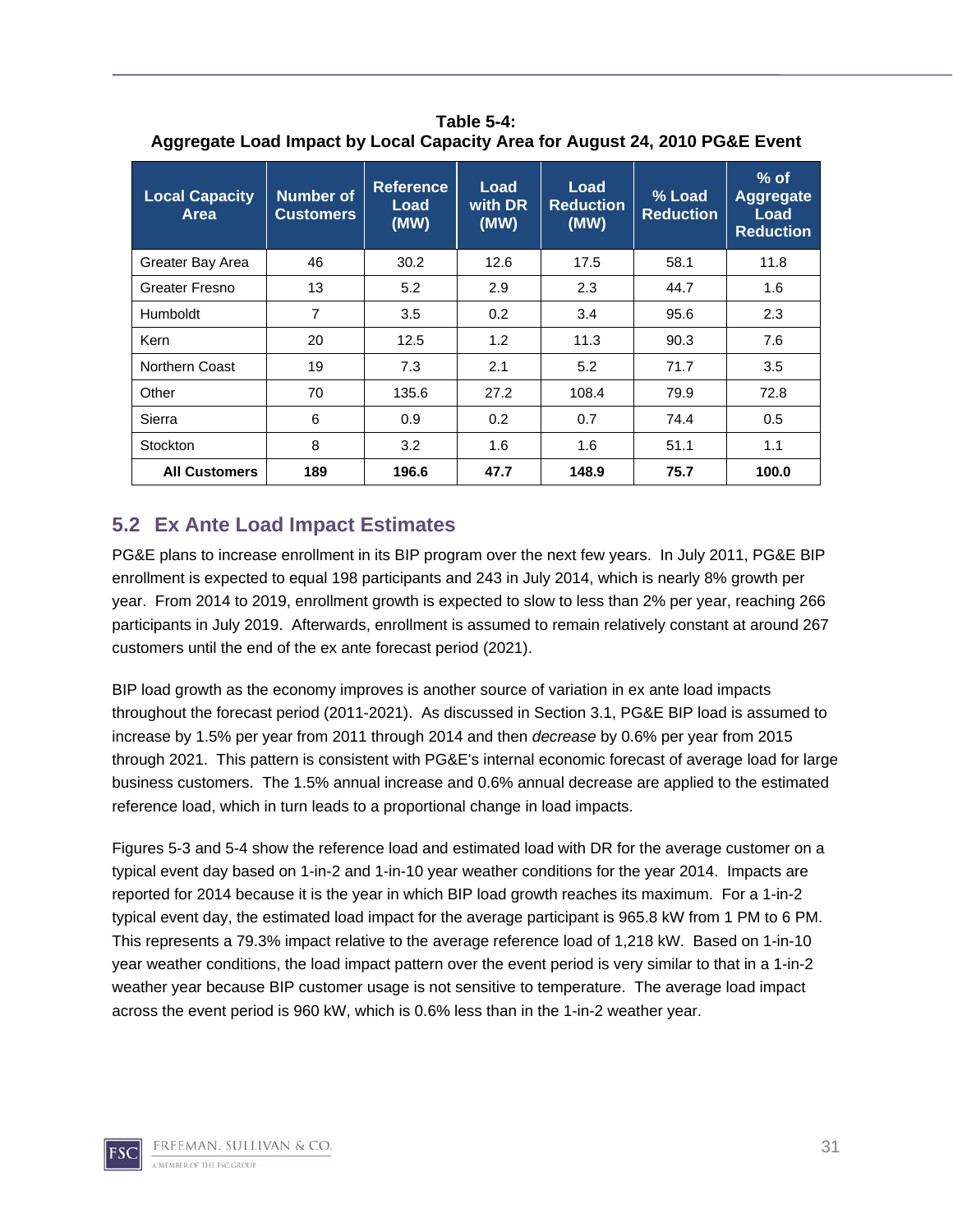**Table 5-4: Aggregate Load Impact by Local Capacity Area for August 24, 2010 PG&E Event**

| Local Capacity Area | Number of Customers | Reference Load (MW) | Load with DR (MW) | Load Reduction (MW) | % Load Reduction | % of Aggregate Load Reduction |
|---|---|---|---|---|---|---|
| Greater Bay Area | 46 | 30.2 | 12.6 | 17.5 | 58.1 | 11.8 |
| Greater Fresno | 13 | 5.2 | 2.9 | 2.3 | 44.7 | 1.6 |
| Humboldt | 7 | 3.5 | 0.2 | 3.4 | 95.6 | 2.3 |
| Kern | 20 | 12.5 | 1.2 | 11.3 | 90.3 | 7.6 |
| Northern Coast | 19 | 7.3 | 2.1 | 5.2 | 71.7 | 3.5 |
| Other | 70 | 135.6 | 27.2 | 108.4 | 79.9 | 72.8 |
| Sierra | 6 | 0.9 | 0.2 | 0.7 | 74.4 | 0.5 |
| Stockton | 8 | 3.2 | 1.6 | 1.6 | 51.1 | 1.1 |
| **All Customers** | **189** | **196.6** | **47.7** | **148.9** | **75.7** | **100.0** |

## 5.2 Ex Ante Load Impact Estimates

PG&E plans to increase enrollment in its BIP program over the next few years. In July 2011, PG&E BIP enrollment is expected to equal 198 participants and 243 in July 2014, which is nearly 8% growth per year. From 2014 to 2019, enrollment growth is expected to slow to less than 2% per year, reaching 266 participants in July 2019. Afterwards, enrollment is assumed to remain relatively constant at around 267 customers until the end of the ex ante forecast period (2021).

BIP load growth as the economy improves is another source of variation in ex ante load impacts throughout the forecast period (2011-2021). As discussed in Section 3.1, PG&E BIP load is assumed to increase by 1.5% per year from 2011 through 2014 and then *decrease* by 0.6% per year from 2015 through 2021. This pattern is consistent with PG&E's internal economic forecast of average load for large business customers. The 1.5% annual increase and 0.6% annual decrease are applied to the estimated reference load, which in turn leads to a proportional change in load impacts.

Figures 5-3 and 5-4 show the reference load and estimated load with DR for the average customer on a typical event day based on 1-in-2 and 1-in-10 year weather conditions for the year 2014. Impacts are reported for 2014 because it is the year in which BIP load growth reaches its maximum. For a 1-in-2 typical event day, the estimated load impact for the average participant is 965.8 kW from 1 PM to 6 PM. This represents a 79.3% impact relative to the average reference load of 1,218 kW. Based on 1-in-10 year weather conditions, the load impact pattern over the event period is very similar to that in a 1-in-2 weather year because BIP customer usage is not sensitive to temperature. The average load impact across the event period is 960 kW, which is 0.6% less than in the 1-in-2 weather year.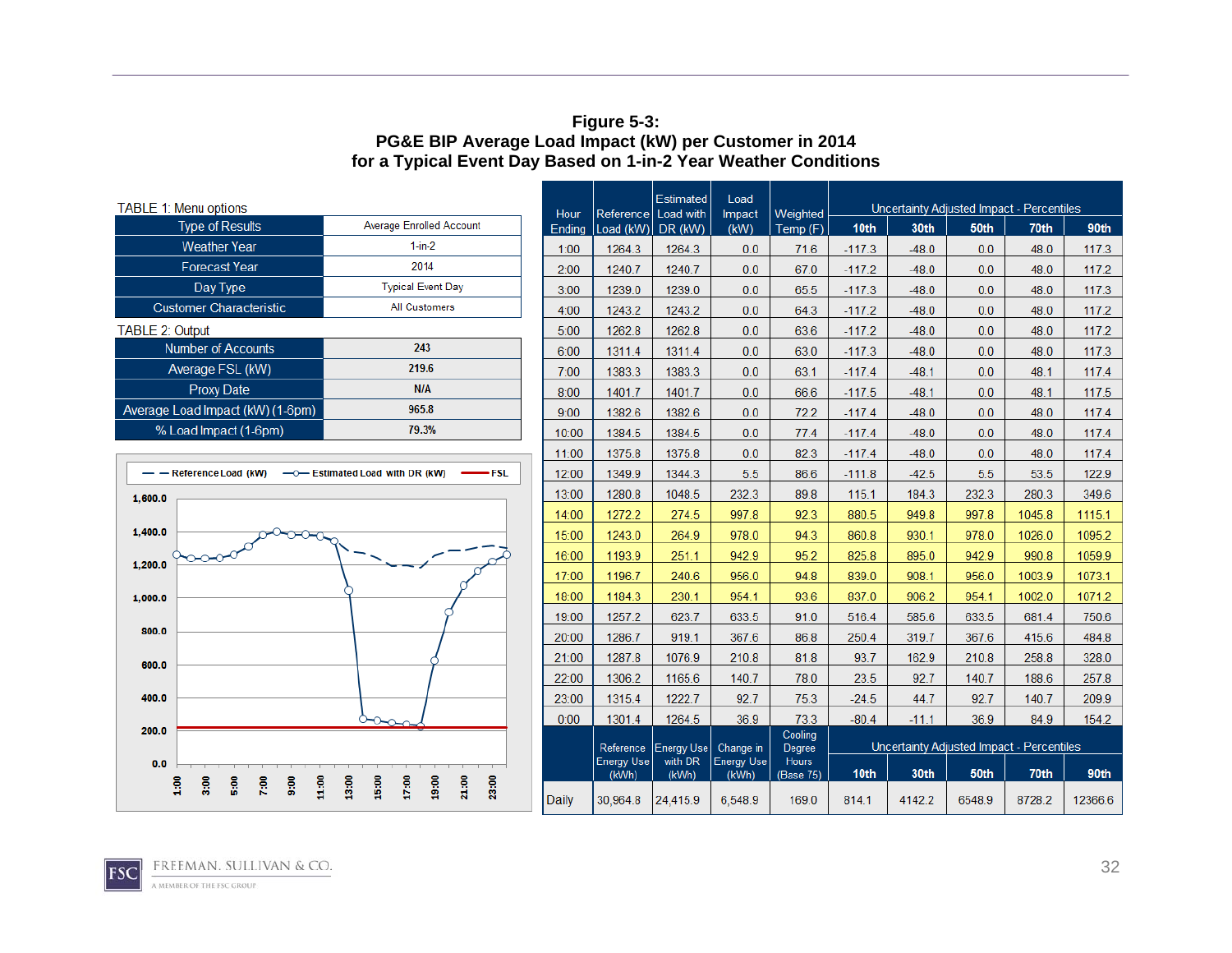**Figure 5-3:**
**PG&E BIP Average Load Impact (kW) per Customer in 2014**
**for a Typical Event Day Based on 1-in-2 Year Weather Conditions**

TABLE 1: Menu options

| | |
|---|---|
| Type of Results | Average Enrolled Account |
| Weather Year | 1-in-2 |
| Forecast Year | 2014 |
| Day Type | Typical Event Day |
| Customer Characteristic | All Customers |

TABLE 2: Output

| | |
|---|---|
| Number of Accounts | 243 |
| Average FSL (kW) | 219.6 |
| Proxy Date | N/A |
| Average Load Impact (kW) (1-6pm) | 965.8 |
| % Load Impact (1-6pm) | 79.3% |

| Hour Ending | Reference Load (kW) | Estimated Load with DR (kW) | Load Impact (kW) | Weighted Temp (F) | Uncertainty Adjusted Impact - Percentiles 10th | 30th | 50th | 70th | 90th |
|---|---|---|---|---|---|---|---|---|---|
| 1:00 | 1264.3 | 1264.3 | 0.0 | 71.6 | -117.3 | -48.0 | 0.0 | 48.0 | 117.3 |
| 2:00 | 1240.7 | 1240.7 | 0.0 | 67.0 | -117.2 | -48.0 | 0.0 | 48.0 | 117.2 |
| 3:00 | 1239.0 | 1239.0 | 0.0 | 65.5 | -117.3 | -48.0 | 0.0 | 48.0 | 117.3 |
| 4:00 | 1243.2 | 1243.2 | 0.0 | 64.3 | -117.2 | -48.0 | 0.0 | 48.0 | 117.2 |
| 5:00 | 1262.8 | 1262.8 | 0.0 | 63.6 | -117.2 | -48.0 | 0.0 | 48.0 | 117.2 |
| 6:00 | 1311.4 | 1311.4 | 0.0 | 63.0 | -117.3 | -48.0 | 0.0 | 48.0 | 117.3 |
| 7:00 | 1383.3 | 1383.3 | 0.0 | 63.1 | -117.4 | -48.1 | 0.0 | 48.1 | 117.4 |
| 8:00 | 1401.7 | 1401.7 | 0.0 | 66.6 | -117.5 | -48.1 | 0.0 | 48.1 | 117.5 |
| 9:00 | 1382.6 | 1382.6 | 0.0 | 72.2 | -117.4 | -48.0 | 0.0 | 48.0 | 117.4 |
| 10:00 | 1384.5 | 1384.5 | 0.0 | 77.4 | -117.4 | -48.0 | 0.0 | 48.0 | 117.4 |
| 11:00 | 1375.8 | 1375.8 | 0.0 | 82.3 | -117.4 | -48.0 | 0.0 | 48.0 | 117.4 |
| 12:00 | 1349.9 | 1344.3 | 5.5 | 86.6 | -111.8 | -42.5 | 5.5 | 53.5 | 122.9 |
| 13:00 | 1280.8 | 1048.5 | 232.3 | 89.8 | 115.1 | 184.3 | 232.3 | 280.3 | 349.6 |
| 14:00 | 1272.2 | 274.5 | 997.8 | 92.3 | 880.5 | 949.8 | 997.8 | 1045.8 | 1115.1 |
| 15:00 | 1243.0 | 264.9 | 978.0 | 94.3 | 860.8 | 930.1 | 978.0 | 1026.0 | 1095.2 |
| 16:00 | 1193.9 | 251.1 | 942.9 | 95.2 | 825.8 | 895.0 | 942.9 | 990.8 | 1059.9 |
| 17:00 | 1196.7 | 240.6 | 956.0 | 94.8 | 839.0 | 908.1 | 956.0 | 1003.9 | 1073.1 |
| 18:00 | 1184.3 | 230.1 | 954.1 | 93.6 | 837.0 | 906.2 | 954.1 | 1002.0 | 1071.2 |
| 19:00 | 1257.2 | 623.7 | 633.5 | 91.0 | 516.4 | 585.6 | 633.5 | 681.4 | 750.6 |
| 20:00 | 1286.7 | 919.1 | 367.6 | 86.8 | 250.4 | 319.7 | 367.6 | 415.6 | 484.8 |
| 21:00 | 1287.8 | 1076.9 | 210.8 | 81.8 | 93.7 | 162.9 | 210.8 | 258.8 | 328.0 |
| 22:00 | 1306.2 | 1165.6 | 140.7 | 78.0 | 23.5 | 92.7 | 140.7 | 188.6 | 257.8 |
| 23:00 | 1315.4 | 1222.7 | 92.7 | 75.3 | -24.5 | 44.7 | 92.7 | 140.7 | 209.9 |
| 0:00 | 1301.4 | 1264.5 | 36.9 | 73.3 | -80.4 | -11.1 | 36.9 | 84.9 | 154.2 |
| | Reference Energy Use (kWh) | Energy Use with DR (kWh) | Change in Energy Use (kWh) | Cooling Degree Hours (Base 75) | Uncertainty Adjusted Impact - Percentiles 10th | 30th | 50th | 70th | 90th |
| Daily | 30,964.8 | 24,415.9 | 6,548.9 | 169.0 | 814.1 | 4142.2 | 6548.9 | 8728.2 | 12366.6 |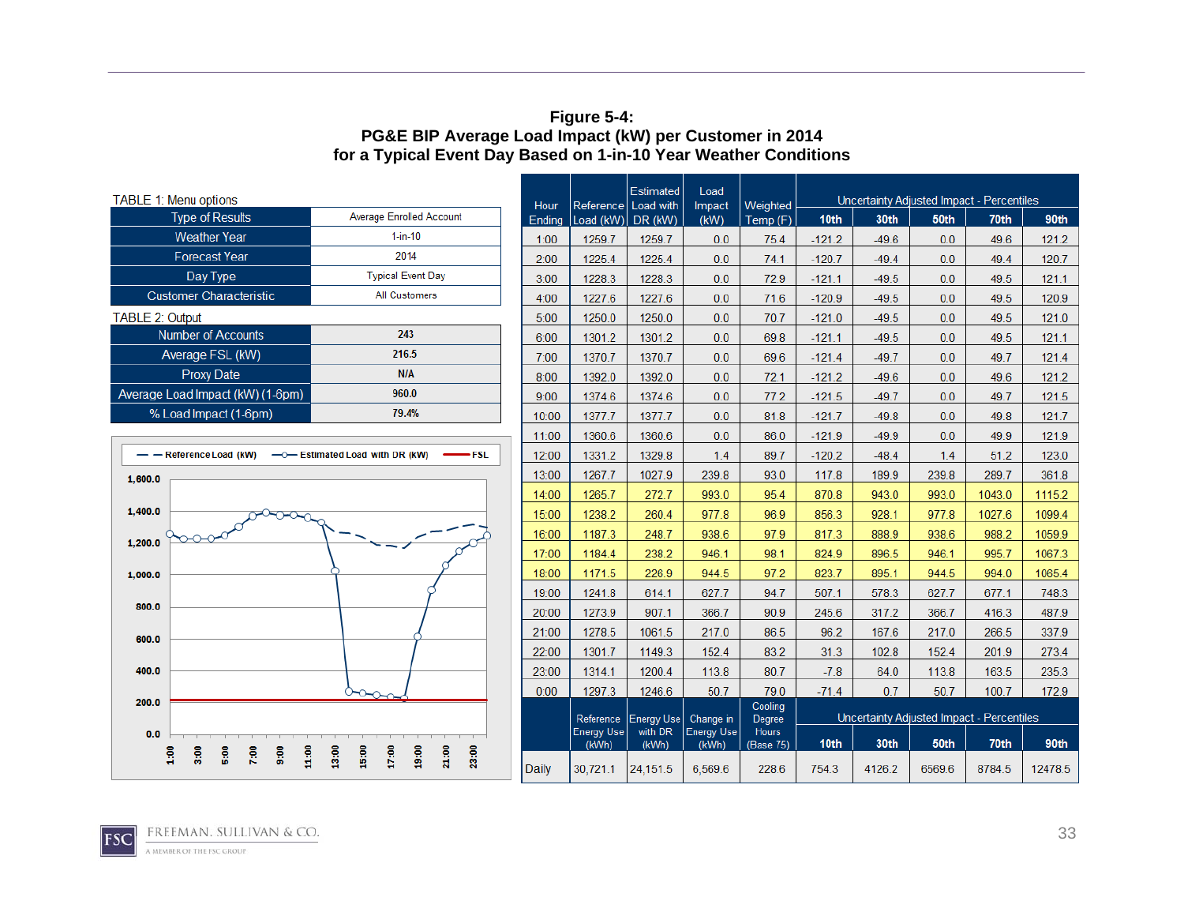**Figure 5-4:**
**PG&E BIP Average Load Impact (kW) per Customer in 2014**
**for a Typical Event Day Based on 1-in-10 Year Weather Conditions**

TABLE 1: Menu options

| | |
|---|---|
| Type of Results | Average Enrolled Account |
| Weather Year | 1-in-10 |
| Forecast Year | 2014 |
| Day Type | Typical Event Day |
| Customer Characteristic | All Customers |

TABLE 2: Output

| | |
|---|---|
| Number of Accounts | 243 |
| Average FSL (kW) | 216.5 |
| Proxy Date | N/A |
| Average Load Impact (kW) (1-6pm) | 960.0 |
| % Load Impact (1-6pm) | 79.4% |

| Hour Ending | Reference Load (kW) | Estimated Load with DR (kW) | Load Impact (kW) | Weighted Temp (F) | Uncertainty Adjusted Impact - Percentiles | | | | |
|---|---|---|---|---|---|---|---|---|---|
| | | | | | 10th | 30th | 50th | 70th | 90th |
| 1:00 | 1259.7 | 1259.7 | 0.0 | 75.4 | -121.2 | -49.6 | 0.0 | 49.6 | 121.2 |
| 2:00 | 1225.4 | 1225.4 | 0.0 | 74.1 | -120.7 | -49.4 | 0.0 | 49.4 | 120.7 |
| 3:00 | 1228.3 | 1228.3 | 0.0 | 72.9 | -121.1 | -49.5 | 0.0 | 49.5 | 121.1 |
| 4:00 | 1227.6 | 1227.6 | 0.0 | 71.6 | -120.9 | -49.5 | 0.0 | 49.5 | 120.9 |
| 5:00 | 1250.0 | 1250.0 | 0.0 | 70.7 | -121.0 | -49.5 | 0.0 | 49.5 | 121.0 |
| 6:00 | 1301.2 | 1301.2 | 0.0 | 69.8 | -121.1 | -49.5 | 0.0 | 49.5 | 121.1 |
| 7:00 | 1370.7 | 1370.7 | 0.0 | 69.6 | -121.4 | -49.7 | 0.0 | 49.7 | 121.4 |
| 8:00 | 1392.0 | 1392.0 | 0.0 | 72.1 | -121.2 | -49.6 | 0.0 | 49.6 | 121.2 |
| 9:00 | 1374.6 | 1374.6 | 0.0 | 77.2 | -121.5 | -49.7 | 0.0 | 49.7 | 121.5 |
| 10:00 | 1377.7 | 1377.7 | 0.0 | 81.8 | -121.7 | -49.8 | 0.0 | 49.8 | 121.7 |
| 11:00 | 1360.6 | 1360.6 | 0.0 | 86.0 | -121.9 | -49.9 | 0.0 | 49.9 | 121.9 |
| 12:00 | 1331.2 | 1329.8 | 1.4 | 89.7 | -120.2 | -48.4 | 1.4 | 51.2 | 123.0 |
| 13:00 | 1267.7 | 1027.9 | 239.8 | 93.0 | 117.8 | 189.9 | 239.8 | 289.7 | 361.8 |
| 14:00 | 1265.7 | 272.7 | 993.0 | 95.4 | 870.8 | 943.0 | 993.0 | 1043.0 | 1115.2 |
| 15:00 | 1238.2 | 260.4 | 977.8 | 96.9 | 856.3 | 928.1 | 977.8 | 1027.6 | 1099.4 |
| 16:00 | 1187.3 | 248.7 | 938.6 | 97.9 | 817.3 | 888.9 | 938.6 | 988.2 | 1059.9 |
| 17:00 | 1184.4 | 238.2 | 946.1 | 98.1 | 824.9 | 896.5 | 946.1 | 995.7 | 1067.3 |
| 18:00 | 1171.5 | 226.9 | 944.5 | 97.2 | 823.7 | 895.1 | 944.5 | 994.0 | 1065.4 |
| 19:00 | 1241.8 | 614.1 | 627.7 | 94.7 | 507.1 | 578.3 | 627.7 | 677.1 | 748.3 |
| 20:00 | 1273.9 | 907.1 | 366.7 | 90.9 | 245.6 | 317.2 | 366.7 | 416.3 | 487.9 |
| 21:00 | 1278.5 | 1061.5 | 217.0 | 86.5 | 96.2 | 167.6 | 217.0 | 266.5 | 337.9 |
| 22:00 | 1301.7 | 1149.3 | 152.4 | 83.2 | 31.3 | 102.8 | 152.4 | 201.9 | 273.4 |
| 23:00 | 1314.1 | 1200.4 | 113.8 | 80.7 | -7.8 | 64.0 | 113.8 | 163.5 | 235.3 |
| 0:00 | 1297.3 | 1246.6 | 50.7 | 79.0 | -71.4 | 0.7 | 50.7 | 100.7 | 172.9 |

| | Reference Energy Use (kWh) | Energy Use with DR (kWh) | Change in Energy Use (kWh) | Cooling Degree Hours (Base 75) | Uncertainty Adjusted Impact - Percentiles | | | | |
|---|---|---|---|---|---|---|---|---|---|
| | | | | | 10th | 30th | 50th | 70th | 90th |
| Daily | 30,721.1 | 24,151.5 | 6,569.6 | 228.6 | 754.3 | 4126.2 | 6569.6 | 8784.5 | 12478.5 |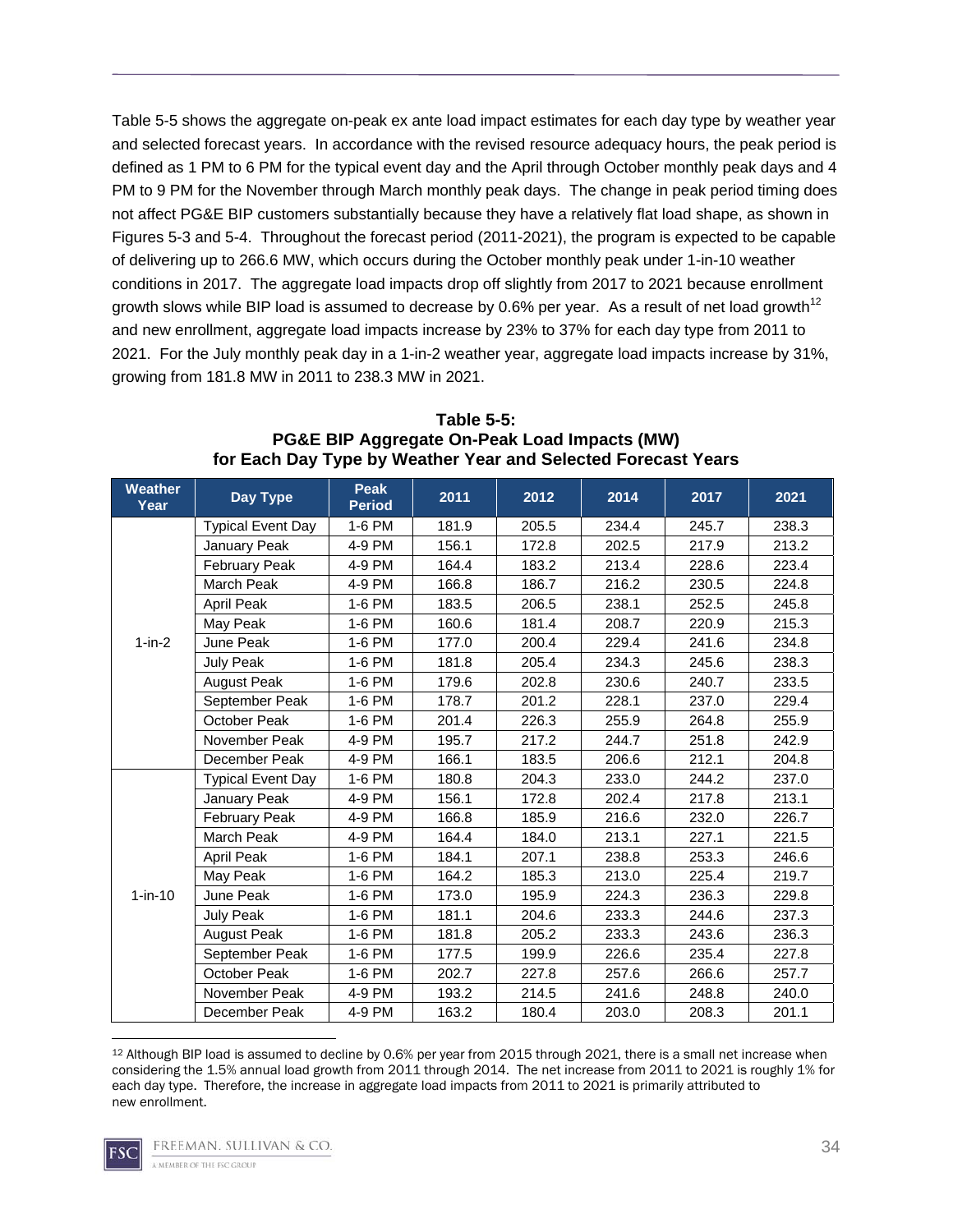Table 5-5 shows the aggregate on-peak ex ante load impact estimates for each day type by weather year and selected forecast years. In accordance with the revised resource adequacy hours, the peak period is defined as 1 PM to 6 PM for the typical event day and the April through October monthly peak days and 4 PM to 9 PM for the November through March monthly peak days. The change in peak period timing does not affect PG&E BIP customers substantially because they have a relatively flat load shape, as shown in Figures 5-3 and 5-4. Throughout the forecast period (2011-2021), the program is expected to be capable of delivering up to 266.6 MW, which occurs during the October monthly peak under 1-in-10 weather conditions in 2017. The aggregate load impacts drop off slightly from 2017 to 2021 because enrollment growth slows while BIP load is assumed to decrease by 0.6% per year. As a result of net load growth[12] and new enrollment, aggregate load impacts increase by 23% to 37% for each day type from 2011 to 2021. For the July monthly peak day in a 1-in-2 weather year, aggregate load impacts increase by 31%, growing from 181.8 MW in 2011 to 238.3 MW in 2021.

**Table 5-5: PG&E BIP Aggregate On-Peak Load Impacts (MW) for Each Day Type by Weather Year and Selected Forecast Years**

| Weather Year | Day Type | Peak Period | 2011 | 2012 | 2014 | 2017 | 2021 |
|---|---|---|---|---|---|---|---|
| 1-in-2 | Typical Event Day | 1-6 PM | 181.9 | 205.5 | 234.4 | 245.7 | 238.3 |
| | January Peak | 4-9 PM | 156.1 | 172.8 | 202.5 | 217.9 | 213.2 |
| | February Peak | 4-9 PM | 164.4 | 183.2 | 213.4 | 228.6 | 223.4 |
| | March Peak | 4-9 PM | 166.8 | 186.7 | 216.2 | 230.5 | 224.8 |
| | April Peak | 1-6 PM | 183.5 | 206.5 | 238.1 | 252.5 | 245.8 |
| | May Peak | 1-6 PM | 160.6 | 181.4 | 208.7 | 220.9 | 215.3 |
| | June Peak | 1-6 PM | 177.0 | 200.4 | 229.4 | 241.6 | 234.8 |
| | July Peak | 1-6 PM | 181.8 | 205.4 | 234.3 | 245.6 | 238.3 |
| | August Peak | 1-6 PM | 179.6 | 202.8 | 230.6 | 240.7 | 233.5 |
| | September Peak | 1-6 PM | 178.7 | 201.2 | 228.1 | 237.0 | 229.4 |
| | October Peak | 1-6 PM | 201.4 | 226.3 | 255.9 | 264.8 | 255.9 |
| | November Peak | 4-9 PM | 195.7 | 217.2 | 244.7 | 251.8 | 242.9 |
| | December Peak | 4-9 PM | 166.1 | 183.5 | 206.6 | 212.1 | 204.8 |
| 1-in-10 | Typical Event Day | 1-6 PM | 180.8 | 204.3 | 233.0 | 244.2 | 237.0 |
| | January Peak | 4-9 PM | 156.1 | 172.8 | 202.4 | 217.8 | 213.1 |
| | February Peak | 4-9 PM | 166.8 | 185.9 | 216.6 | 232.0 | 226.7 |
| | March Peak | 4-9 PM | 164.4 | 184.0 | 213.1 | 227.1 | 221.5 |
| | April Peak | 1-6 PM | 184.1 | 207.1 | 238.8 | 253.3 | 246.6 |
| | May Peak | 1-6 PM | 164.2 | 185.3 | 213.0 | 225.4 | 219.7 |
| | June Peak | 1-6 PM | 173.0 | 195.9 | 224.3 | 236.3 | 229.8 |
| | July Peak | 1-6 PM | 181.1 | 204.6 | 233.3 | 244.6 | 237.3 |
| | August Peak | 1-6 PM | 181.8 | 205.2 | 233.3 | 243.6 | 236.3 |
| | September Peak | 1-6 PM | 177.5 | 199.9 | 226.6 | 235.4 | 227.8 |
| | October Peak | 1-6 PM | 202.7 | 227.8 | 257.6 | 266.6 | 257.7 |
| | November Peak | 4-9 PM | 193.2 | 214.5 | 241.6 | 248.8 | 240.0 |
| | December Peak | 4-9 PM | 163.2 | 180.4 | 203.0 | 208.3 | 201.1 |

[12] Although BIP load is assumed to decline by 0.6% per year from 2015 through 2021, there is a small net increase when considering the 1.5% annual load growth from 2011 through 2014. The net increase from 2011 to 2021 is roughly 1% for each day type. Therefore, the increase in aggregate load impacts from 2011 to 2021 is primarily attributed to new enrollment.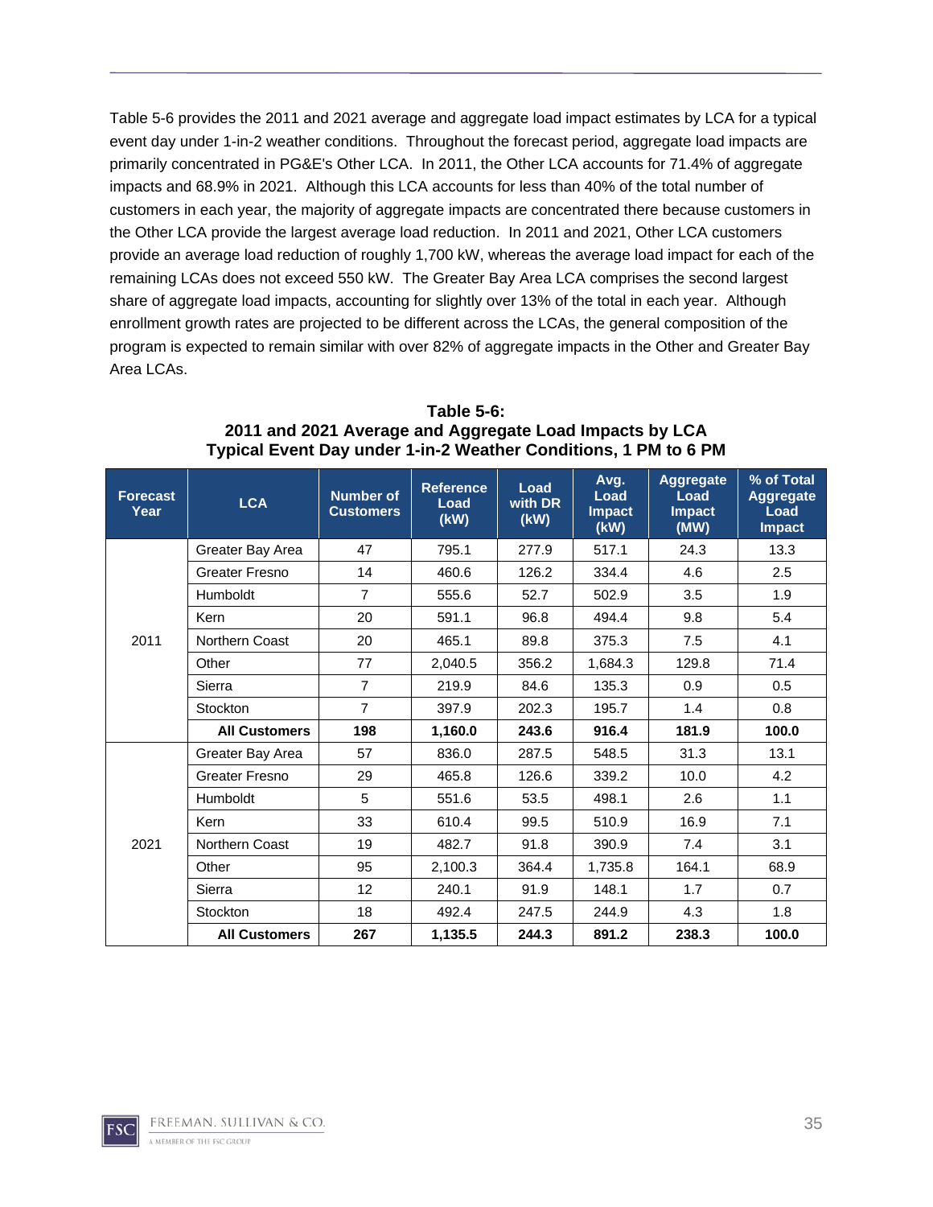Table 5-6 provides the 2011 and 2021 average and aggregate load impact estimates by LCA for a typical event day under 1-in-2 weather conditions. Throughout the forecast period, aggregate load impacts are primarily concentrated in PG&E's Other LCA. In 2011, the Other LCA accounts for 71.4% of aggregate impacts and 68.9% in 2021. Although this LCA accounts for less than 40% of the total number of customers in each year, the majority of aggregate impacts are concentrated there because customers in the Other LCA provide the largest average load reduction. In 2011 and 2021, Other LCA customers provide an average load reduction of roughly 1,700 kW, whereas the average load impact for each of the remaining LCAs does not exceed 550 kW. The Greater Bay Area LCA comprises the second largest share of aggregate load impacts, accounting for slightly over 13% of the total in each year. Although enrollment growth rates are projected to be different across the LCAs, the general composition of the program is expected to remain similar with over 82% of aggregate impacts in the Other and Greater Bay Area LCAs.

**Table 5-6:**
**2011 and 2021 Average and Aggregate Load Impacts by LCA**
**Typical Event Day under 1-in-2 Weather Conditions, 1 PM to 6 PM**

| Forecast Year | LCA | Number of Customers | Reference Load (kW) | Load with DR (kW) | Avg. Load Impact (kW) | Aggregate Load Impact (MW) | % of Total Aggregate Load Impact |
|---|---|---|---|---|---|---|---|
| 2011 | Greater Bay Area | 47 | 795.1 | 277.9 | 517.1 | 24.3 | 13.3 |
| | Greater Fresno | 14 | 460.6 | 126.2 | 334.4 | 4.6 | 2.5 |
| | Humboldt | 7 | 555.6 | 52.7 | 502.9 | 3.5 | 1.9 |
| | Kern | 20 | 591.1 | 96.8 | 494.4 | 9.8 | 5.4 |
| | Northern Coast | 20 | 465.1 | 89.8 | 375.3 | 7.5 | 4.1 |
| | Other | 77 | 2,040.5 | 356.2 | 1,684.3 | 129.8 | 71.4 |
| | Sierra | 7 | 219.9 | 84.6 | 135.3 | 0.9 | 0.5 |
| | Stockton | 7 | 397.9 | 202.3 | 195.7 | 1.4 | 0.8 |
| | **All Customers** | **198** | **1,160.0** | **243.6** | **916.4** | **181.9** | **100.0** |
| 2021 | Greater Bay Area | 57 | 836.0 | 287.5 | 548.5 | 31.3 | 13.1 |
| | Greater Fresno | 29 | 465.8 | 126.6 | 339.2 | 10.0 | 4.2 |
| | Humboldt | 5 | 551.6 | 53.5 | 498.1 | 2.6 | 1.1 |
| | Kern | 33 | 610.4 | 99.5 | 510.9 | 16.9 | 7.1 |
| | Northern Coast | 19 | 482.7 | 91.8 | 390.9 | 7.4 | 3.1 |
| | Other | 95 | 2,100.3 | 364.4 | 1,735.8 | 164.1 | 68.9 |
| | Sierra | 12 | 240.1 | 91.9 | 148.1 | 1.7 | 0.7 |
| | Stockton | 18 | 492.4 | 247.5 | 244.9 | 4.3 | 1.8 |
| | **All Customers** | **267** | **1,135.5** | **244.3** | **891.2** | **238.3** | **100.0** |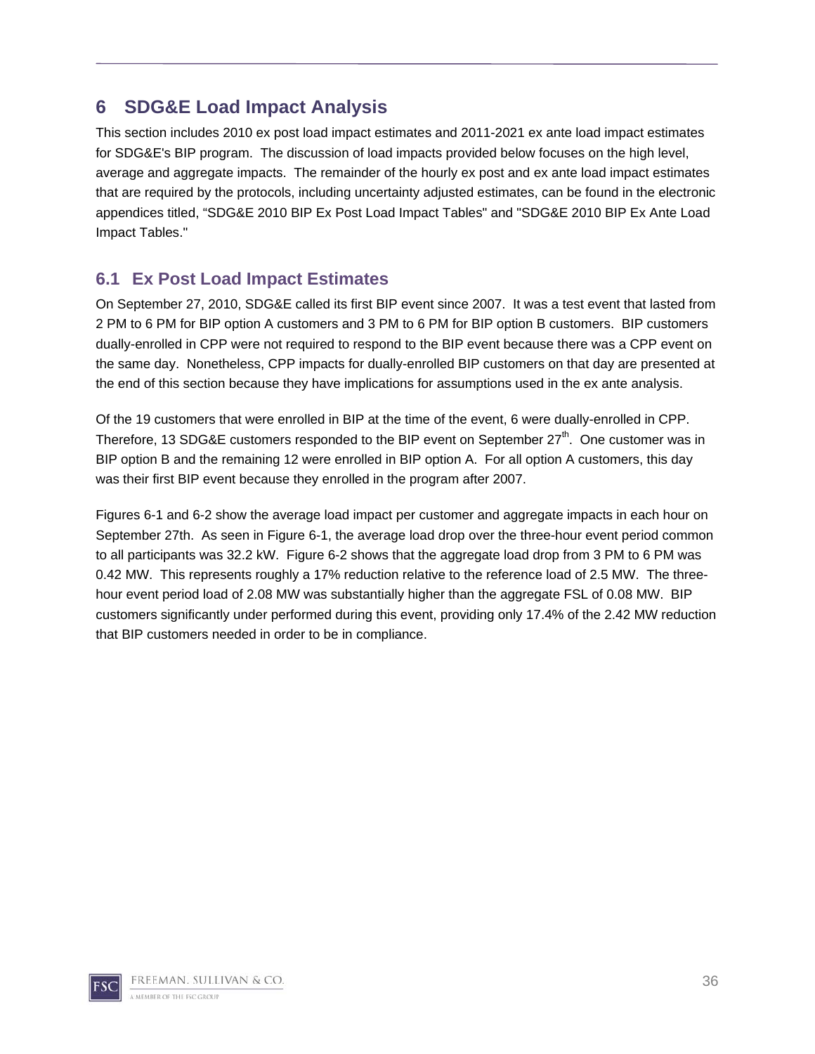# 6 SDG&E Load Impact Analysis

This section includes 2010 ex post load impact estimates and 2011-2021 ex ante load impact estimates for SDG&E's BIP program. The discussion of load impacts provided below focuses on the high level, average and aggregate impacts. The remainder of the hourly ex post and ex ante load impact estimates that are required by the protocols, including uncertainty adjusted estimates, can be found in the electronic appendices titled, "SDG&E 2010 BIP Ex Post Load Impact Tables" and "SDG&E 2010 BIP Ex Ante Load Impact Tables."

## 6.1 Ex Post Load Impact Estimates

On September 27, 2010, SDG&E called its first BIP event since 2007. It was a test event that lasted from 2 PM to 6 PM for BIP option A customers and 3 PM to 6 PM for BIP option B customers. BIP customers dually-enrolled in CPP were not required to respond to the BIP event because there was a CPP event on the same day. Nonetheless, CPP impacts for dually-enrolled BIP customers on that day are presented at the end of this section because they have implications for assumptions used in the ex ante analysis.

Of the 19 customers that were enrolled in BIP at the time of the event, 6 were dually-enrolled in CPP. Therefore, 13 SDG&E customers responded to the BIP event on September 27th. One customer was in BIP option B and the remaining 12 were enrolled in BIP option A. For all option A customers, this day was their first BIP event because they enrolled in the program after 2007.

Figures 6-1 and 6-2 show the average load impact per customer and aggregate impacts in each hour on September 27th. As seen in Figure 6-1, the average load drop over the three-hour event period common to all participants was 32.2 kW. Figure 6-2 shows that the aggregate load drop from 3 PM to 6 PM was 0.42 MW. This represents roughly a 17% reduction relative to the reference load of 2.5 MW. The three-hour event period load of 2.08 MW was substantially higher than the aggregate FSL of 0.08 MW. BIP customers significantly under performed during this event, providing only 17.4% of the 2.42 MW reduction that BIP customers needed in order to be in compliance.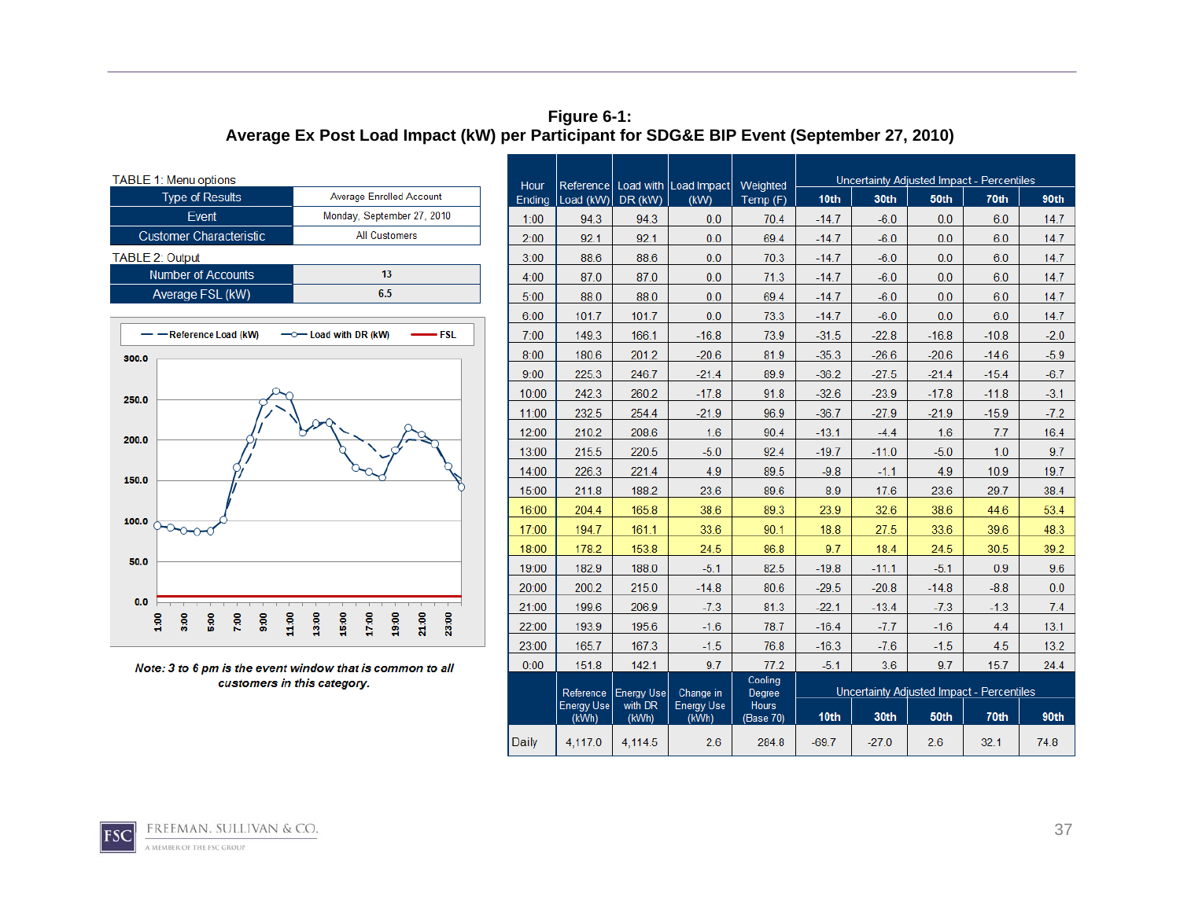**Figure 6-1:**
**Average Ex Post Load Impact (kW) per Participant for SDG&E BIP Event (September 27, 2010)**

TABLE 1: Menu options

| Type of Results | Average Enrolled Account |
|---|---|
| Event | Monday, September 27, 2010 |
| Customer Characteristic | All Customers |

TABLE 2: Output

| Number of Accounts | 13 |
|---|---|
| Average FSL (kW) | 6.5 |

*Note: 3 to 6 pm is the event window that is common to all customers in this category.*

| Hour Ending | Reference Load (kW) | Load with DR (kW) | Load Impact (kW) | Weighted Temp (F) | Uncertainty Adjusted Impact - Percentiles 10th | 30th | 50th | 70th | 90th |
|---|---|---|---|---|---|---|---|---|---|
| 1:00 | 94.3 | 94.3 | 0.0 | 70.4 | -14.7 | -6.0 | 0.0 | 6.0 | 14.7 |
| 2:00 | 92.1 | 92.1 | 0.0 | 69.4 | -14.7 | -6.0 | 0.0 | 6.0 | 14.7 |
| 3:00 | 88.6 | 88.6 | 0.0 | 70.3 | -14.7 | -6.0 | 0.0 | 6.0 | 14.7 |
| 4:00 | 87.0 | 87.0 | 0.0 | 71.3 | -14.7 | -6.0 | 0.0 | 6.0 | 14.7 |
| 5:00 | 88.0 | 88.0 | 0.0 | 69.4 | -14.7 | -6.0 | 0.0 | 6.0 | 14.7 |
| 6:00 | 101.7 | 101.7 | 0.0 | 73.3 | -14.7 | -6.0 | 0.0 | 6.0 | 14.7 |
| 7:00 | 149.3 | 166.1 | -16.8 | 73.9 | -31.5 | -22.8 | -16.8 | -10.8 | -2.0 |
| 8:00 | 180.6 | 201.2 | -20.6 | 81.9 | -35.3 | -26.6 | -20.6 | -14.6 | -5.9 |
| 9:00 | 225.3 | 246.7 | -21.4 | 89.9 | -36.2 | -27.5 | -21.4 | -15.4 | -6.7 |
| 10:00 | 242.3 | 260.2 | -17.8 | 91.8 | -32.6 | -23.9 | -17.8 | -11.8 | -3.1 |
| 11:00 | 232.5 | 254.4 | -21.9 | 96.9 | -36.7 | -27.9 | -21.9 | -15.9 | -7.2 |
| 12:00 | 210.2 | 208.6 | 1.6 | 90.4 | -13.1 | -4.4 | 1.6 | 7.7 | 16.4 |
| 13:00 | 215.5 | 220.5 | -5.0 | 92.4 | -19.7 | -11.0 | -5.0 | 1.0 | 9.7 |
| 14:00 | 226.3 | 221.4 | 4.9 | 89.5 | -9.8 | -1.1 | 4.9 | 10.9 | 19.7 |
| 15:00 | 211.8 | 188.2 | 23.6 | 89.6 | 8.9 | 17.6 | 23.6 | 29.7 | 38.4 |
| 16:00 | 204.4 | 165.8 | 38.6 | 89.3 | 23.9 | 32.6 | 38.6 | 44.6 | 53.4 |
| 17:00 | 194.7 | 161.1 | 33.6 | 90.1 | 18.8 | 27.5 | 33.6 | 39.6 | 48.3 |
| 18:00 | 178.2 | 153.8 | 24.5 | 86.8 | 9.7 | 18.4 | 24.5 | 30.5 | 39.2 |
| 19:00 | 182.9 | 188.0 | -5.1 | 82.5 | -19.8 | -11.1 | -5.1 | 0.9 | 9.6 |
| 20:00 | 200.2 | 215.0 | -14.8 | 80.6 | -29.5 | -20.8 | -14.8 | -8.8 | 0.0 |
| 21:00 | 199.6 | 206.9 | -7.3 | 81.3 | -22.1 | -13.4 | -7.3 | -1.3 | 7.4 |
| 22:00 | 193.9 | 195.6 | -1.6 | 78.7 | -16.4 | -7.7 | -1.6 | 4.4 | 13.1 |
| 23:00 | 165.7 | 167.3 | -1.5 | 76.8 | -16.3 | -7.6 | -1.5 | 4.5 | 13.2 |
| 0:00 | 151.8 | 142.1 | 9.7 | 77.2 | -5.1 | 3.6 | 9.7 | 15.7 | 24.4 |

| | Reference Energy Use (kWh) | Energy Use with DR (kWh) | Change in Energy Use (kWh) | Cooling Degree Hours (Base 70) | Uncertainty Adjusted Impact - Percentiles 10th | 30th | 50th | 70th | 90th |
|---|---|---|---|---|---|---|---|---|---|
| Daily | 4,117.0 | 4,114.5 | 2.6 | 284.8 | -69.7 | -27.0 | 2.6 | 32.1 | 74.8 |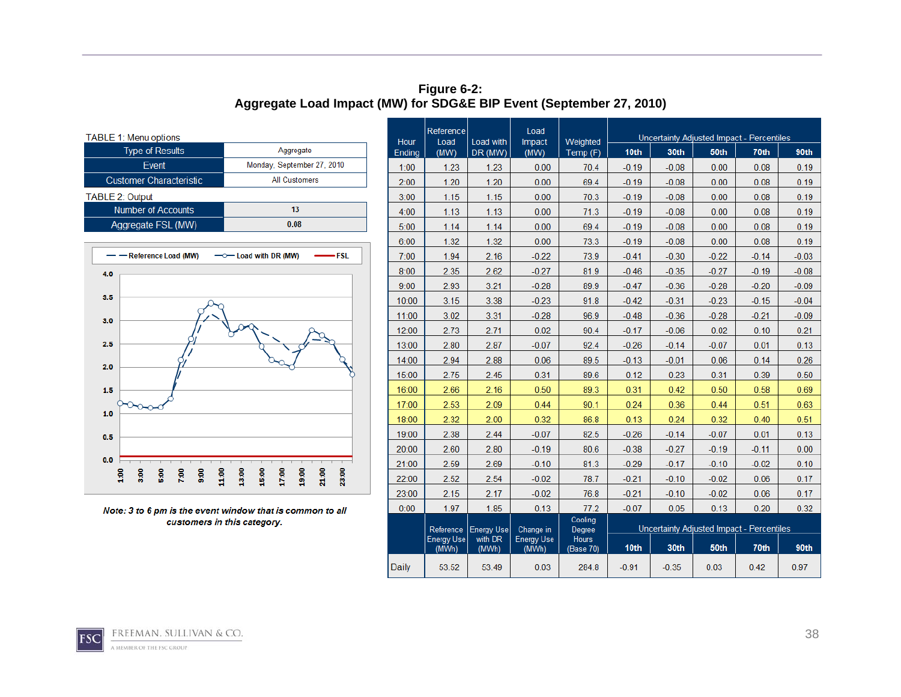**Figure 6-2:**
**Aggregate Load Impact (MW) for SDG&E BIP Event (September 27, 2010)**

TABLE 1: Menu options

| Type of Results | Aggregate |
|---|---|
| Event | Monday, September 27, 2010 |
| Customer Characteristic | All Customers |

TABLE 2: Output

| Number of Accounts | 13 |
|---|---|
| Aggregate FSL (MW) | 0.08 |

*Note: 3 to 6 pm is the event window that is common to all customers in this category.*

| Hour Ending | Reference Load (MW) | Load with DR (MW) | Load Impact (MW) | Weighted Temp (F) | Uncertainty Adjusted Impact - Percentiles | | | | |
|---|---|---|---|---|---|---|---|---|---|
| | | | | | 10th | 30th | 50th | 70th | 90th |
| 1:00 | 1.23 | 1.23 | 0.00 | 70.4 | -0.19 | -0.08 | 0.00 | 0.08 | 0.19 |
| 2:00 | 1.20 | 1.20 | 0.00 | 69.4 | -0.19 | -0.08 | 0.00 | 0.08 | 0.19 |
| 3:00 | 1.15 | 1.15 | 0.00 | 70.3 | -0.19 | -0.08 | 0.00 | 0.08 | 0.19 |
| 4:00 | 1.13 | 1.13 | 0.00 | 71.3 | -0.19 | -0.08 | 0.00 | 0.08 | 0.19 |
| 5:00 | 1.14 | 1.14 | 0.00 | 69.4 | -0.19 | -0.08 | 0.00 | 0.08 | 0.19 |
| 6:00 | 1.32 | 1.32 | 0.00 | 73.3 | -0.19 | -0.08 | 0.00 | 0.08 | 0.19 |
| 7:00 | 1.94 | 2.16 | -0.22 | 73.9 | -0.41 | -0.30 | -0.22 | -0.14 | -0.03 |
| 8:00 | 2.35 | 2.62 | -0.27 | 81.9 | -0.46 | -0.35 | -0.27 | -0.19 | -0.08 |
| 9:00 | 2.93 | 3.21 | -0.28 | 89.9 | -0.47 | -0.36 | -0.28 | -0.20 | -0.09 |
| 10:00 | 3.15 | 3.38 | -0.23 | 91.8 | -0.42 | -0.31 | -0.23 | -0.15 | -0.04 |
| 11:00 | 3.02 | 3.31 | -0.28 | 96.9 | -0.48 | -0.36 | -0.28 | -0.21 | -0.09 |
| 12:00 | 2.73 | 2.71 | 0.02 | 90.4 | -0.17 | -0.06 | 0.02 | 0.10 | 0.21 |
| 13:00 | 2.80 | 2.87 | -0.07 | 92.4 | -0.26 | -0.14 | -0.07 | 0.01 | 0.13 |
| 14:00 | 2.94 | 2.88 | 0.06 | 89.5 | -0.13 | -0.01 | 0.06 | 0.14 | 0.26 |
| 15:00 | 2.75 | 2.45 | 0.31 | 89.6 | 0.12 | 0.23 | 0.31 | 0.39 | 0.50 |
| 16:00 | 2.66 | 2.16 | 0.50 | 89.3 | 0.31 | 0.42 | 0.50 | 0.58 | 0.69 |
| 17:00 | 2.53 | 2.09 | 0.44 | 90.1 | 0.24 | 0.36 | 0.44 | 0.51 | 0.63 |
| 18:00 | 2.32 | 2.00 | 0.32 | 86.8 | 0.13 | 0.24 | 0.32 | 0.40 | 0.51 |
| 19:00 | 2.38 | 2.44 | -0.07 | 82.5 | -0.26 | -0.14 | -0.07 | 0.01 | 0.13 |
| 20:00 | 2.60 | 2.80 | -0.19 | 80.6 | -0.38 | -0.27 | -0.19 | -0.11 | 0.00 |
| 21:00 | 2.59 | 2.69 | -0.10 | 81.3 | -0.29 | -0.17 | -0.10 | -0.02 | 0.10 |
| 22:00 | 2.52 | 2.54 | -0.02 | 78.7 | -0.21 | -0.10 | -0.02 | 0.06 | 0.17 |
| 23:00 | 2.15 | 2.17 | -0.02 | 76.8 | -0.21 | -0.10 | -0.02 | 0.06 | 0.17 |
| 0:00 | 1.97 | 1.85 | 0.13 | 77.2 | -0.07 | 0.05 | 0.13 | 0.20 | 0.32 |
| | Reference Energy Use (MWh) | Energy Use with DR (MWh) | Change in Energy Use (MWh) | Cooling Degree Hours (Base 70) | Uncertainty Adjusted Impact - Percentiles | | | | |
| | | | | | 10th | 30th | 50th | 70th | 90th |
| Daily | 53.52 | 53.49 | 0.03 | 284.8 | -0.91 | -0.35 | 0.03 | 0.42 | 0.97 |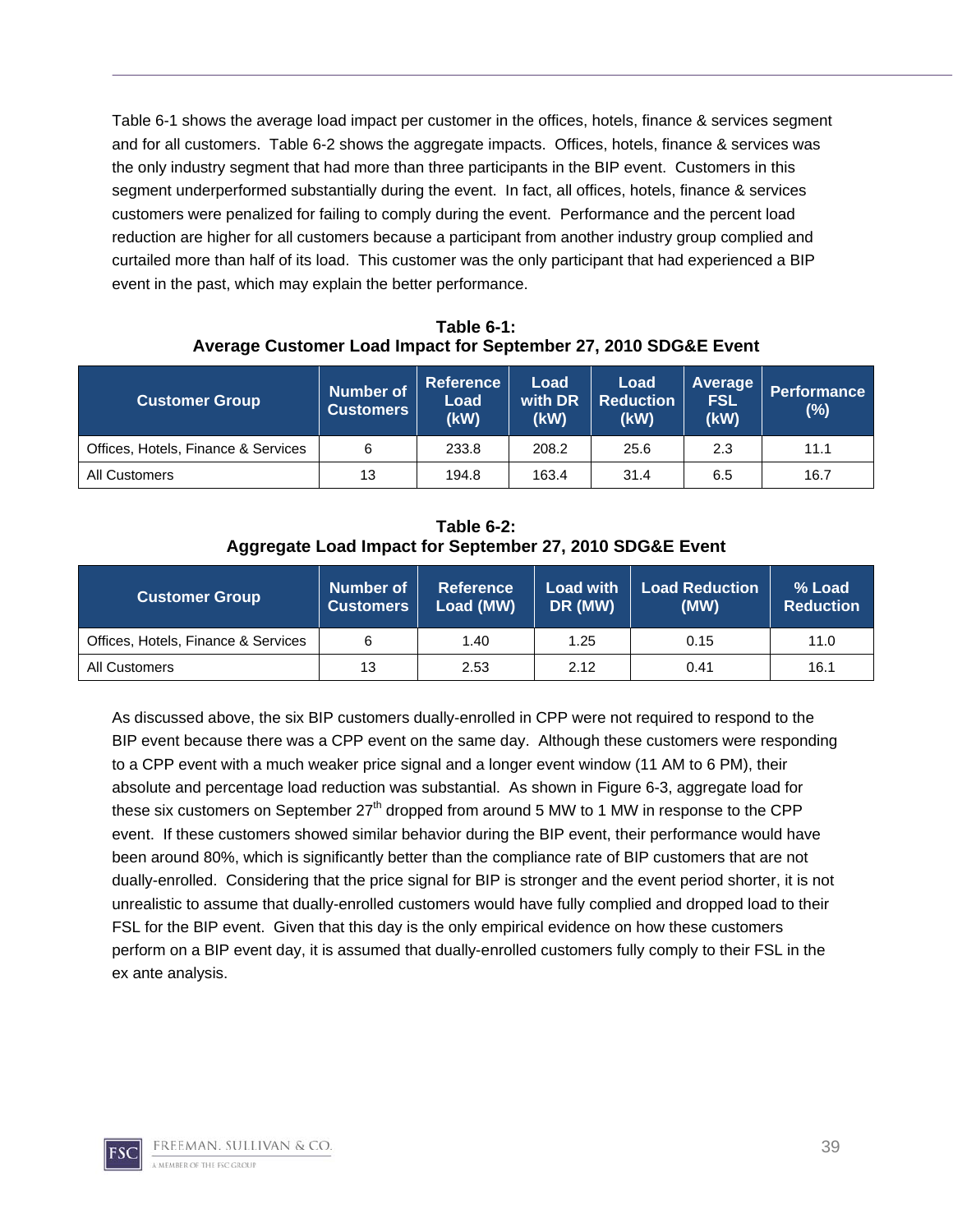Table 6-1 shows the average load impact per customer in the offices, hotels, finance & services segment and for all customers. Table 6-2 shows the aggregate impacts. Offices, hotels, finance & services was the only industry segment that had more than three participants in the BIP event. Customers in this segment underperformed substantially during the event. In fact, all offices, hotels, finance & services customers were penalized for failing to comply during the event. Performance and the percent load reduction are higher for all customers because a participant from another industry group complied and curtailed more than half of its load. This customer was the only participant that had experienced a BIP event in the past, which may explain the better performance.

**Table 6-1:**
**Average Customer Load Impact for September 27, 2010 SDG&E Event**

| Customer Group | Number of Customers | Reference Load (kW) | Load with DR (kW) | Load Reduction (kW) | Average FSL (kW) | Performance (%) |
|---|---|---|---|---|---|---|
| Offices, Hotels, Finance & Services | 6 | 233.8 | 208.2 | 25.6 | 2.3 | 11.1 |
| All Customers | 13 | 194.8 | 163.4 | 31.4 | 6.5 | 16.7 |

**Table 6-2:**
**Aggregate Load Impact for September 27, 2010 SDG&E Event**

| Customer Group | Number of Customers | Reference Load (MW) | Load with DR (MW) | Load Reduction (MW) | % Load Reduction |
|---|---|---|---|---|---|
| Offices, Hotels, Finance & Services | 6 | 1.40 | 1.25 | 0.15 | 11.0 |
| All Customers | 13 | 2.53 | 2.12 | 0.41 | 16.1 |

As discussed above, the six BIP customers dually-enrolled in CPP were not required to respond to the BIP event because there was a CPP event on the same day. Although these customers were responding to a CPP event with a much weaker price signal and a longer event window (11 AM to 6 PM), their absolute and percentage load reduction was substantial. As shown in Figure 6-3, aggregate load for these six customers on September 27th dropped from around 5 MW to 1 MW in response to the CPP event. If these customers showed similar behavior during the BIP event, their performance would have been around 80%, which is significantly better than the compliance rate of BIP customers that are not dually-enrolled. Considering that the price signal for BIP is stronger and the event period shorter, it is not unrealistic to assume that dually-enrolled customers would have fully complied and dropped load to their FSL for the BIP event. Given that this day is the only empirical evidence on how these customers perform on a BIP event day, it is assumed that dually-enrolled customers fully comply to their FSL in the ex ante analysis.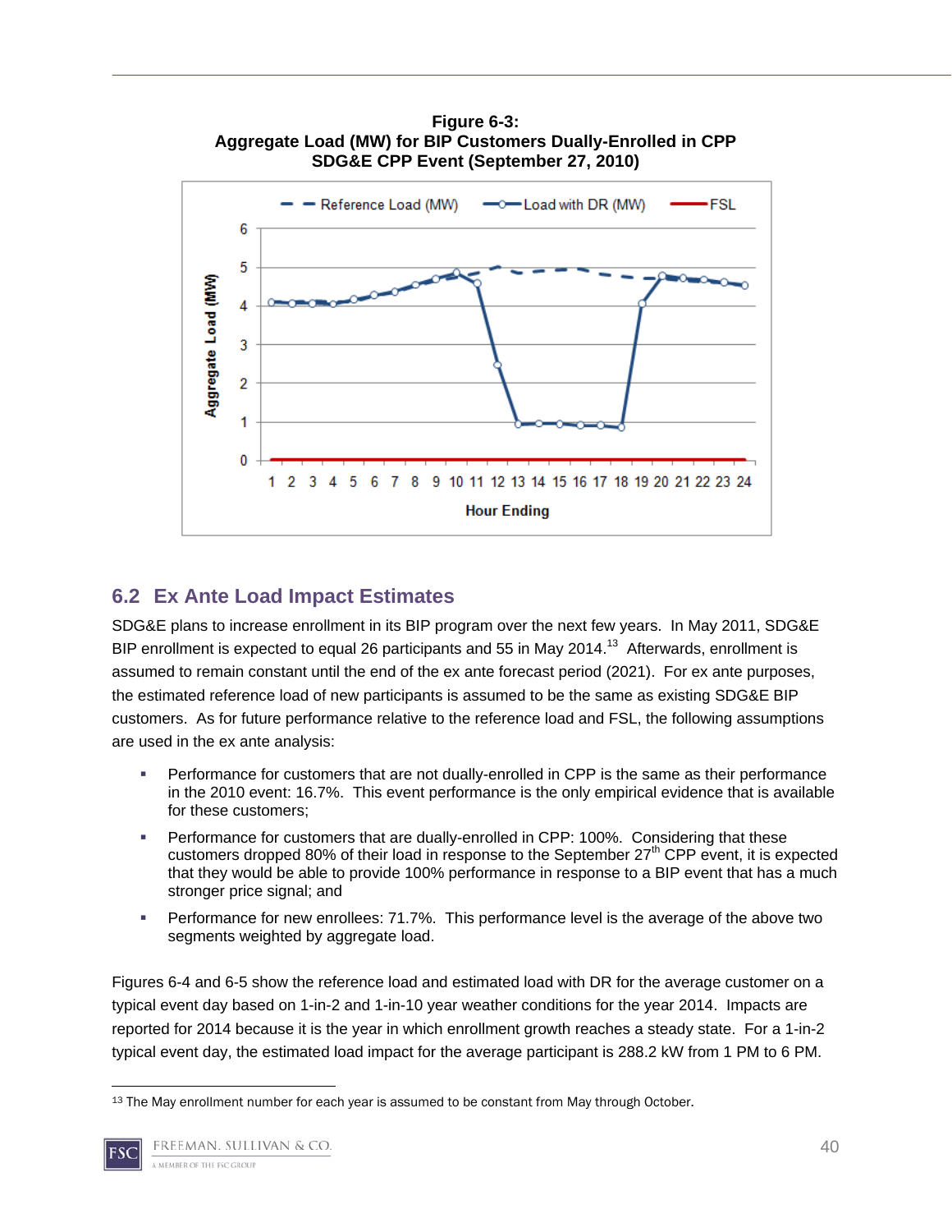**Figure 6-3:**
**Aggregate Load (MW) for BIP Customers Dually-Enrolled in CPP**
**SDG&E CPP Event (September 27, 2010)**

## 6.2 Ex Ante Load Impact Estimates

SDG&E plans to increase enrollment in its BIP program over the next few years. In May 2011, SDG&E BIP enrollment is expected to equal 26 participants and 55 in May 2014.[13] Afterwards, enrollment is assumed to remain constant until the end of the ex ante forecast period (2021). For ex ante purposes, the estimated reference load of new participants is assumed to be the same as existing SDG&E BIP customers. As for future performance relative to the reference load and FSL, the following assumptions are used in the ex ante analysis:

- Performance for customers that are not dually-enrolled in CPP is the same as their performance in the 2010 event: 16.7%. This event performance is the only empirical evidence that is available for these customers;
- Performance for customers that are dually-enrolled in CPP: 100%. Considering that these customers dropped 80% of their load in response to the September 27th CPP event, it is expected that they would be able to provide 100% performance in response to a BIP event that has a much stronger price signal; and
- Performance for new enrollees: 71.7%. This performance level is the average of the above two segments weighted by aggregate load.

Figures 6-4 and 6-5 show the reference load and estimated load with DR for the average customer on a typical event day based on 1-in-2 and 1-in-10 year weather conditions for the year 2014. Impacts are reported for 2014 because it is the year in which enrollment growth reaches a steady state. For a 1-in-2 typical event day, the estimated load impact for the average participant is 288.2 kW from 1 PM to 6 PM.

---

[13] The May enrollment number for each year is assumed to be constant from May through October.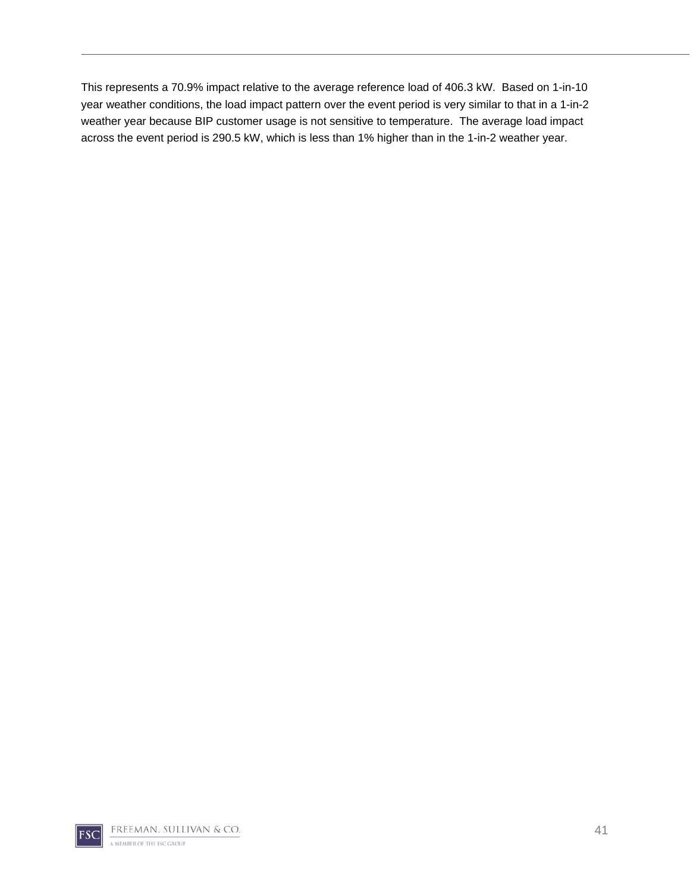This represents a 70.9% impact relative to the average reference load of 406.3 kW. Based on 1-in-10 year weather conditions, the load impact pattern over the event period is very similar to that in a 1-in-2 weather year because BIP customer usage is not sensitive to temperature. The average load impact across the event period is 290.5 kW, which is less than 1% higher than in the 1-in-2 weather year.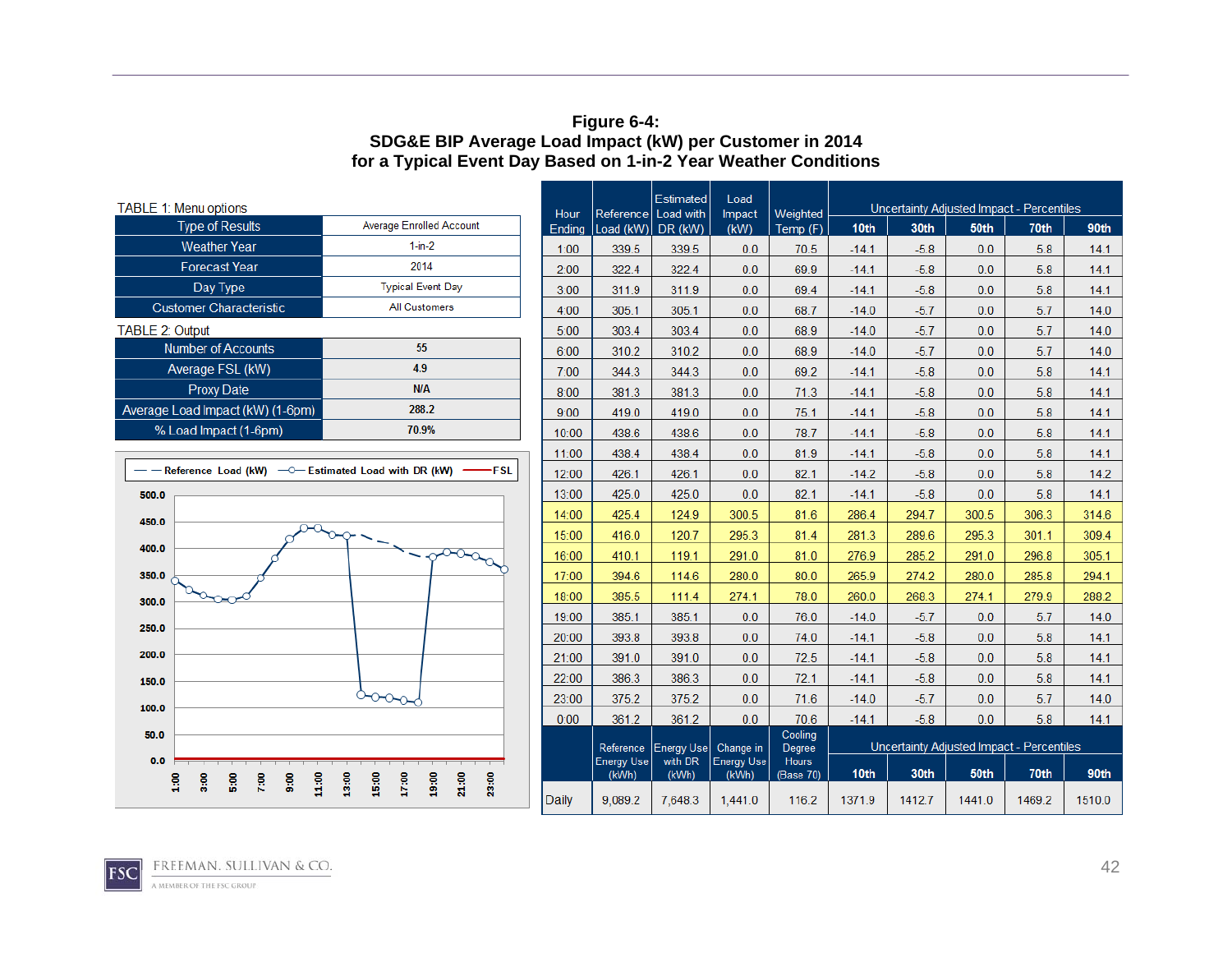**Figure 6-4:**
**SDG&E BIP Average Load Impact (kW) per Customer in 2014**
**for a Typical Event Day Based on 1-in-2 Year Weather Conditions**

TABLE 1: Menu options

| | |
|---|---|
| Type of Results | Average Enrolled Account |
| Weather Year | 1-in-2 |
| Forecast Year | 2014 |
| Day Type | Typical Event Day |
| Customer Characteristic | All Customers |

TABLE 2: Output

| | |
|---|---|
| Number of Accounts | 55 |
| Average FSL (kW) | 4.9 |
| Proxy Date | N/A |
| Average Load Impact (kW) (1-6pm) | 288.2 |
| % Load Impact (1-6pm) | 70.9% |

| Hour Ending | Reference Load (kW) | Estimated Load with DR (kW) | Load Impact (kW) | Weighted Temp (F) | Uncertainty Adjusted Impact - Percentiles 10th | 30th | 50th | 70th | 90th |
|---|---|---|---|---|---|---|---|---|---|
| 1:00 | 339.5 | 339.5 | 0.0 | 70.5 | -14.1 | -5.8 | 0.0 | 5.8 | 14.1 |
| 2:00 | 322.4 | 322.4 | 0.0 | 69.9 | -14.1 | -5.8 | 0.0 | 5.8 | 14.1 |
| 3:00 | 311.9 | 311.9 | 0.0 | 69.4 | -14.1 | -5.8 | 0.0 | 5.8 | 14.1 |
| 4:00 | 305.1 | 305.1 | 0.0 | 68.7 | -14.0 | -5.7 | 0.0 | 5.7 | 14.0 |
| 5:00 | 303.4 | 303.4 | 0.0 | 68.9 | -14.0 | -5.7 | 0.0 | 5.7 | 14.0 |
| 6:00 | 310.2 | 310.2 | 0.0 | 68.9 | -14.0 | -5.7 | 0.0 | 5.7 | 14.0 |
| 7:00 | 344.3 | 344.3 | 0.0 | 69.2 | -14.1 | -5.8 | 0.0 | 5.8 | 14.1 |
| 8:00 | 381.3 | 381.3 | 0.0 | 71.3 | -14.1 | -5.8 | 0.0 | 5.8 | 14.1 |
| 9:00 | 419.0 | 419.0 | 0.0 | 75.1 | -14.1 | -5.8 | 0.0 | 5.8 | 14.1 |
| 10:00 | 438.6 | 438.6 | 0.0 | 78.7 | -14.1 | -5.8 | 0.0 | 5.8 | 14.1 |
| 11:00 | 438.4 | 438.4 | 0.0 | 81.9 | -14.1 | -5.8 | 0.0 | 5.8 | 14.1 |
| 12:00 | 426.1 | 426.1 | 0.0 | 82.1 | -14.2 | -5.8 | 0.0 | 5.8 | 14.2 |
| 13:00 | 425.0 | 425.0 | 0.0 | 82.1 | -14.1 | -5.8 | 0.0 | 5.8 | 14.1 |
| 14:00 | 425.4 | 124.9 | 300.5 | 81.6 | 286.4 | 294.7 | 300.5 | 306.3 | 314.6 |
| 15:00 | 416.0 | 120.7 | 295.3 | 81.4 | 281.3 | 289.6 | 295.3 | 301.1 | 309.4 |
| 16:00 | 410.1 | 119.1 | 291.0 | 81.0 | 276.9 | 285.2 | 291.0 | 296.8 | 305.1 |
| 17:00 | 394.6 | 114.6 | 280.0 | 80.0 | 265.9 | 274.2 | 280.0 | 285.8 | 294.1 |
| 18:00 | 385.5 | 111.4 | 274.1 | 78.0 | 260.0 | 268.3 | 274.1 | 279.9 | 288.2 |
| 19:00 | 385.1 | 385.1 | 0.0 | 76.0 | -14.0 | -5.7 | 0.0 | 5.7 | 14.0 |
| 20:00 | 393.8 | 393.8 | 0.0 | 74.0 | -14.1 | -5.8 | 0.0 | 5.8 | 14.1 |
| 21:00 | 391.0 | 391.0 | 0.0 | 72.5 | -14.1 | -5.8 | 0.0 | 5.8 | 14.1 |
| 22:00 | 386.3 | 386.3 | 0.0 | 72.1 | -14.1 | -5.8 | 0.0 | 5.8 | 14.1 |
| 23:00 | 375.2 | 375.2 | 0.0 | 71.6 | -14.0 | -5.7 | 0.0 | 5.7 | 14.0 |
| 0:00 | 361.2 | 361.2 | 0.0 | 70.6 | -14.1 | -5.8 | 0.0 | 5.8 | 14.1 |
| | Reference Energy Use (kWh) | Energy Use with DR (kWh) | Change in Energy Use (kWh) | Cooling Degree Hours (Base 70) | Uncertainty Adjusted Impact - Percentiles 10th | 30th | 50th | 70th | 90th |
| Daily | 9,089.2 | 7,648.3 | 1,441.0 | 116.2 | 1371.9 | 1412.7 | 1441.0 | 1469.2 | 1510.0 |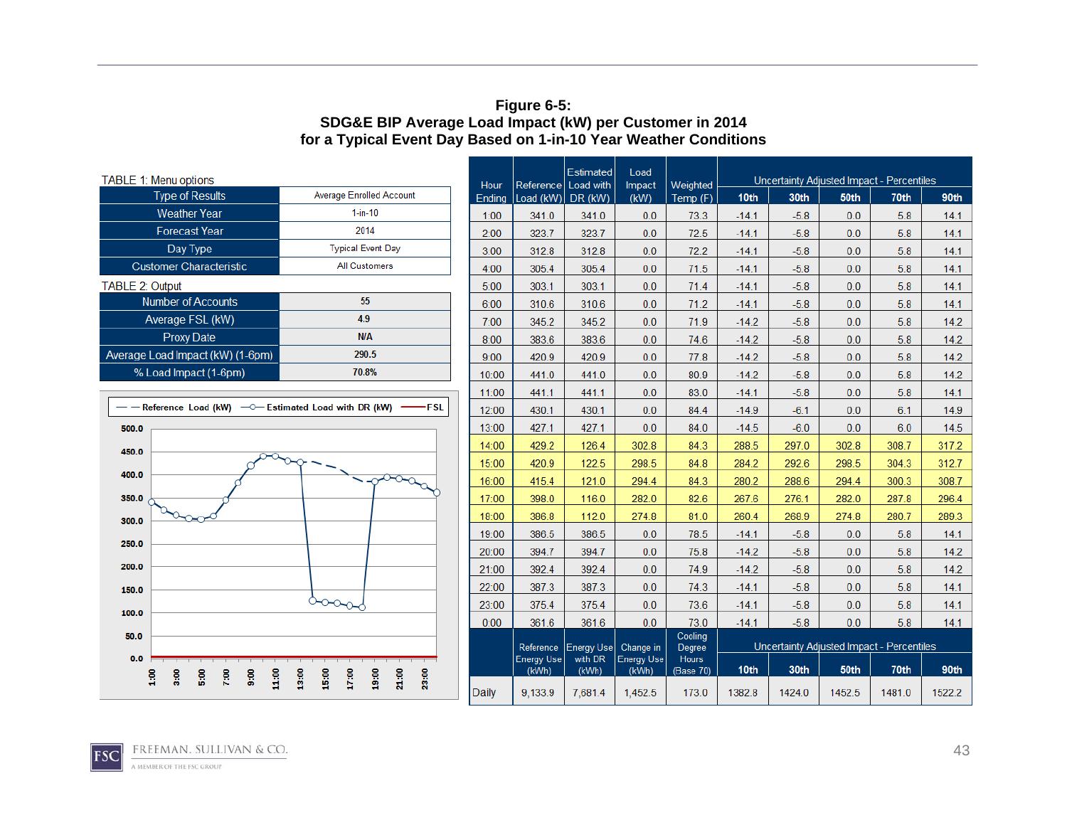**Figure 6-5:**
**SDG&E BIP Average Load Impact (kW) per Customer in 2014**
**for a Typical Event Day Based on 1-in-10 Year Weather Conditions**

TABLE 1: Menu options

| | |
|---|---|
| Type of Results | Average Enrolled Account |
| Weather Year | 1-in-10 |
| Forecast Year | 2014 |
| Day Type | Typical Event Day |
| Customer Characteristic | All Customers |

TABLE 2: Output

| | |
|---|---|
| Number of Accounts | 55 |
| Average FSL (kW) | 4.9 |
| Proxy Date | N/A |
| Average Load Impact (kW) (1-6pm) | 290.5 |
| % Load Impact (1-6pm) | 70.8% |

| Hour Ending | Reference Load (kW) | Estimated Load with DR (kW) | Load Impact (kW) | Weighted Temp (F) | Uncertainty Adjusted Impact - Percentiles 10th | 30th | 50th | 70th | 90th |
|---|---|---|---|---|---|---|---|---|---|
| 1:00 | 341.0 | 341.0 | 0.0 | 73.3 | -14.1 | -5.8 | 0.0 | 5.8 | 14.1 |
| 2:00 | 323.7 | 323.7 | 0.0 | 72.5 | -14.1 | -5.8 | 0.0 | 5.8 | 14.1 |
| 3:00 | 312.8 | 312.8 | 0.0 | 72.2 | -14.1 | -5.8 | 0.0 | 5.8 | 14.1 |
| 4:00 | 305.4 | 305.4 | 0.0 | 71.5 | -14.1 | -5.8 | 0.0 | 5.8 | 14.1 |
| 5:00 | 303.1 | 303.1 | 0.0 | 71.4 | -14.1 | -5.8 | 0.0 | 5.8 | 14.1 |
| 6:00 | 310.6 | 310.6 | 0.0 | 71.2 | -14.1 | -5.8 | 0.0 | 5.8 | 14.1 |
| 7:00 | 345.2 | 345.2 | 0.0 | 71.9 | -14.2 | -5.8 | 0.0 | 5.8 | 14.2 |
| 8:00 | 383.6 | 383.6 | 0.0 | 74.6 | -14.2 | -5.8 | 0.0 | 5.8 | 14.2 |
| 9:00 | 420.9 | 420.9 | 0.0 | 77.8 | -14.2 | -5.8 | 0.0 | 5.8 | 14.2 |
| 10:00 | 441.0 | 441.0 | 0.0 | 80.9 | -14.2 | -5.8 | 0.0 | 5.8 | 14.2 |
| 11:00 | 441.1 | 441.1 | 0.0 | 83.0 | -14.1 | -5.8 | 0.0 | 5.8 | 14.1 |
| 12:00 | 430.1 | 430.1 | 0.0 | 84.4 | -14.9 | -6.1 | 0.0 | 6.1 | 14.9 |
| 13:00 | 427.1 | 427.1 | 0.0 | 84.0 | -14.5 | -6.0 | 0.0 | 6.0 | 14.5 |
| 14:00 | 429.2 | 126.4 | 302.8 | 84.3 | 288.5 | 297.0 | 302.8 | 308.7 | 317.2 |
| 15:00 | 420.9 | 122.5 | 298.5 | 84.8 | 284.2 | 292.6 | 298.5 | 304.3 | 312.7 |
| 16:00 | 415.4 | 121.0 | 294.4 | 84.3 | 280.2 | 288.6 | 294.4 | 300.3 | 308.7 |
| 17:00 | 398.0 | 116.0 | 282.0 | 82.6 | 267.6 | 276.1 | 282.0 | 287.8 | 296.4 |
| 18:00 | 386.8 | 112.0 | 274.8 | 81.0 | 260.4 | 268.9 | 274.8 | 280.7 | 289.3 |
| 19:00 | 386.5 | 386.5 | 0.0 | 78.5 | -14.1 | -5.8 | 0.0 | 5.8 | 14.1 |
| 20:00 | 394.7 | 394.7 | 0.0 | 75.8 | -14.2 | -5.8 | 0.0 | 5.8 | 14.2 |
| 21:00 | 392.4 | 392.4 | 0.0 | 74.9 | -14.2 | -5.8 | 0.0 | 5.8 | 14.2 |
| 22:00 | 387.3 | 387.3 | 0.0 | 74.3 | -14.1 | -5.8 | 0.0 | 5.8 | 14.1 |
| 23:00 | 375.4 | 375.4 | 0.0 | 73.6 | -14.1 | -5.8 | 0.0 | 5.8 | 14.1 |
| 0:00 | 361.6 | 361.6 | 0.0 | 73.0 | -14.1 | -5.8 | 0.0 | 5.8 | 14.1 |

| | Reference Energy Use (kWh) | Energy Use with DR (kWh) | Change in Energy Use (kWh) | Cooling Degree Hours (Base 70) | Uncertainty Adjusted Impact - Percentiles 10th | 30th | 50th | 70th | 90th |
|---|---|---|---|---|---|---|---|---|---|
| Daily | 9,133.9 | 7,681.4 | 1,452.5 | 173.0 | 1382.8 | 1424.0 | 1452.5 | 1481.0 | 1522.2 |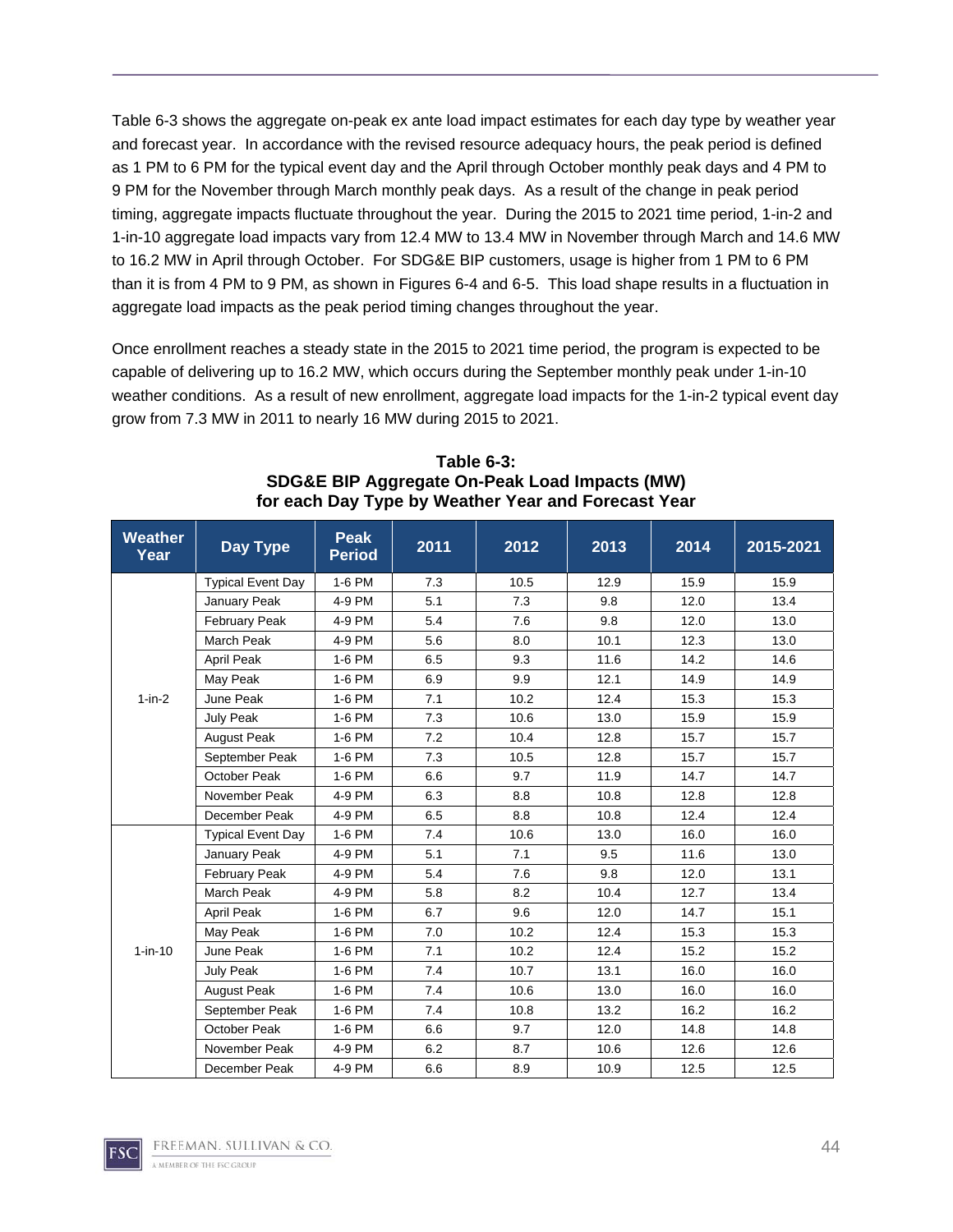Table 6-3 shows the aggregate on-peak ex ante load impact estimates for each day type by weather year and forecast year. In accordance with the revised resource adequacy hours, the peak period is defined as 1 PM to 6 PM for the typical event day and the April through October monthly peak days and 4 PM to 9 PM for the November through March monthly peak days. As a result of the change in peak period timing, aggregate impacts fluctuate throughout the year. During the 2015 to 2021 time period, 1-in-2 and 1-in-10 aggregate load impacts vary from 12.4 MW to 13.4 MW in November through March and 14.6 MW to 16.2 MW in April through October. For SDG&E BIP customers, usage is higher from 1 PM to 6 PM than it is from 4 PM to 9 PM, as shown in Figures 6-4 and 6-5. This load shape results in a fluctuation in aggregate load impacts as the peak period timing changes throughout the year.

Once enrollment reaches a steady state in the 2015 to 2021 time period, the program is expected to be capable of delivering up to 16.2 MW, which occurs during the September monthly peak under 1-in-10 weather conditions. As a result of new enrollment, aggregate load impacts for the 1-in-2 typical event day grow from 7.3 MW in 2011 to nearly 16 MW during 2015 to 2021.

**Table 6-3: SDG&E BIP Aggregate On-Peak Load Impacts (MW) for each Day Type by Weather Year and Forecast Year**

| Weather Year | Day Type | Peak Period | 2011 | 2012 | 2013 | 2014 | 2015-2021 |
|---|---|---|---|---|---|---|---|
| 1-in-2 | Typical Event Day | 1-6 PM | 7.3 | 10.5 | 12.9 | 15.9 | 15.9 |
| | January Peak | 4-9 PM | 5.1 | 7.3 | 9.8 | 12.0 | 13.4 |
| | February Peak | 4-9 PM | 5.4 | 7.6 | 9.8 | 12.0 | 13.0 |
| | March Peak | 4-9 PM | 5.6 | 8.0 | 10.1 | 12.3 | 13.0 |
| | April Peak | 1-6 PM | 6.5 | 9.3 | 11.6 | 14.2 | 14.6 |
| | May Peak | 1-6 PM | 6.9 | 9.9 | 12.1 | 14.9 | 14.9 |
| | June Peak | 1-6 PM | 7.1 | 10.2 | 12.4 | 15.3 | 15.3 |
| | July Peak | 1-6 PM | 7.3 | 10.6 | 13.0 | 15.9 | 15.9 |
| | August Peak | 1-6 PM | 7.2 | 10.4 | 12.8 | 15.7 | 15.7 |
| | September Peak | 1-6 PM | 7.3 | 10.5 | 12.8 | 15.7 | 15.7 |
| | October Peak | 1-6 PM | 6.6 | 9.7 | 11.9 | 14.7 | 14.7 |
| | November Peak | 4-9 PM | 6.3 | 8.8 | 10.8 | 12.8 | 12.8 |
| | December Peak | 4-9 PM | 6.5 | 8.8 | 10.8 | 12.4 | 12.4 |
| 1-in-10 | Typical Event Day | 1-6 PM | 7.4 | 10.6 | 13.0 | 16.0 | 16.0 |
| | January Peak | 4-9 PM | 5.1 | 7.1 | 9.5 | 11.6 | 13.0 |
| | February Peak | 4-9 PM | 5.4 | 7.6 | 9.8 | 12.0 | 13.1 |
| | March Peak | 4-9 PM | 5.8 | 8.2 | 10.4 | 12.7 | 13.4 |
| | April Peak | 1-6 PM | 6.7 | 9.6 | 12.0 | 14.7 | 15.1 |
| | May Peak | 1-6 PM | 7.0 | 10.2 | 12.4 | 15.3 | 15.3 |
| | June Peak | 1-6 PM | 7.1 | 10.2 | 12.4 | 15.2 | 15.2 |
| | July Peak | 1-6 PM | 7.4 | 10.7 | 13.1 | 16.0 | 16.0 |
| | August Peak | 1-6 PM | 7.4 | 10.6 | 13.0 | 16.0 | 16.0 |
| | September Peak | 1-6 PM | 7.4 | 10.8 | 13.2 | 16.2 | 16.2 |
| | October Peak | 1-6 PM | 6.6 | 9.7 | 12.0 | 14.8 | 14.8 |
| | November Peak | 4-9 PM | 6.2 | 8.7 | 10.6 | 12.6 | 12.6 |
| | December Peak | 4-9 PM | 6.6 | 8.9 | 10.9 | 12.5 | 12.5 |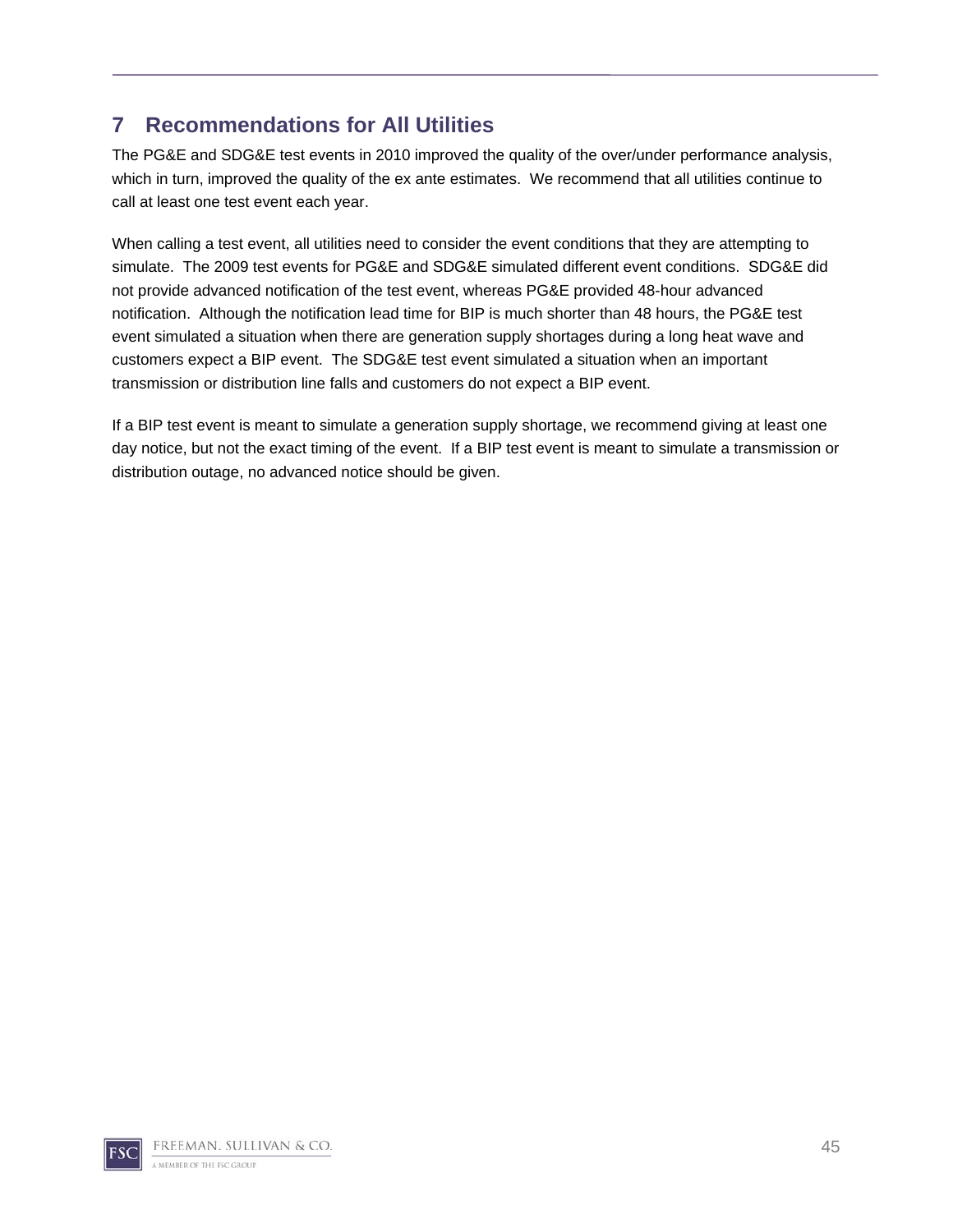# 7 Recommendations for All Utilities

The PG&E and SDG&E test events in 2010 improved the quality of the over/under performance analysis, which in turn, improved the quality of the ex ante estimates. We recommend that all utilities continue to call at least one test event each year.

When calling a test event, all utilities need to consider the event conditions that they are attempting to simulate. The 2009 test events for PG&E and SDG&E simulated different event conditions. SDG&E did not provide advanced notification of the test event, whereas PG&E provided 48-hour advanced notification. Although the notification lead time for BIP is much shorter than 48 hours, the PG&E test event simulated a situation when there are generation supply shortages during a long heat wave and customers expect a BIP event. The SDG&E test event simulated a situation when an important transmission or distribution line falls and customers do not expect a BIP event.

If a BIP test event is meant to simulate a generation supply shortage, we recommend giving at least one day notice, but not the exact timing of the event. If a BIP test event is meant to simulate a transmission or distribution outage, no advanced notice should be given.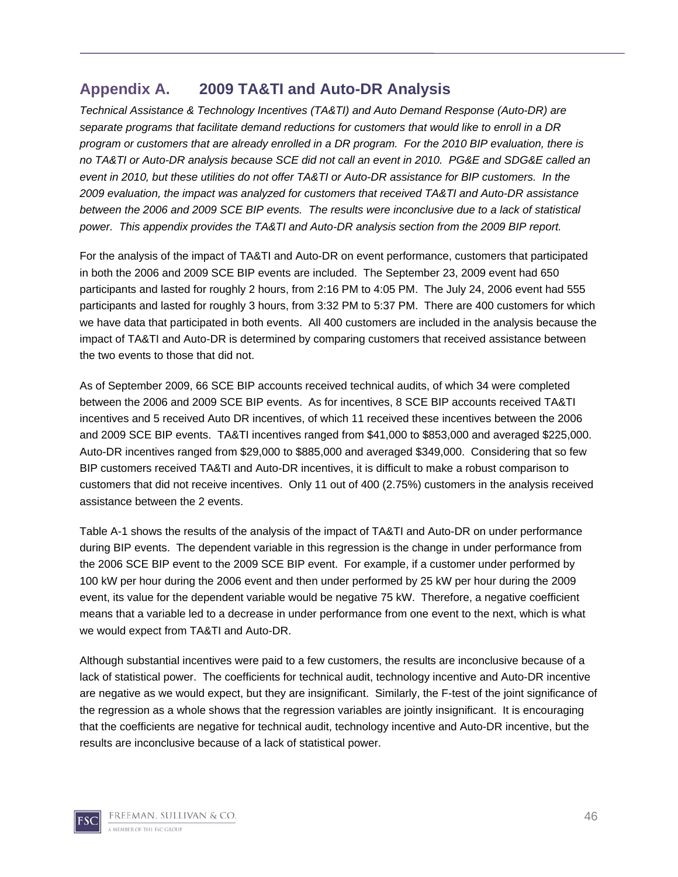# Appendix A. 2009 TA&TI and Auto-DR Analysis

*Technical Assistance & Technology Incentives (TA&TI) and Auto Demand Response (Auto-DR) are separate programs that facilitate demand reductions for customers that would like to enroll in a DR program or customers that are already enrolled in a DR program. For the 2010 BIP evaluation, there is no TA&TI or Auto-DR analysis because SCE did not call an event in 2010. PG&E and SDG&E called an event in 2010, but these utilities do not offer TA&TI or Auto-DR assistance for BIP customers. In the 2009 evaluation, the impact was analyzed for customers that received TA&TI and Auto-DR assistance between the 2006 and 2009 SCE BIP events. The results were inconclusive due to a lack of statistical power. This appendix provides the TA&TI and Auto-DR analysis section from the 2009 BIP report.*

For the analysis of the impact of TA&TI and Auto-DR on event performance, customers that participated in both the 2006 and 2009 SCE BIP events are included. The September 23, 2009 event had 650 participants and lasted for roughly 2 hours, from 2:16 PM to 4:05 PM. The July 24, 2006 event had 555 participants and lasted for roughly 3 hours, from 3:32 PM to 5:37 PM. There are 400 customers for which we have data that participated in both events. All 400 customers are included in the analysis because the impact of TA&TI and Auto-DR is determined by comparing customers that received assistance between the two events to those that did not.

As of September 2009, 66 SCE BIP accounts received technical audits, of which 34 were completed between the 2006 and 2009 SCE BIP events. As for incentives, 8 SCE BIP accounts received TA&TI incentives and 5 received Auto DR incentives, of which 11 received these incentives between the 2006 and 2009 SCE BIP events. TA&TI incentives ranged from $41,000 to $853,000 and averaged $225,000. Auto-DR incentives ranged from $29,000 to $885,000 and averaged $349,000. Considering that so few BIP customers received TA&TI and Auto-DR incentives, it is difficult to make a robust comparison to customers that did not receive incentives. Only 11 out of 400 (2.75%) customers in the analysis received assistance between the 2 events.

Table A-1 shows the results of the analysis of the impact of TA&TI and Auto-DR on under performance during BIP events. The dependent variable in this regression is the change in under performance from the 2006 SCE BIP event to the 2009 SCE BIP event. For example, if a customer under performed by 100 kW per hour during the 2006 event and then under performed by 25 kW per hour during the 2009 event, its value for the dependent variable would be negative 75 kW. Therefore, a negative coefficient means that a variable led to a decrease in under performance from one event to the next, which is what we would expect from TA&TI and Auto-DR.

Although substantial incentives were paid to a few customers, the results are inconclusive because of a lack of statistical power. The coefficients for technical audit, technology incentive and Auto-DR incentive are negative as we would expect, but they are insignificant. Similarly, the F-test of the joint significance of the regression as a whole shows that the regression variables are jointly insignificant. It is encouraging that the coefficients are negative for technical audit, technology incentive and Auto-DR incentive, but the results are inconclusive because of a lack of statistical power.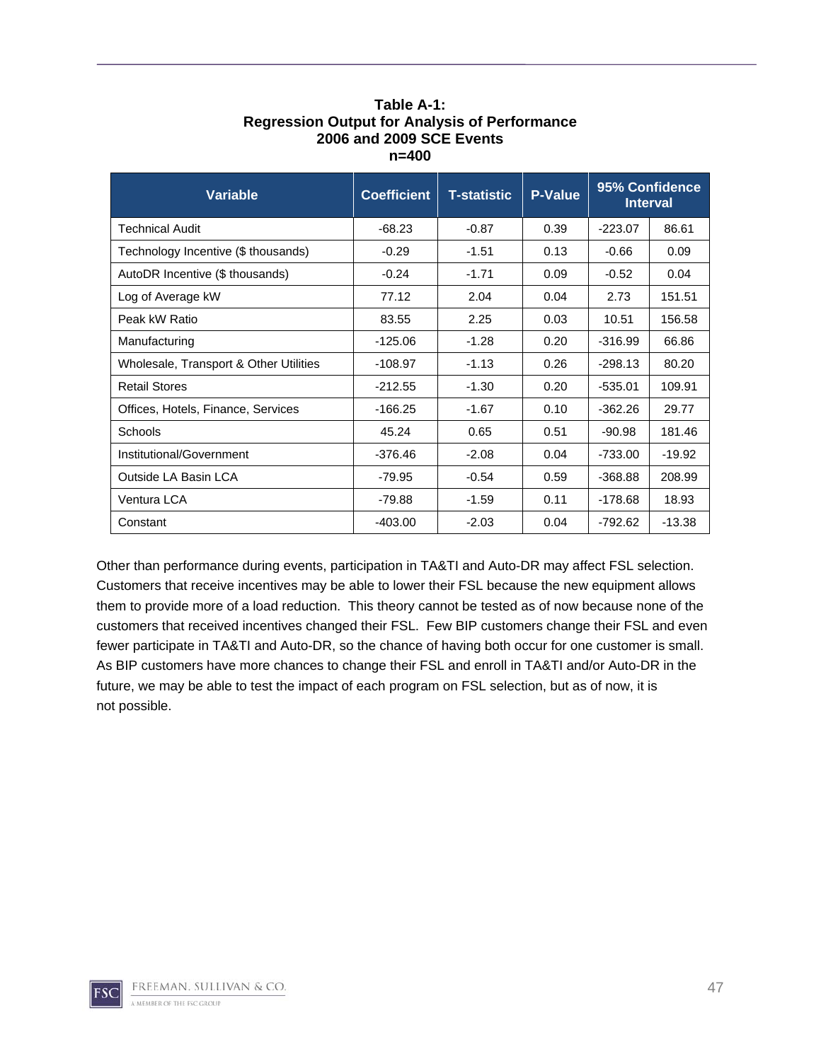**Table A-1:**
**Regression Output for Analysis of Performance**
**2006 and 2009 SCE Events**
**n=400**

| Variable | Coefficient | T-statistic | P-Value | 95% Confidence Interval | |
|---|---|---|---|---|---|
| Technical Audit | -68.23 | -0.87 | 0.39 | -223.07 | 86.61 |
| Technology Incentive ($ thousands) | -0.29 | -1.51 | 0.13 | -0.66 | 0.09 |
| AutoDR Incentive ($ thousands) | -0.24 | -1.71 | 0.09 | -0.52 | 0.04 |
| Log of Average kW | 77.12 | 2.04 | 0.04 | 2.73 | 151.51 |
| Peak kW Ratio | 83.55 | 2.25 | 0.03 | 10.51 | 156.58 |
| Manufacturing | -125.06 | -1.28 | 0.20 | -316.99 | 66.86 |
| Wholesale, Transport & Other Utilities | -108.97 | -1.13 | 0.26 | -298.13 | 80.20 |
| Retail Stores | -212.55 | -1.30 | 0.20 | -535.01 | 109.91 |
| Offices, Hotels, Finance, Services | -166.25 | -1.67 | 0.10 | -362.26 | 29.77 |
| Schools | 45.24 | 0.65 | 0.51 | -90.98 | 181.46 |
| Institutional/Government | -376.46 | -2.08 | 0.04 | -733.00 | -19.92 |
| Outside LA Basin LCA | -79.95 | -0.54 | 0.59 | -368.88 | 208.99 |
| Ventura LCA | -79.88 | -1.59 | 0.11 | -178.68 | 18.93 |
| Constant | -403.00 | -2.03 | 0.04 | -792.62 | -13.38 |

Other than performance during events, participation in TA&TI and Auto-DR may affect FSL selection. Customers that receive incentives may be able to lower their FSL because the new equipment allows them to provide more of a load reduction. This theory cannot be tested as of now because none of the customers that received incentives changed their FSL. Few BIP customers change their FSL and even fewer participate in TA&TI and Auto-DR, so the chance of having both occur for one customer is small. As BIP customers have more chances to change their FSL and enroll in TA&TI and/or Auto-DR in the future, we may be able to test the impact of each program on FSL selection, but as of now, it is not possible.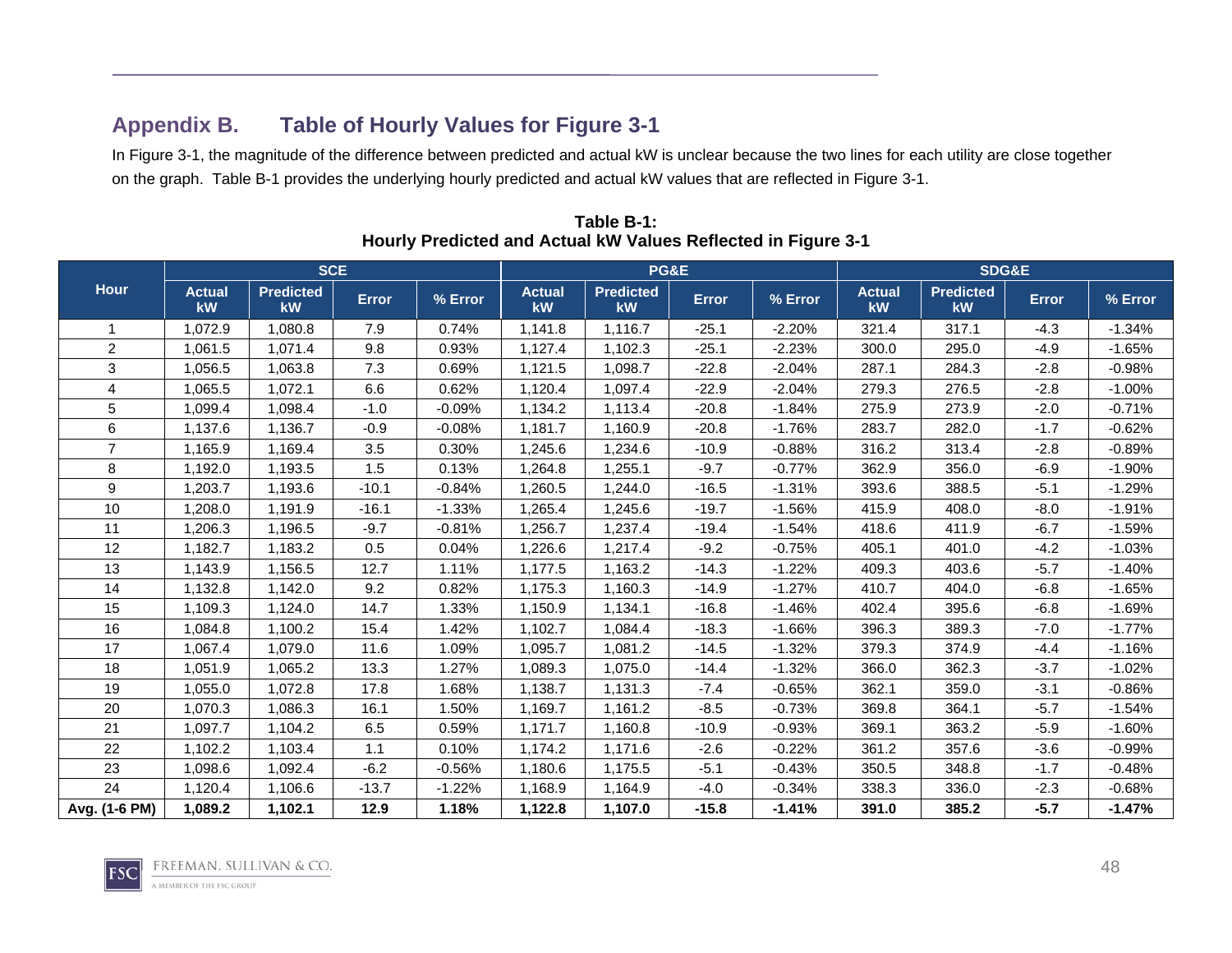## Appendix B. Table of Hourly Values for Figure 3-1

In Figure 3-1, the magnitude of the difference between predicted and actual kW is unclear because the two lines for each utility are close together on the graph. Table B-1 provides the underlying hourly predicted and actual kW values that are reflected in Figure 3-1.

**Table B-1: Hourly Predicted and Actual kW Values Reflected in Figure 3-1**

| Hour | SCE | | | | PG&E | | | | SDG&E | | | |
|---|---|---|---|---|---|---|---|---|---|---|---|---|
| | Actual kW | Predicted kW | Error | % Error | Actual kW | Predicted kW | Error | % Error | Actual kW | Predicted kW | Error | % Error |
| 1 | 1,072.9 | 1,080.8 | 7.9 | 0.74% | 1,141.8 | 1,116.7 | -25.1 | -2.20% | 321.4 | 317.1 | -4.3 | -1.34% |
| 2 | 1,061.5 | 1,071.4 | 9.8 | 0.93% | 1,127.4 | 1,102.3 | -25.1 | -2.23% | 300.0 | 295.0 | -4.9 | -1.65% |
| 3 | 1,056.5 | 1,063.8 | 7.3 | 0.69% | 1,121.5 | 1,098.7 | -22.8 | -2.04% | 287.1 | 284.3 | -2.8 | -0.98% |
| 4 | 1,065.5 | 1,072.1 | 6.6 | 0.62% | 1,120.4 | 1,097.4 | -22.9 | -2.04% | 279.3 | 276.5 | -2.8 | -1.00% |
| 5 | 1,099.4 | 1,098.4 | -1.0 | -0.09% | 1,134.2 | 1,113.4 | -20.8 | -1.84% | 275.9 | 273.9 | -2.0 | -0.71% |
| 6 | 1,137.6 | 1,136.7 | -0.9 | -0.08% | 1,181.7 | 1,160.9 | -20.8 | -1.76% | 283.7 | 282.0 | -1.7 | -0.62% |
| 7 | 1,165.9 | 1,169.4 | 3.5 | 0.30% | 1,245.6 | 1,234.6 | -10.9 | -0.88% | 316.2 | 313.4 | -2.8 | -0.89% |
| 8 | 1,192.0 | 1,193.5 | 1.5 | 0.13% | 1,264.8 | 1,255.1 | -9.7 | -0.77% | 362.9 | 356.0 | -6.9 | -1.90% |
| 9 | 1,203.7 | 1,193.6 | -10.1 | -0.84% | 1,260.5 | 1,244.0 | -16.5 | -1.31% | 393.6 | 388.5 | -5.1 | -1.29% |
| 10 | 1,208.0 | 1,191.9 | -16.1 | -1.33% | 1,265.4 | 1,245.6 | -19.7 | -1.56% | 415.9 | 408.0 | -8.0 | -1.91% |
| 11 | 1,206.3 | 1,196.5 | -9.7 | -0.81% | 1,256.7 | 1,237.4 | -19.4 | -1.54% | 418.6 | 411.9 | -6.7 | -1.59% |
| 12 | 1,182.7 | 1,183.2 | 0.5 | 0.04% | 1,226.6 | 1,217.4 | -9.2 | -0.75% | 405.1 | 401.0 | -4.2 | -1.03% |
| 13 | 1,143.9 | 1,156.5 | 12.7 | 1.11% | 1,177.5 | 1,163.2 | -14.3 | -1.22% | 409.3 | 403.6 | -5.7 | -1.40% |
| 14 | 1,132.8 | 1,142.0 | 9.2 | 0.82% | 1,175.3 | 1,160.3 | -14.9 | -1.27% | 410.7 | 404.0 | -6.8 | -1.65% |
| 15 | 1,109.3 | 1,124.0 | 14.7 | 1.33% | 1,150.9 | 1,134.1 | -16.8 | -1.46% | 402.4 | 395.6 | -6.8 | -1.69% |
| 16 | 1,084.8 | 1,100.2 | 15.4 | 1.42% | 1,102.7 | 1,084.4 | -18.3 | -1.66% | 396.3 | 389.3 | -7.0 | -1.77% |
| 17 | 1,067.4 | 1,079.0 | 11.6 | 1.09% | 1,095.7 | 1,081.2 | -14.5 | -1.32% | 379.3 | 374.9 | -4.4 | -1.16% |
| 18 | 1,051.9 | 1,065.2 | 13.3 | 1.27% | 1,089.3 | 1,075.0 | -14.4 | -1.32% | 366.0 | 362.3 | -3.7 | -1.02% |
| 19 | 1,055.0 | 1,072.8 | 17.8 | 1.68% | 1,138.7 | 1,131.3 | -7.4 | -0.65% | 362.1 | 359.0 | -3.1 | -0.86% |
| 20 | 1,070.3 | 1,086.3 | 16.1 | 1.50% | 1,169.7 | 1,161.2 | -8.5 | -0.73% | 369.8 | 364.1 | -5.7 | -1.54% |
| 21 | 1,097.7 | 1,104.2 | 6.5 | 0.59% | 1,171.7 | 1,160.8 | -10.9 | -0.93% | 369.1 | 363.2 | -5.9 | -1.60% |
| 22 | 1,102.2 | 1,103.4 | 1.1 | 0.10% | 1,174.2 | 1,171.6 | -2.6 | -0.22% | 361.2 | 357.6 | -3.6 | -0.99% |
| 23 | 1,098.6 | 1,092.4 | -6.2 | -0.56% | 1,180.6 | 1,175.5 | -5.1 | -0.43% | 350.5 | 348.8 | -1.7 | -0.48% |
| 24 | 1,120.4 | 1,106.6 | -13.7 | -1.22% | 1,168.9 | 1,164.9 | -4.0 | -0.34% | 338.3 | 336.0 | -2.3 | -0.68% |
| **Avg. (1-6 PM)** | **1,089.2** | **1,102.1** | **12.9** | **1.18%** | **1,122.8** | **1,107.0** | **-15.8** | **-1.41%** | **391.0** | **385.2** | **-5.7** | **-1.47%** |